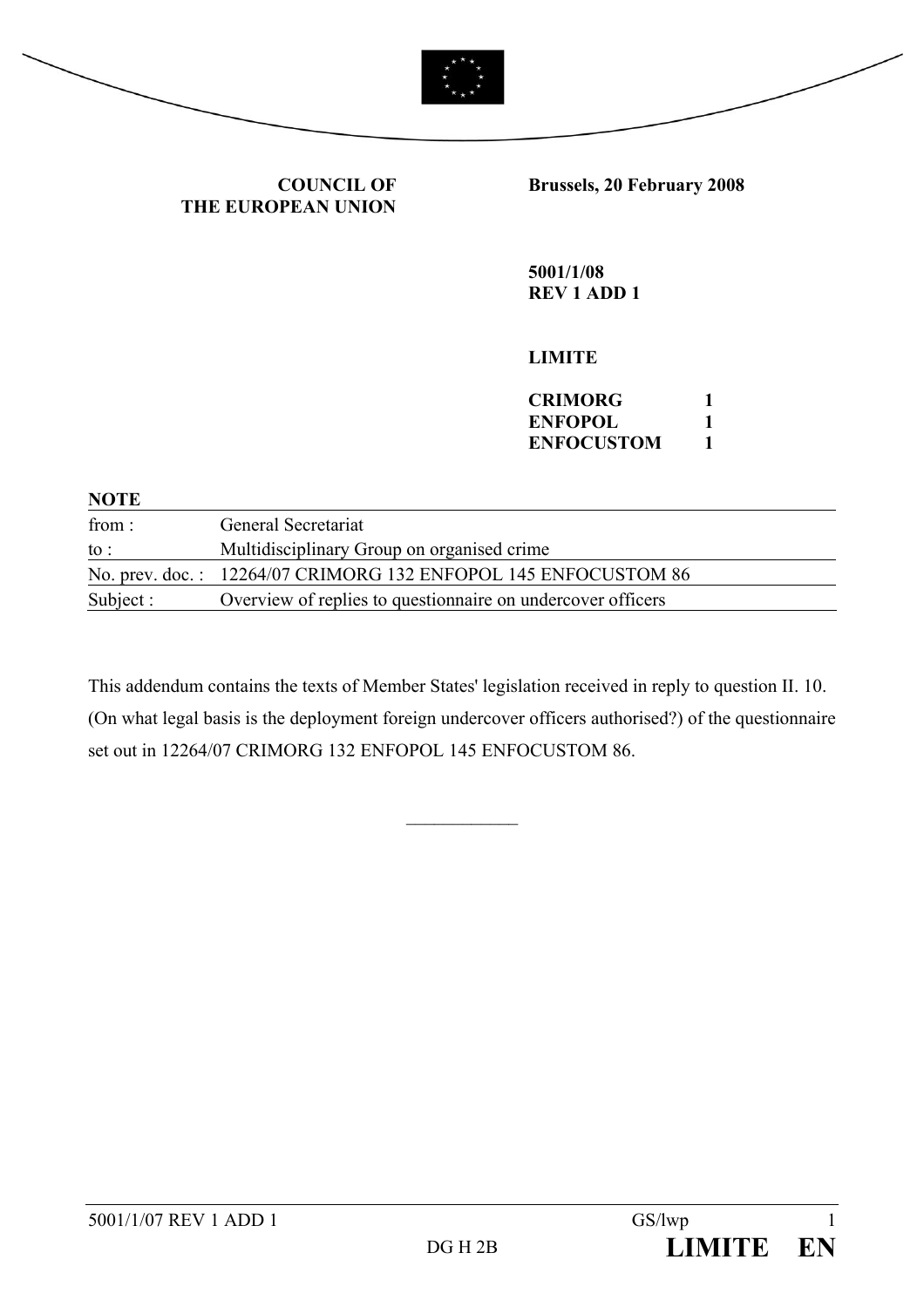**COUNCIL OF THE EUROPEAN UNION**

**Brussels, 20 February 2008**

**5001/1/08**
**REV 1 ADD 1**

**LIMITE**

| | |
|---|---|
| **CRIMORG** | **1** |
| **ENFOPOL** | **1** |
| **ENFOCUSTOM** | **1** |

**NOTE**

| | |
|---|---|
| from : | General Secretariat |
| to : | Multidisciplinary Group on organised crime |
| No. prev. doc. : | 12264/07 CRIMORG 132 ENFOPOL 145 ENFOCUSTOM 86 |
| Subject : | Overview of replies to questionnaire on undercover officers |

This addendum contains the texts of Member States' legislation received in reply to question II. 10. (On what legal basis is the deployment foreign undercover officers authorised?) of the questionnaire set out in 12264/07 CRIMORG 132 ENFOPOL 145 ENFOCUSTOM 86.

____________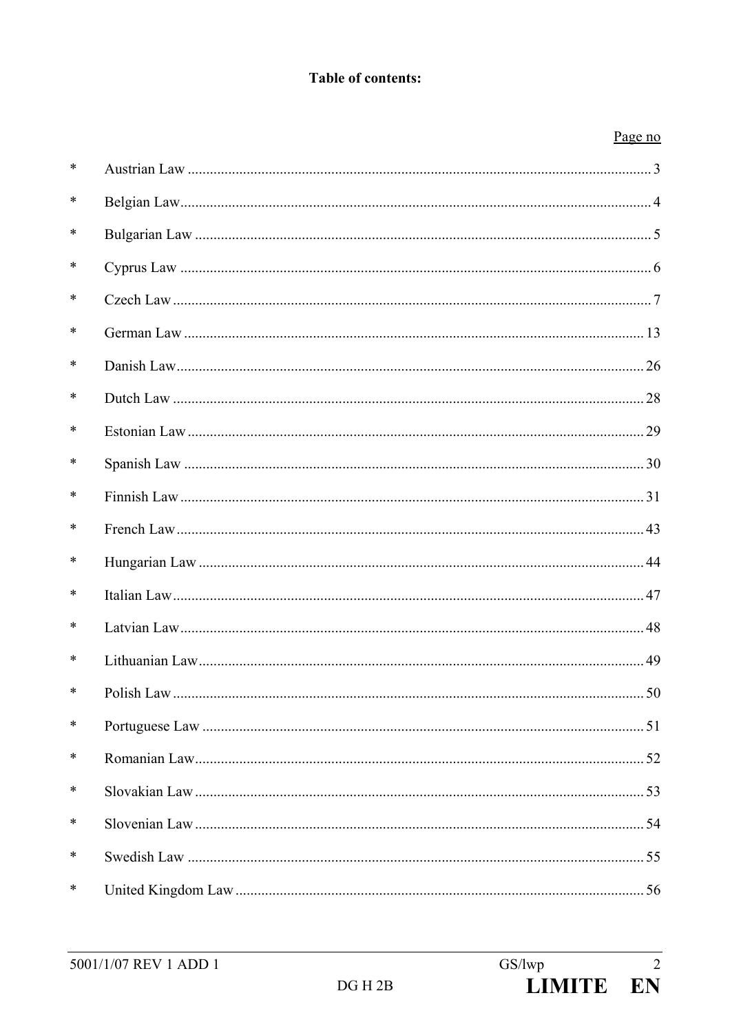**Table of contents:**

| | | Page no |
|---|---|---|
| * | Austrian Law | 3 |
| * | Belgian Law | 4 |
| * | Bulgarian Law | 5 |
| * | Cyprus Law | 6 |
| * | Czech Law | 7 |
| * | German Law | 13 |
| * | Danish Law | 26 |
| * | Dutch Law | 28 |
| * | Estonian Law | 29 |
| * | Spanish Law | 30 |
| * | Finnish Law | 31 |
| * | French Law | 43 |
| * | Hungarian Law | 44 |
| * | Italian Law | 47 |
| * | Latvian Law | 48 |
| * | Lithuanian Law | 49 |
| * | Polish Law | 50 |
| * | Portuguese Law | 51 |
| * | Romanian Law | 52 |
| * | Slovakian Law | 53 |
| * | Slovenian Law | 54 |
| * | Swedish Law | 55 |
| * | United Kingdom Law | 56 |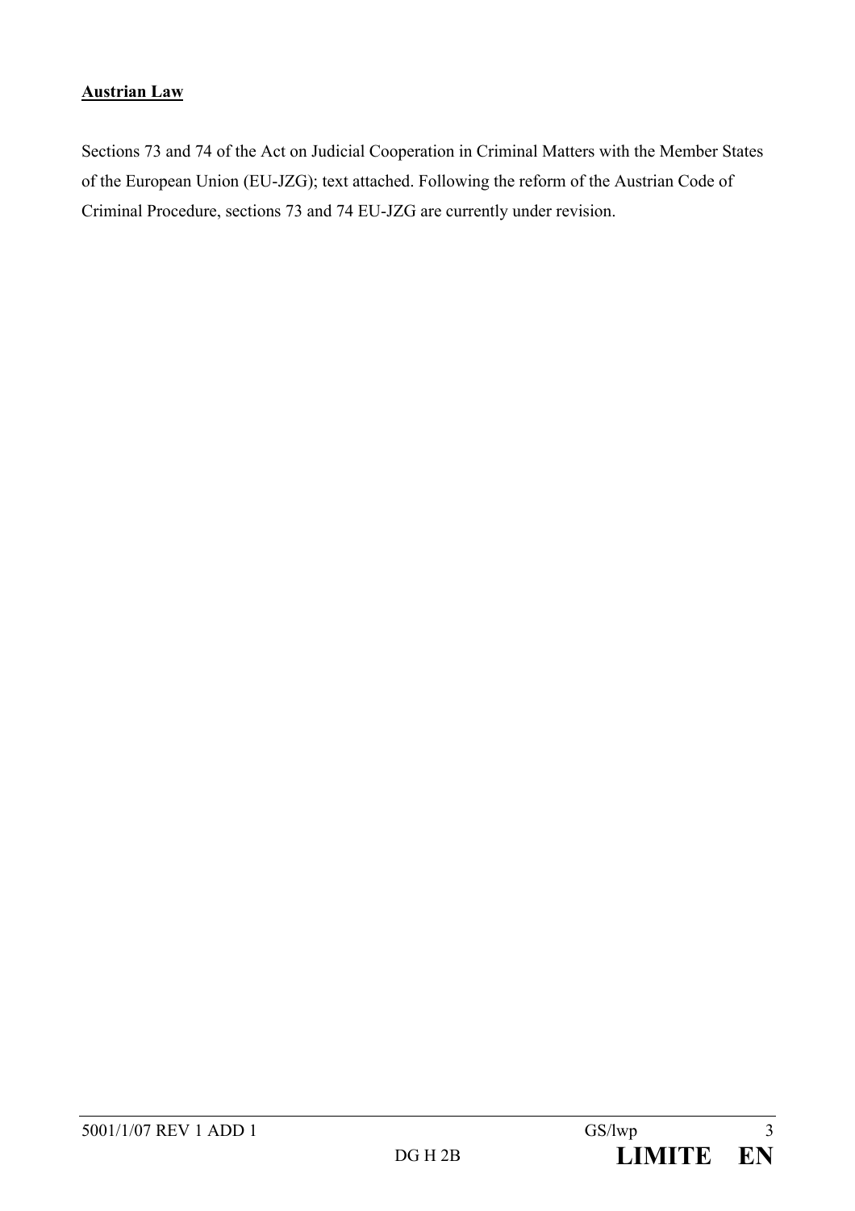**Austrian Law**

Sections 73 and 74 of the Act on Judicial Cooperation in Criminal Matters with the Member States of the European Union (EU-JZG); text attached. Following the reform of the Austrian Code of Criminal Procedure, sections 73 and 74 EU-JZG are currently under revision.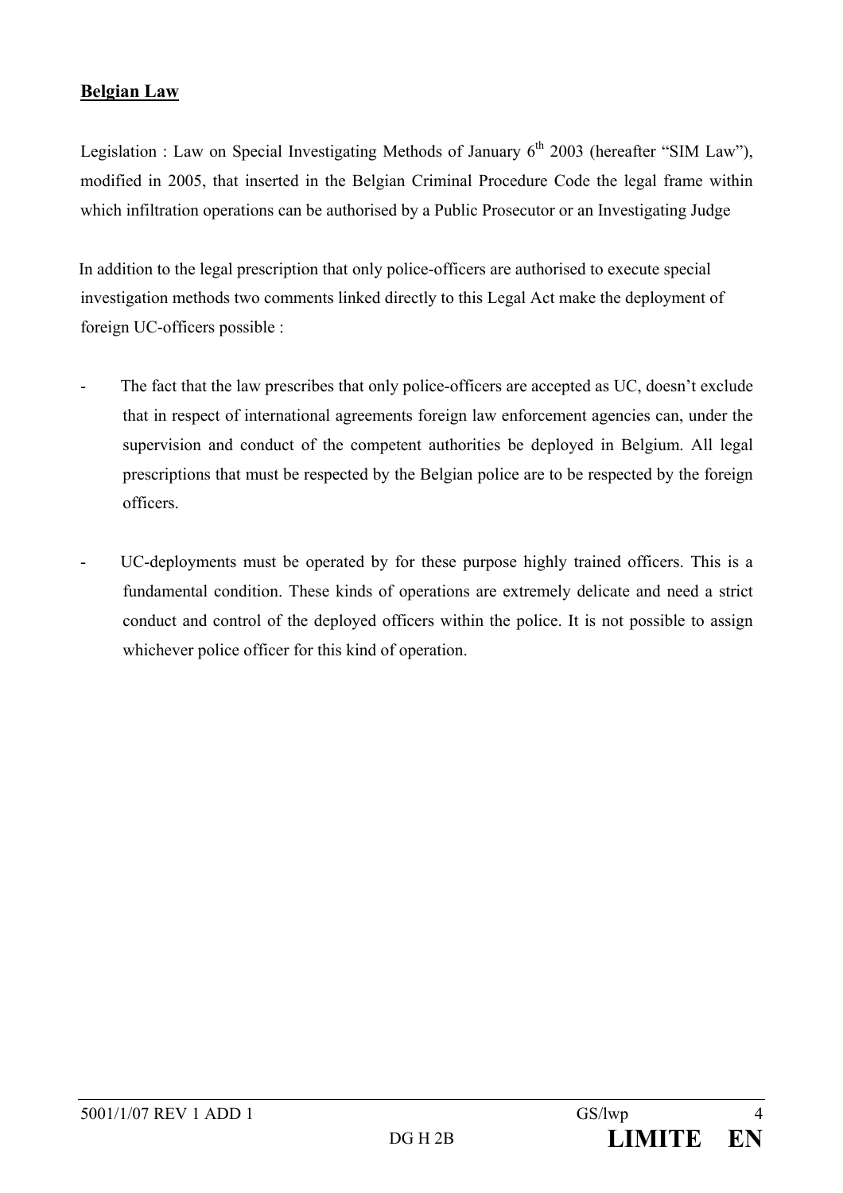**Belgian Law**

Legislation : Law on Special Investigating Methods of January 6th 2003 (hereafter "SIM Law"), modified in 2005, that inserted in the Belgian Criminal Procedure Code the legal frame within which infiltration operations can be authorised by a Public Prosecutor or an Investigating Judge

In addition to the legal prescription that only police-officers are authorised to execute special investigation methods two comments linked directly to this Legal Act make the deployment of foreign UC-officers possible :

- The fact that the law prescribes that only police-officers are accepted as UC, doesn't exclude that in respect of international agreements foreign law enforcement agencies can, under the supervision and conduct of the competent authorities be deployed in Belgium. All legal prescriptions that must be respected by the Belgian police are to be respected by the foreign officers.

- UC-deployments must be operated by for these purpose highly trained officers. This is a fundamental condition. These kinds of operations are extremely delicate and need a strict conduct and control of the deployed officers within the police. It is not possible to assign whichever police officer for this kind of operation.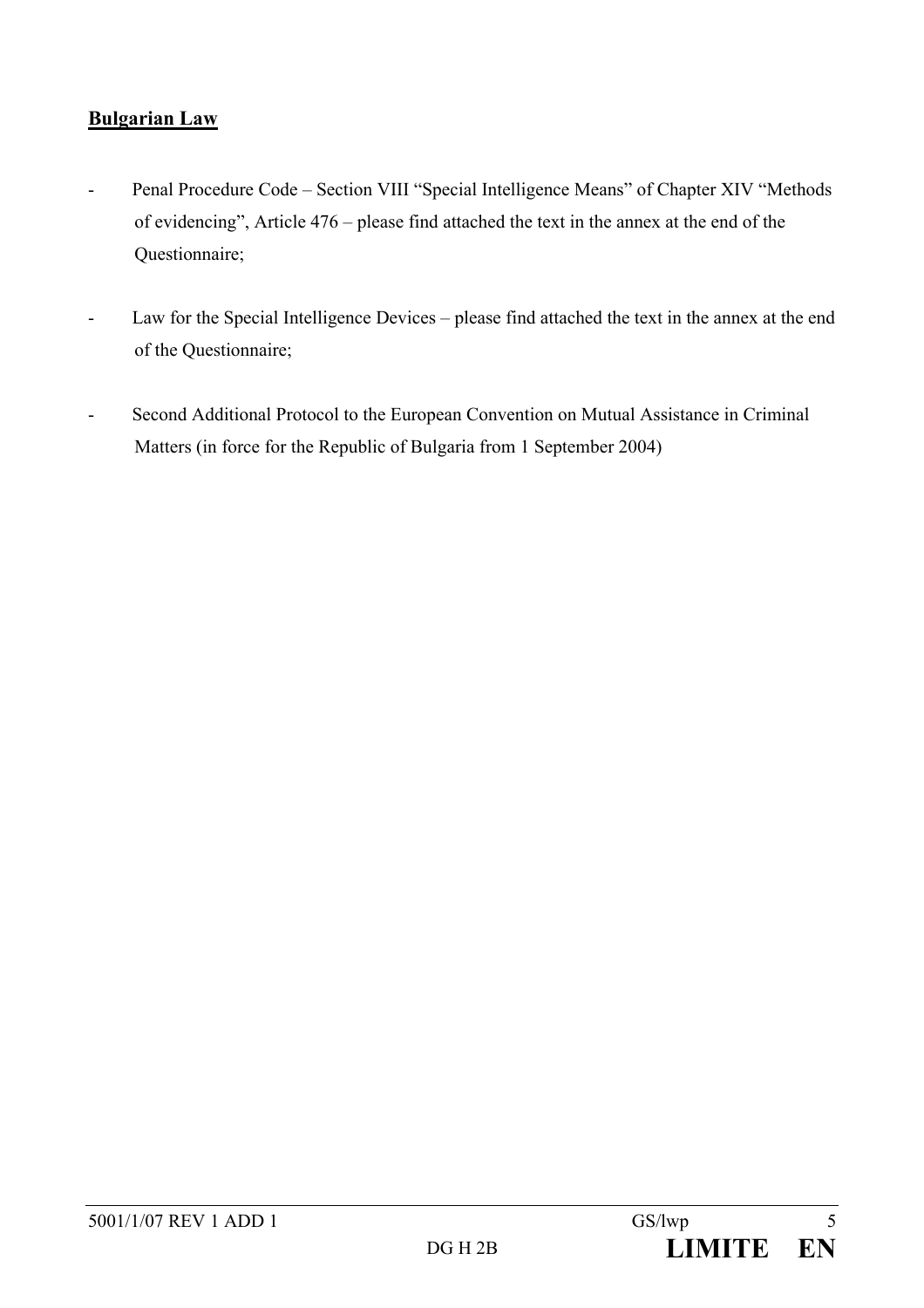**Bulgarian Law**

- Penal Procedure Code – Section VIII "Special Intelligence Means" of Chapter XIV "Methods of evidencing", Article 476 – please find attached the text in the annex at the end of the Questionnaire;

- Law for the Special Intelligence Devices – please find attached the text in the annex at the end of the Questionnaire;

- Second Additional Protocol to the European Convention on Mutual Assistance in Criminal Matters (in force for the Republic of Bulgaria from 1 September 2004)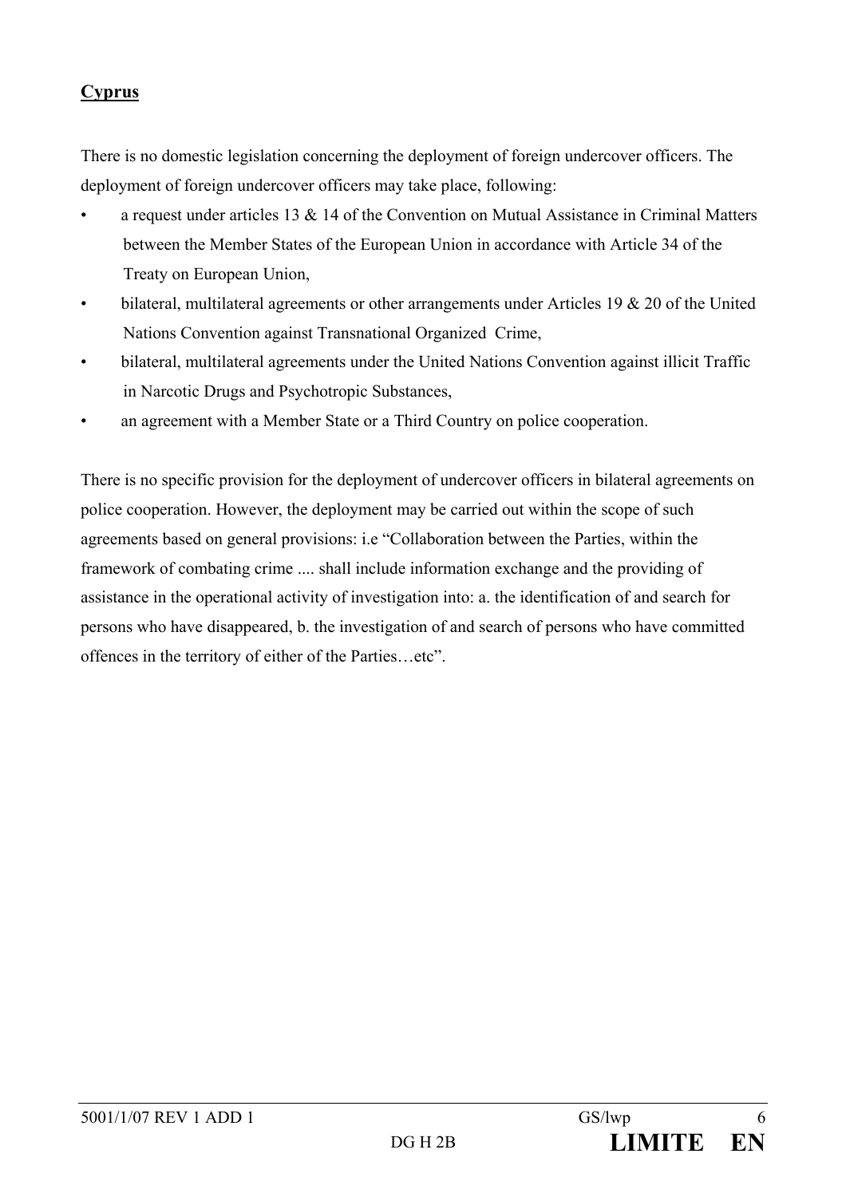**Cyprus**

There is no domestic legislation concerning the deployment of foreign undercover officers. The deployment of foreign undercover officers may take place, following:

- a request under articles 13 & 14 of the Convention on Mutual Assistance in Criminal Matters between the Member States of the European Union in accordance with Article 34 of the Treaty on European Union,
- bilateral, multilateral agreements or other arrangements under Articles 19 & 20 of the United Nations Convention against Transnational Organized Crime,
- bilateral, multilateral agreements under the United Nations Convention against illicit Traffic in Narcotic Drugs and Psychotropic Substances,
- an agreement with a Member State or a Third Country on police cooperation.

There is no specific provision for the deployment of undercover officers in bilateral agreements on police cooperation. However, the deployment may be carried out within the scope of such agreements based on general provisions: i.e "Collaboration between the Parties, within the framework of combating crime .... shall include information exchange and the providing of assistance in the operational activity of investigation into: a. the identification of and search for persons who have disappeared, b. the investigation of and search of persons who have committed offences in the territory of either of the Parties…etc".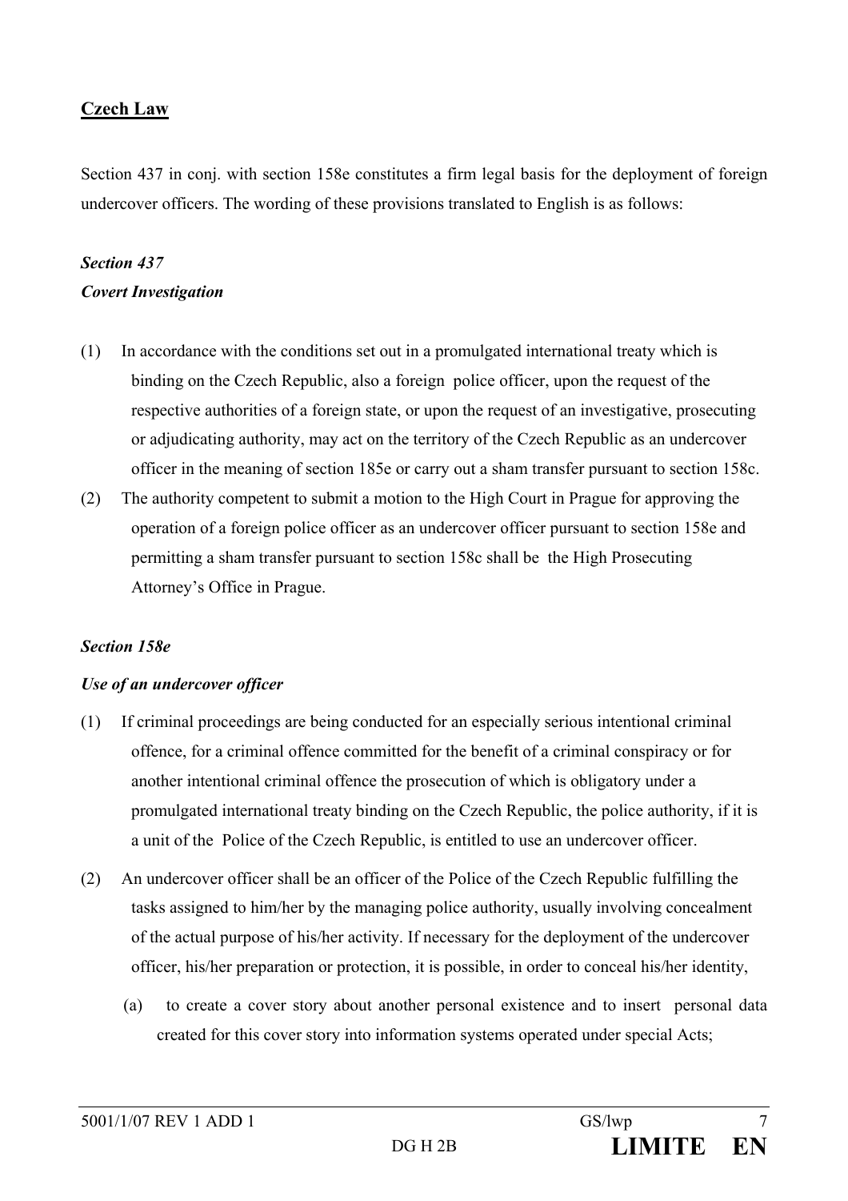**Czech Law**

Section 437 in conj. with section 158e constitutes a firm legal basis for the deployment of foreign undercover officers. The wording of these provisions translated to English is as follows:

***Section 437***

***Covert Investigation***

(1) In accordance with the conditions set out in a promulgated international treaty which is binding on the Czech Republic, also a foreign police officer, upon the request of the respective authorities of a foreign state, or upon the request of an investigative, prosecuting or adjudicating authority, may act on the territory of the Czech Republic as an undercover officer in the meaning of section 185e or carry out a sham transfer pursuant to section 158c.

(2) The authority competent to submit a motion to the High Court in Prague for approving the operation of a foreign police officer as an undercover officer pursuant to section 158e and permitting a sham transfer pursuant to section 158c shall be the High Prosecuting Attorney's Office in Prague.

***Section 158e***

***Use of an undercover officer***

(1) If criminal proceedings are being conducted for an especially serious intentional criminal offence, for a criminal offence committed for the benefit of a criminal conspiracy or for another intentional criminal offence the prosecution of which is obligatory under a promulgated international treaty binding on the Czech Republic, the police authority, if it is a unit of the Police of the Czech Republic, is entitled to use an undercover officer.

(2) An undercover officer shall be an officer of the Police of the Czech Republic fulfilling the tasks assigned to him/her by the managing police authority, usually involving concealment of the actual purpose of his/her activity. If necessary for the deployment of the undercover officer, his/her preparation or protection, it is possible, in order to conceal his/her identity,

(a) to create a cover story about another personal existence and to insert personal data created for this cover story into information systems operated under special Acts;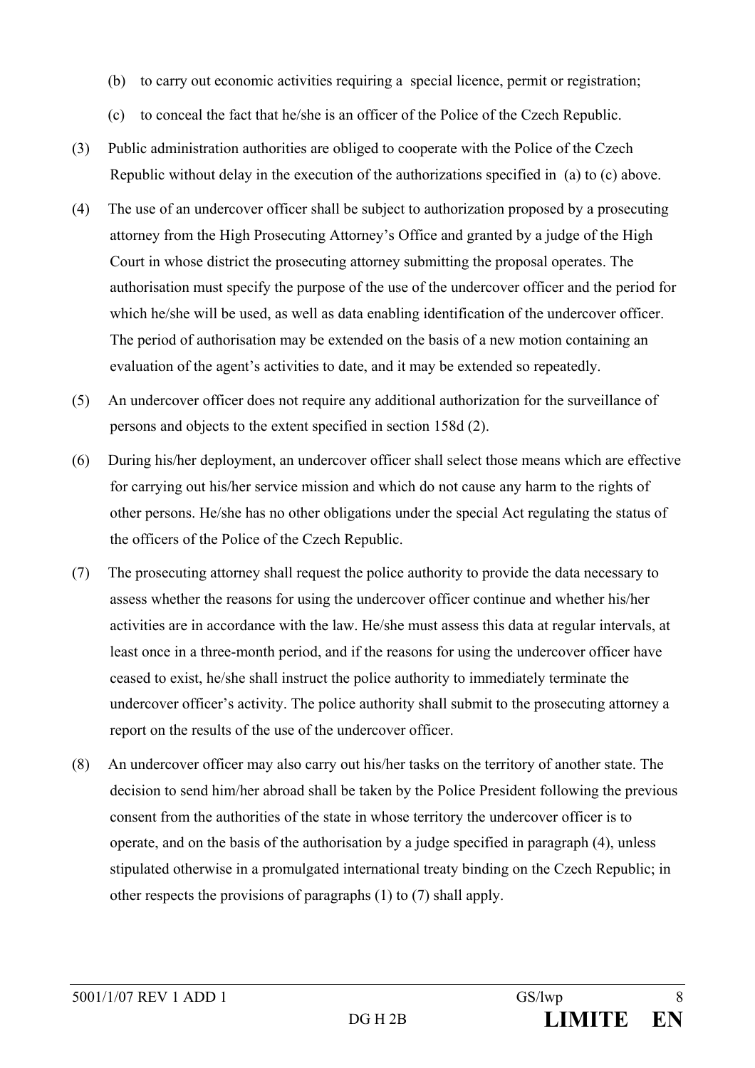(b) to carry out economic activities requiring a special licence, permit or registration;

(c) to conceal the fact that he/she is an officer of the Police of the Czech Republic.

(3) Public administration authorities are obliged to cooperate with the Police of the Czech Republic without delay in the execution of the authorizations specified in (a) to (c) above.

(4) The use of an undercover officer shall be subject to authorization proposed by a prosecuting attorney from the High Prosecuting Attorney's Office and granted by a judge of the High Court in whose district the prosecuting attorney submitting the proposal operates. The authorisation must specify the purpose of the use of the undercover officer and the period for which he/she will be used, as well as data enabling identification of the undercover officer. The period of authorisation may be extended on the basis of a new motion containing an evaluation of the agent's activities to date, and it may be extended so repeatedly.

(5) An undercover officer does not require any additional authorization for the surveillance of persons and objects to the extent specified in section 158d (2).

(6) During his/her deployment, an undercover officer shall select those means which are effective for carrying out his/her service mission and which do not cause any harm to the rights of other persons. He/she has no other obligations under the special Act regulating the status of the officers of the Police of the Czech Republic.

(7) The prosecuting attorney shall request the police authority to provide the data necessary to assess whether the reasons for using the undercover officer continue and whether his/her activities are in accordance with the law. He/she must assess this data at regular intervals, at least once in a three-month period, and if the reasons for using the undercover officer have ceased to exist, he/she shall instruct the police authority to immediately terminate the undercover officer's activity. The police authority shall submit to the prosecuting attorney a report on the results of the use of the undercover officer.

(8) An undercover officer may also carry out his/her tasks on the territory of another state. The decision to send him/her abroad shall be taken by the Police President following the previous consent from the authorities of the state in whose territory the undercover officer is to operate, and on the basis of the authorisation by a judge specified in paragraph (4), unless stipulated otherwise in a promulgated international treaty binding on the Czech Republic; in other respects the provisions of paragraphs (1) to (7) shall apply.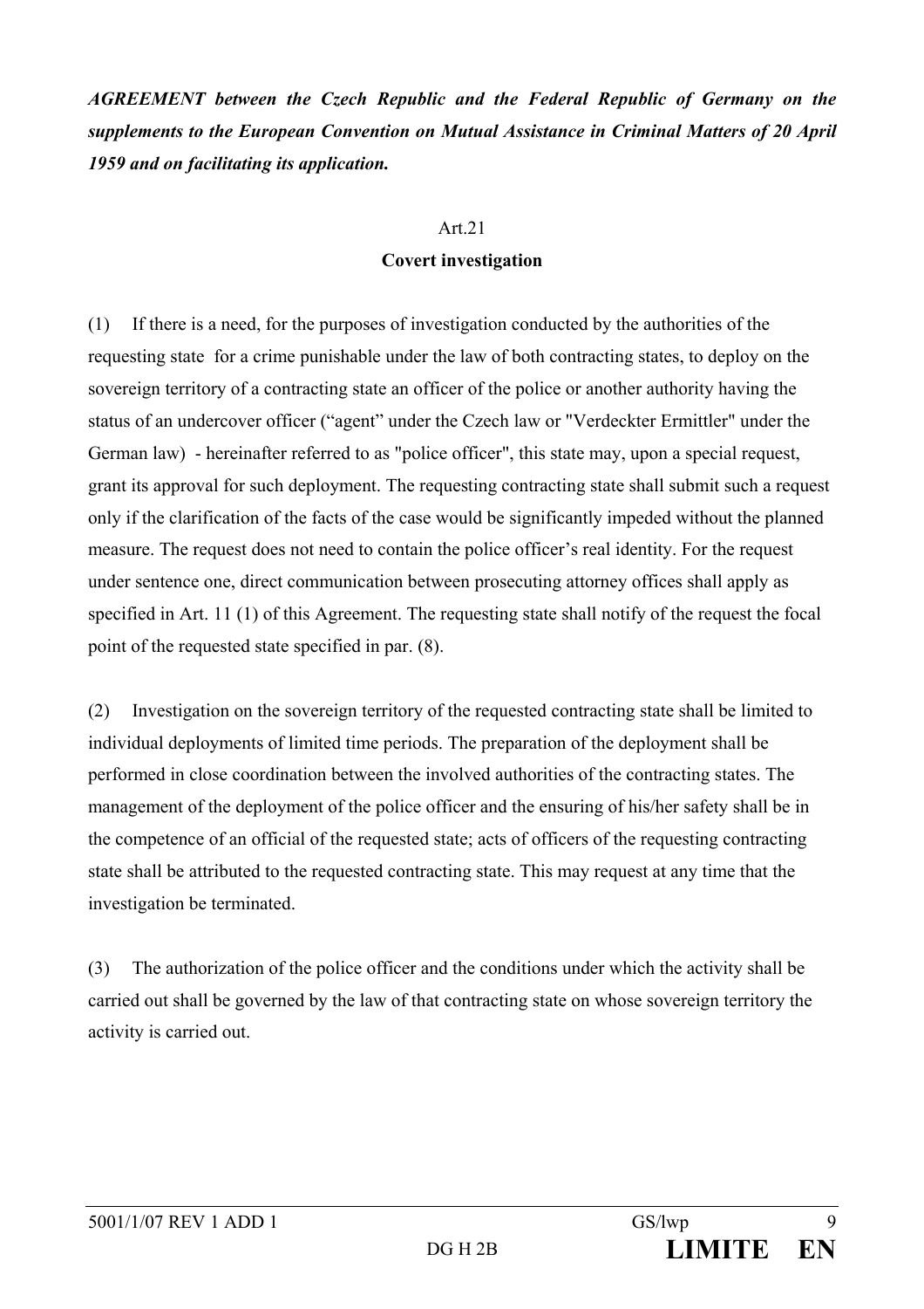***AGREEMENT between the Czech Republic and the Federal Republic of Germany on the supplements to the European Convention on Mutual Assistance in Criminal Matters of 20 April 1959 and on facilitating its application.***

Art.21

**Covert investigation**

(1) If there is a need, for the purposes of investigation conducted by the authorities of the requesting state for a crime punishable under the law of both contracting states, to deploy on the sovereign territory of a contracting state an officer of the police or another authority having the status of an undercover officer ("agent" under the Czech law or "Verdeckter Ermittler" under the German law) - hereinafter referred to as "police officer", this state may, upon a special request, grant its approval for such deployment. The requesting contracting state shall submit such a request only if the clarification of the facts of the case would be significantly impeded without the planned measure. The request does not need to contain the police officer's real identity. For the request under sentence one, direct communication between prosecuting attorney offices shall apply as specified in Art. 11 (1) of this Agreement. The requesting state shall notify of the request the focal point of the requested state specified in par. (8).

(2) Investigation on the sovereign territory of the requested contracting state shall be limited to individual deployments of limited time periods. The preparation of the deployment shall be performed in close coordination between the involved authorities of the contracting states. The management of the deployment of the police officer and the ensuring of his/her safety shall be in the competence of an official of the requested state; acts of officers of the requesting contracting state shall be attributed to the requested contracting state. This may request at any time that the investigation be terminated.

(3) The authorization of the police officer and the conditions under which the activity shall be carried out shall be governed by the law of that contracting state on whose sovereign territory the activity is carried out.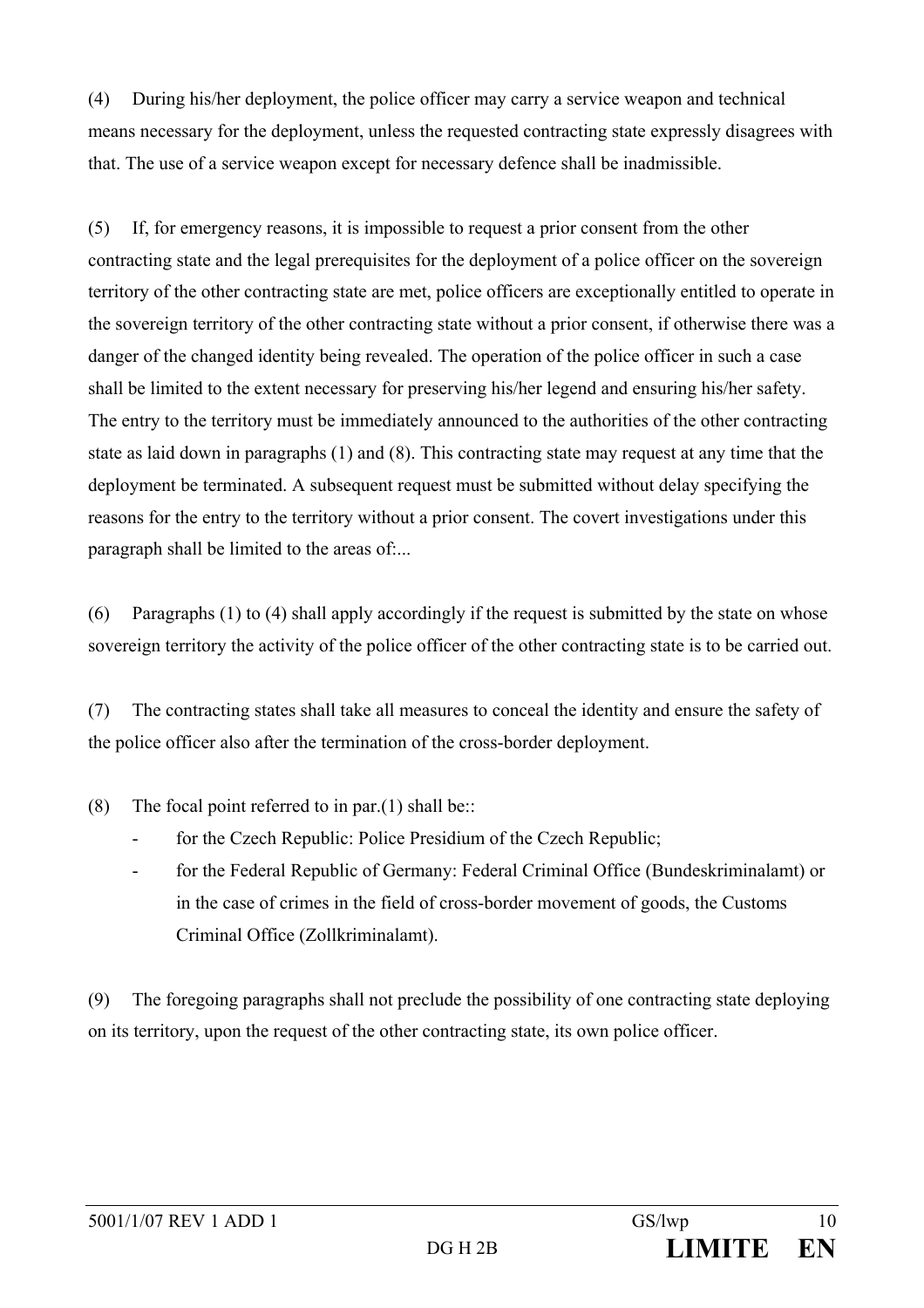(4) During his/her deployment, the police officer may carry a service weapon and technical means necessary for the deployment, unless the requested contracting state expressly disagrees with that. The use of a service weapon except for necessary defence shall be inadmissible.

(5) If, for emergency reasons, it is impossible to request a prior consent from the other contracting state and the legal prerequisites for the deployment of a police officer on the sovereign territory of the other contracting state are met, police officers are exceptionally entitled to operate in the sovereign territory of the other contracting state without a prior consent, if otherwise there was a danger of the changed identity being revealed. The operation of the police officer in such a case shall be limited to the extent necessary for preserving his/her legend and ensuring his/her safety. The entry to the territory must be immediately announced to the authorities of the other contracting state as laid down in paragraphs (1) and (8). This contracting state may request at any time that the deployment be terminated. A subsequent request must be submitted without delay specifying the reasons for the entry to the territory without a prior consent. The covert investigations under this paragraph shall be limited to the areas of:...

(6) Paragraphs (1) to (4) shall apply accordingly if the request is submitted by the state on whose sovereign territory the activity of the police officer of the other contracting state is to be carried out.

(7) The contracting states shall take all measures to conceal the identity and ensure the safety of the police officer also after the termination of the cross-border deployment.

(8) The focal point referred to in par.(1) shall be::

- for the Czech Republic: Police Presidium of the Czech Republic;
- for the Federal Republic of Germany: Federal Criminal Office (Bundeskriminalamt) or in the case of crimes in the field of cross-border movement of goods, the Customs Criminal Office (Zollkriminalamt).

(9) The foregoing paragraphs shall not preclude the possibility of one contracting state deploying on its territory, upon the request of the other contracting state, its own police officer.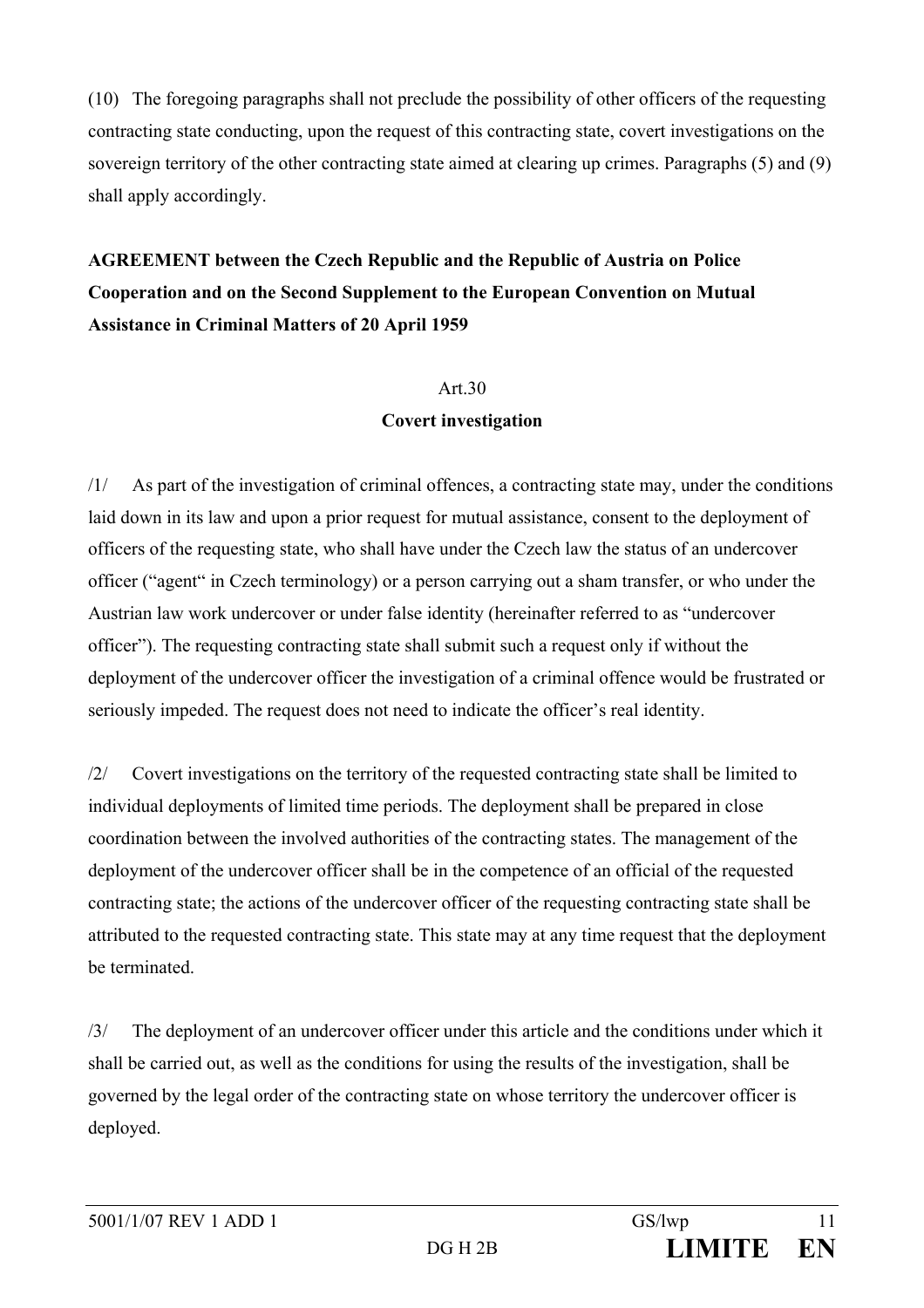(10) The foregoing paragraphs shall not preclude the possibility of other officers of the requesting contracting state conducting, upon the request of this contracting state, covert investigations on the sovereign territory of the other contracting state aimed at clearing up crimes. Paragraphs (5) and (9) shall apply accordingly.

**AGREEMENT between the Czech Republic and the Republic of Austria on Police Cooperation and on the Second Supplement to the European Convention on Mutual Assistance in Criminal Matters of 20 April 1959**

Art.30

**Covert investigation**

/1/ As part of the investigation of criminal offences, a contracting state may, under the conditions laid down in its law and upon a prior request for mutual assistance, consent to the deployment of officers of the requesting state, who shall have under the Czech law the status of an undercover officer ("agent" in Czech terminology) or a person carrying out a sham transfer, or who under the Austrian law work undercover or under false identity (hereinafter referred to as "undercover officer"). The requesting contracting state shall submit such a request only if without the deployment of the undercover officer the investigation of a criminal offence would be frustrated or seriously impeded. The request does not need to indicate the officer's real identity.

/2/ Covert investigations on the territory of the requested contracting state shall be limited to individual deployments of limited time periods. The deployment shall be prepared in close coordination between the involved authorities of the contracting states. The management of the deployment of the undercover officer shall be in the competence of an official of the requested contracting state; the actions of the undercover officer of the requesting contracting state shall be attributed to the requested contracting state. This state may at any time request that the deployment be terminated.

/3/ The deployment of an undercover officer under this article and the conditions under which it shall be carried out, as well as the conditions for using the results of the investigation, shall be governed by the legal order of the contracting state on whose territory the undercover officer is deployed.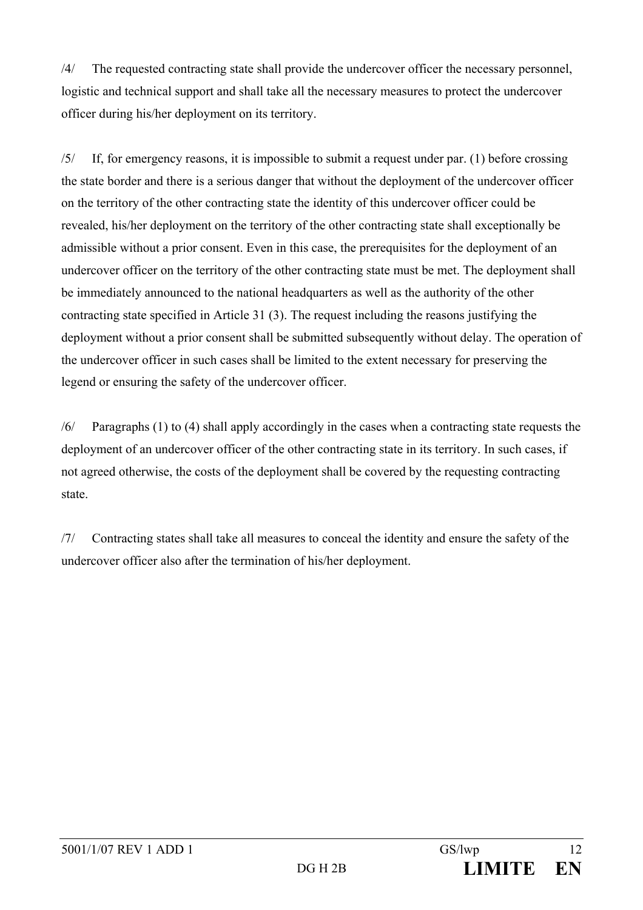/4/ The requested contracting state shall provide the undercover officer the necessary personnel, logistic and technical support and shall take all the necessary measures to protect the undercover officer during his/her deployment on its territory.

/5/ If, for emergency reasons, it is impossible to submit a request under par. (1) before crossing the state border and there is a serious danger that without the deployment of the undercover officer on the territory of the other contracting state the identity of this undercover officer could be revealed, his/her deployment on the territory of the other contracting state shall exceptionally be admissible without a prior consent. Even in this case, the prerequisites for the deployment of an undercover officer on the territory of the other contracting state must be met. The deployment shall be immediately announced to the national headquarters as well as the authority of the other contracting state specified in Article 31 (3). The request including the reasons justifying the deployment without a prior consent shall be submitted subsequently without delay. The operation of the undercover officer in such cases shall be limited to the extent necessary for preserving the legend or ensuring the safety of the undercover officer.

/6/ Paragraphs (1) to (4) shall apply accordingly in the cases when a contracting state requests the deployment of an undercover officer of the other contracting state in its territory. In such cases, if not agreed otherwise, the costs of the deployment shall be covered by the requesting contracting state.

/7/ Contracting states shall take all measures to conceal the identity and ensure the safety of the undercover officer also after the termination of his/her deployment.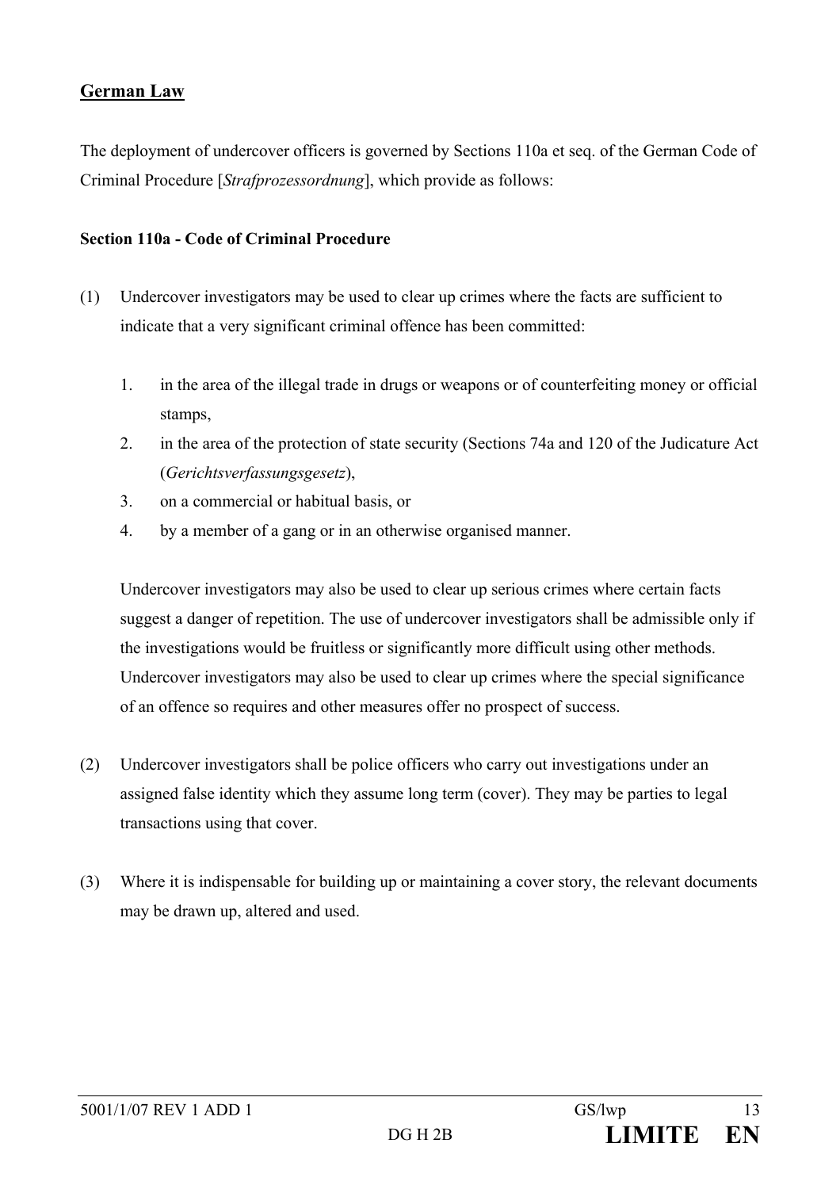## German Law

The deployment of undercover officers is governed by Sections 110a et seq. of the German Code of Criminal Procedure [*Strafprozessordnung*], which provide as follows:

**Section 110a - Code of Criminal Procedure**

(1) Undercover investigators may be used to clear up crimes where the facts are sufficient to indicate that a very significant criminal offence has been committed:

1. in the area of the illegal trade in drugs or weapons or of counterfeiting money or official stamps,
2. in the area of the protection of state security (Sections 74a and 120 of the Judicature Act (*Gerichtsverfassungsgesetz*),
3. on a commercial or habitual basis, or
4. by a member of a gang or in an otherwise organised manner.

Undercover investigators may also be used to clear up serious crimes where certain facts suggest a danger of repetition. The use of undercover investigators shall be admissible only if the investigations would be fruitless or significantly more difficult using other methods. Undercover investigators may also be used to clear up crimes where the special significance of an offence so requires and other measures offer no prospect of success.

(2) Undercover investigators shall be police officers who carry out investigations under an assigned false identity which they assume long term (cover). They may be parties to legal transactions using that cover.

(3) Where it is indispensable for building up or maintaining a cover story, the relevant documents may be drawn up, altered and used.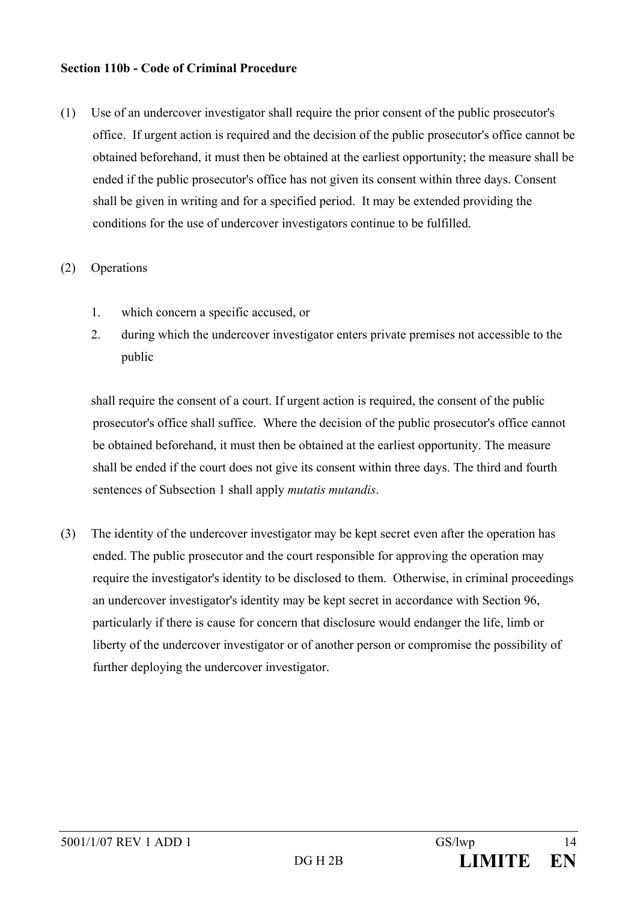**Section 110b - Code of Criminal Procedure**

(1) Use of an undercover investigator shall require the prior consent of the public prosecutor's office. If urgent action is required and the decision of the public prosecutor's office cannot be obtained beforehand, it must then be obtained at the earliest opportunity; the measure shall be ended if the public prosecutor's office has not given its consent within three days. Consent shall be given in writing and for a specified period. It may be extended providing the conditions for the use of undercover investigators continue to be fulfilled.

(2) Operations

1. which concern a specific accused, or
2. during which the undercover investigator enters private premises not accessible to the public

shall require the consent of a court. If urgent action is required, the consent of the public prosecutor's office shall suffice. Where the decision of the public prosecutor's office cannot be obtained beforehand, it must then be obtained at the earliest opportunity. The measure shall be ended if the court does not give its consent within three days. The third and fourth sentences of Subsection 1 shall apply *mutatis mutandis*.

(3) The identity of the undercover investigator may be kept secret even after the operation has ended. The public prosecutor and the court responsible for approving the operation may require the investigator's identity to be disclosed to them. Otherwise, in criminal proceedings an undercover investigator's identity may be kept secret in accordance with Section 96, particularly if there is cause for concern that disclosure would endanger the life, limb or liberty of the undercover investigator or of another person or compromise the possibility of further deploying the undercover investigator.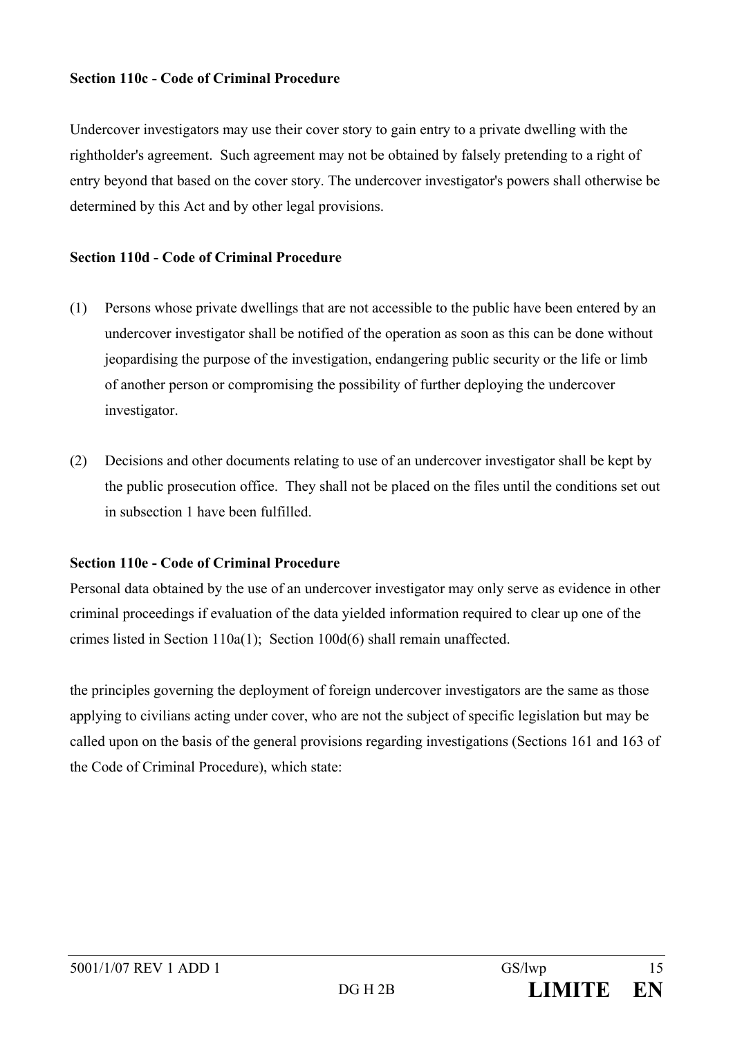**Section 110c - Code of Criminal Procedure**

Undercover investigators may use their cover story to gain entry to a private dwelling with the rightholder's agreement. Such agreement may not be obtained by falsely pretending to a right of entry beyond that based on the cover story. The undercover investigator's powers shall otherwise be determined by this Act and by other legal provisions.

**Section 110d - Code of Criminal Procedure**

(1) Persons whose private dwellings that are not accessible to the public have been entered by an undercover investigator shall be notified of the operation as soon as this can be done without jeopardising the purpose of the investigation, endangering public security or the life or limb of another person or compromising the possibility of further deploying the undercover investigator.

(2) Decisions and other documents relating to use of an undercover investigator shall be kept by the public prosecution office. They shall not be placed on the files until the conditions set out in subsection 1 have been fulfilled.

**Section 110e - Code of Criminal Procedure**

Personal data obtained by the use of an undercover investigator may only serve as evidence in other criminal proceedings if evaluation of the data yielded information required to clear up one of the crimes listed in Section 110a(1); Section 100d(6) shall remain unaffected.

the principles governing the deployment of foreign undercover investigators are the same as those applying to civilians acting under cover, who are not the subject of specific legislation but may be called upon on the basis of the general provisions regarding investigations (Sections 161 and 163 of the Code of Criminal Procedure), which state: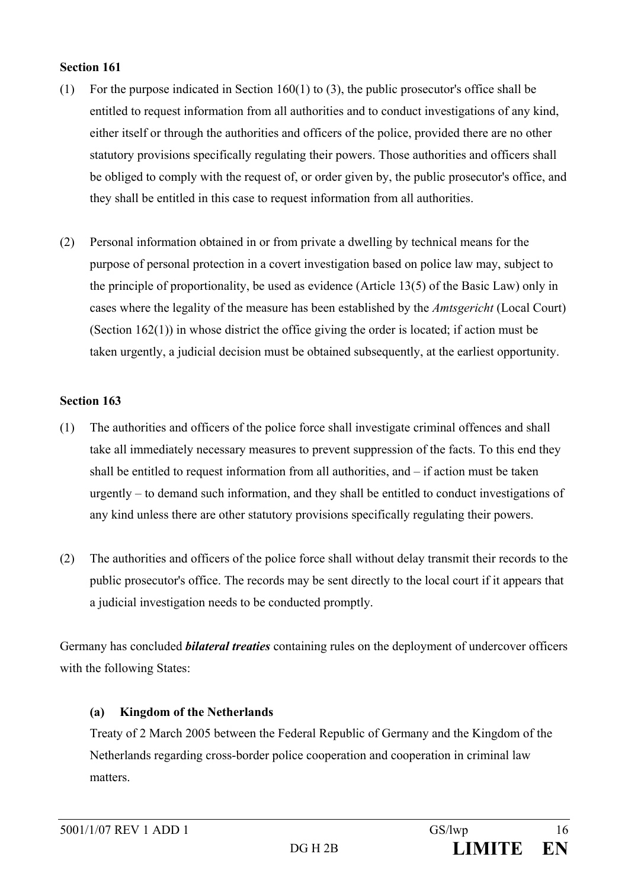**Section 161**

(1) For the purpose indicated in Section 160(1) to (3), the public prosecutor's office shall be entitled to request information from all authorities and to conduct investigations of any kind, either itself or through the authorities and officers of the police, provided there are no other statutory provisions specifically regulating their powers. Those authorities and officers shall be obliged to comply with the request of, or order given by, the public prosecutor's office, and they shall be entitled in this case to request information from all authorities.

(2) Personal information obtained in or from private a dwelling by technical means for the purpose of personal protection in a covert investigation based on police law may, subject to the principle of proportionality, be used as evidence (Article 13(5) of the Basic Law) only in cases where the legality of the measure has been established by the *Amtsgericht* (Local Court) (Section 162(1)) in whose district the office giving the order is located; if action must be taken urgently, a judicial decision must be obtained subsequently, at the earliest opportunity.

**Section 163**

(1) The authorities and officers of the police force shall investigate criminal offences and shall take all immediately necessary measures to prevent suppression of the facts. To this end they shall be entitled to request information from all authorities, and – if action must be taken urgently – to demand such information, and they shall be entitled to conduct investigations of any kind unless there are other statutory provisions specifically regulating their powers.

(2) The authorities and officers of the police force shall without delay transmit their records to the public prosecutor's office. The records may be sent directly to the local court if it appears that a judicial investigation needs to be conducted promptly.

Germany has concluded ***bilateral treaties*** containing rules on the deployment of undercover officers with the following States:

**(a) Kingdom of the Netherlands**

Treaty of 2 March 2005 between the Federal Republic of Germany and the Kingdom of the Netherlands regarding cross-border police cooperation and cooperation in criminal law matters.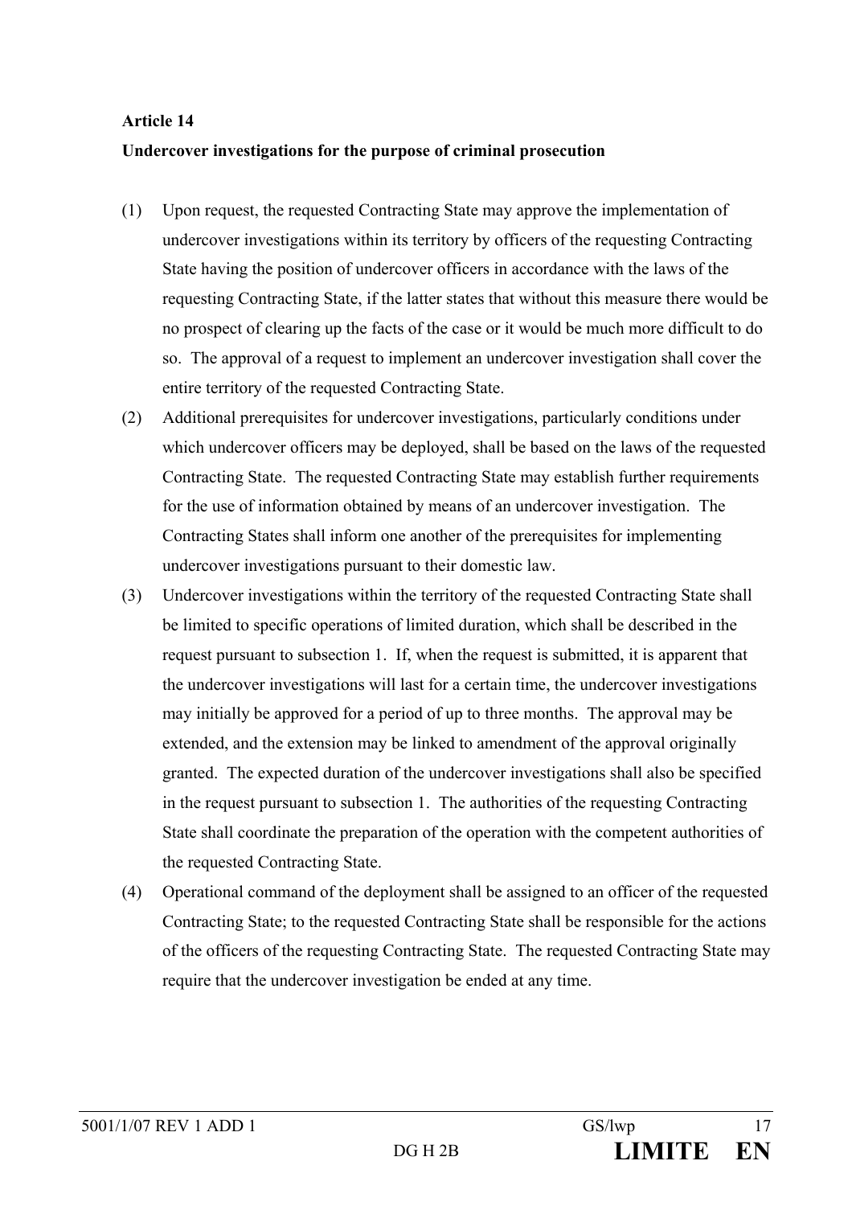**Article 14**

**Undercover investigations for the purpose of criminal prosecution**

(1) Upon request, the requested Contracting State may approve the implementation of undercover investigations within its territory by officers of the requesting Contracting State having the position of undercover officers in accordance with the laws of the requesting Contracting State, if the latter states that without this measure there would be no prospect of clearing up the facts of the case or it would be much more difficult to do so. The approval of a request to implement an undercover investigation shall cover the entire territory of the requested Contracting State.

(2) Additional prerequisites for undercover investigations, particularly conditions under which undercover officers may be deployed, shall be based on the laws of the requested Contracting State. The requested Contracting State may establish further requirements for the use of information obtained by means of an undercover investigation. The Contracting States shall inform one another of the prerequisites for implementing undercover investigations pursuant to their domestic law.

(3) Undercover investigations within the territory of the requested Contracting State shall be limited to specific operations of limited duration, which shall be described in the request pursuant to subsection 1. If, when the request is submitted, it is apparent that the undercover investigations will last for a certain time, the undercover investigations may initially be approved for a period of up to three months. The approval may be extended, and the extension may be linked to amendment of the approval originally granted. The expected duration of the undercover investigations shall also be specified in the request pursuant to subsection 1. The authorities of the requesting Contracting State shall coordinate the preparation of the operation with the competent authorities of the requested Contracting State.

(4) Operational command of the deployment shall be assigned to an officer of the requested Contracting State; to the requested Contracting State shall be responsible for the actions of the officers of the requesting Contracting State. The requested Contracting State may require that the undercover investigation be ended at any time.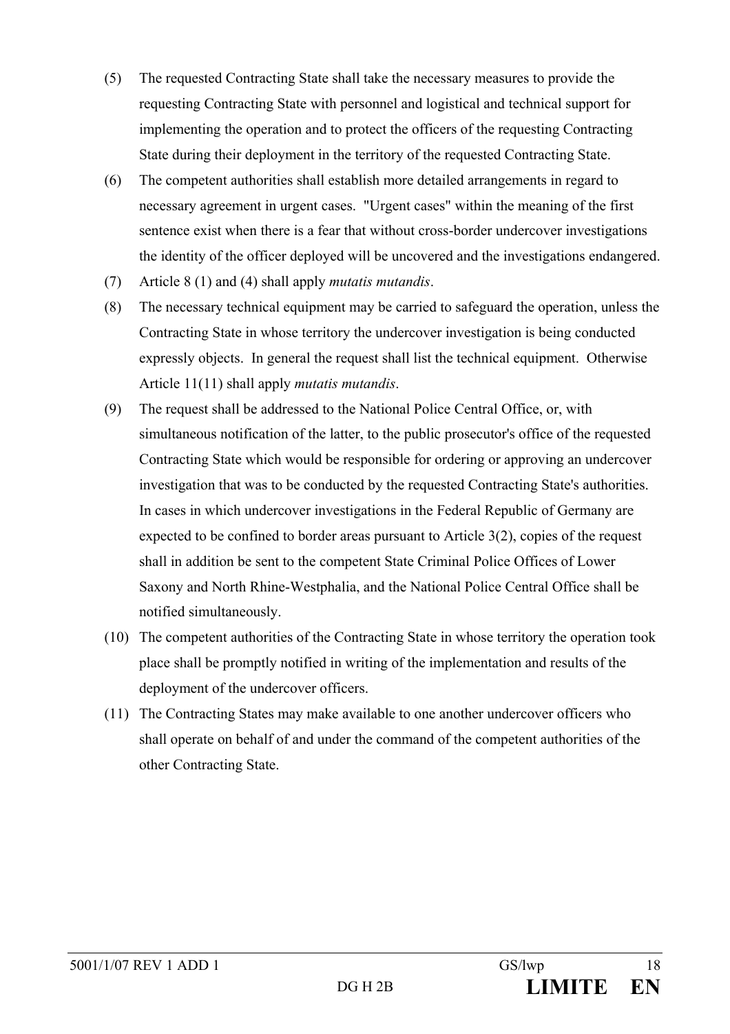(5) The requested Contracting State shall take the necessary measures to provide the requesting Contracting State with personnel and logistical and technical support for implementing the operation and to protect the officers of the requesting Contracting State during their deployment in the territory of the requested Contracting State.

(6) The competent authorities shall establish more detailed arrangements in regard to necessary agreement in urgent cases. "Urgent cases" within the meaning of the first sentence exist when there is a fear that without cross-border undercover investigations the identity of the officer deployed will be uncovered and the investigations endangered.

(7) Article 8 (1) and (4) shall apply *mutatis mutandis*.

(8) The necessary technical equipment may be carried to safeguard the operation, unless the Contracting State in whose territory the undercover investigation is being conducted expressly objects. In general the request shall list the technical equipment. Otherwise Article 11(11) shall apply *mutatis mutandis*.

(9) The request shall be addressed to the National Police Central Office, or, with simultaneous notification of the latter, to the public prosecutor's office of the requested Contracting State which would be responsible for ordering or approving an undercover investigation that was to be conducted by the requested Contracting State's authorities. In cases in which undercover investigations in the Federal Republic of Germany are expected to be confined to border areas pursuant to Article 3(2), copies of the request shall in addition be sent to the competent State Criminal Police Offices of Lower Saxony and North Rhine-Westphalia, and the National Police Central Office shall be notified simultaneously.

(10) The competent authorities of the Contracting State in whose territory the operation took place shall be promptly notified in writing of the implementation and results of the deployment of the undercover officers.

(11) The Contracting States may make available to one another undercover officers who shall operate on behalf of and under the command of the competent authorities of the other Contracting State.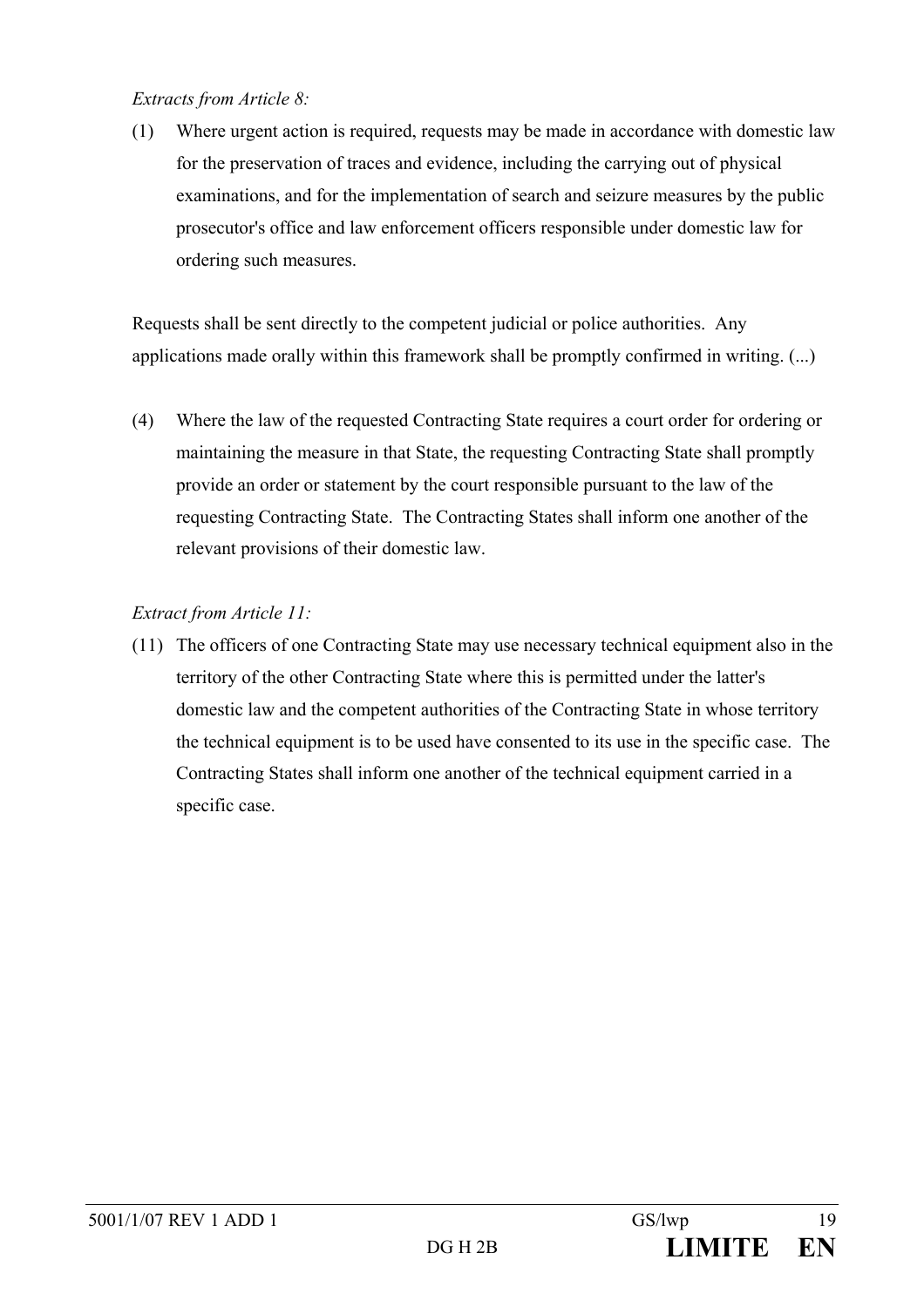*Extracts from Article 8:*

(1) Where urgent action is required, requests may be made in accordance with domestic law for the preservation of traces and evidence, including the carrying out of physical examinations, and for the implementation of search and seizure measures by the public prosecutor's office and law enforcement officers responsible under domestic law for ordering such measures.

Requests shall be sent directly to the competent judicial or police authorities. Any applications made orally within this framework shall be promptly confirmed in writing. (...)

(4) Where the law of the requested Contracting State requires a court order for ordering or maintaining the measure in that State, the requesting Contracting State shall promptly provide an order or statement by the court responsible pursuant to the law of the requesting Contracting State. The Contracting States shall inform one another of the relevant provisions of their domestic law.

*Extract from Article 11:*

(11) The officers of one Contracting State may use necessary technical equipment also in the territory of the other Contracting State where this is permitted under the latter's domestic law and the competent authorities of the Contracting State in whose territory the technical equipment is to be used have consented to its use in the specific case. The Contracting States shall inform one another of the technical equipment carried in a specific case.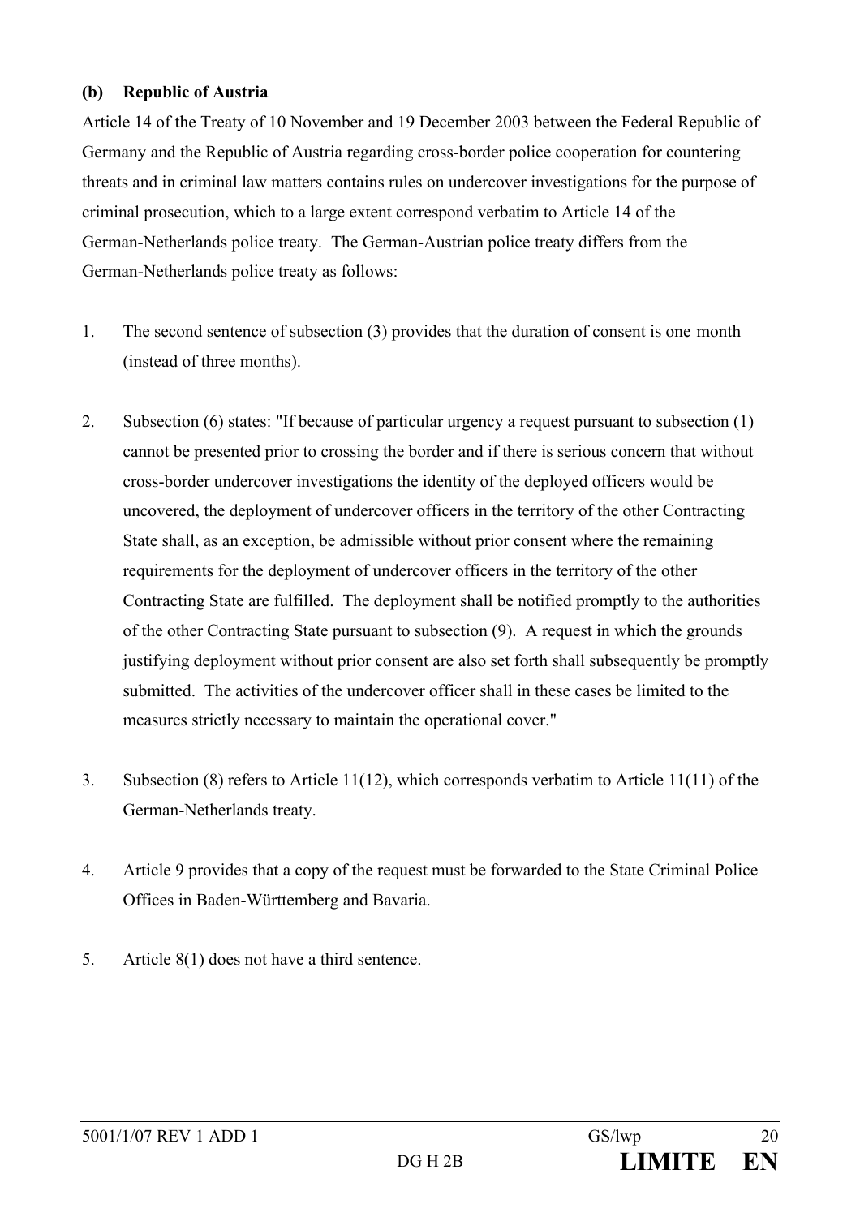**(b) Republic of Austria**

Article 14 of the Treaty of 10 November and 19 December 2003 between the Federal Republic of Germany and the Republic of Austria regarding cross-border police cooperation for countering threats and in criminal law matters contains rules on undercover investigations for the purpose of criminal prosecution, which to a large extent correspond verbatim to Article 14 of the German-Netherlands police treaty. The German-Austrian police treaty differs from the German-Netherlands police treaty as follows:

1. The second sentence of subsection (3) provides that the duration of consent is one month (instead of three months).

2. Subsection (6) states: "If because of particular urgency a request pursuant to subsection (1) cannot be presented prior to crossing the border and if there is serious concern that without cross-border undercover investigations the identity of the deployed officers would be uncovered, the deployment of undercover officers in the territory of the other Contracting State shall, as an exception, be admissible without prior consent where the remaining requirements for the deployment of undercover officers in the territory of the other Contracting State are fulfilled. The deployment shall be notified promptly to the authorities of the other Contracting State pursuant to subsection (9). A request in which the grounds justifying deployment without prior consent are also set forth shall subsequently be promptly submitted. The activities of the undercover officer shall in these cases be limited to the measures strictly necessary to maintain the operational cover."

3. Subsection (8) refers to Article 11(12), which corresponds verbatim to Article 11(11) of the German-Netherlands treaty.

4. Article 9 provides that a copy of the request must be forwarded to the State Criminal Police Offices in Baden-Württemberg and Bavaria.

5. Article 8(1) does not have a third sentence.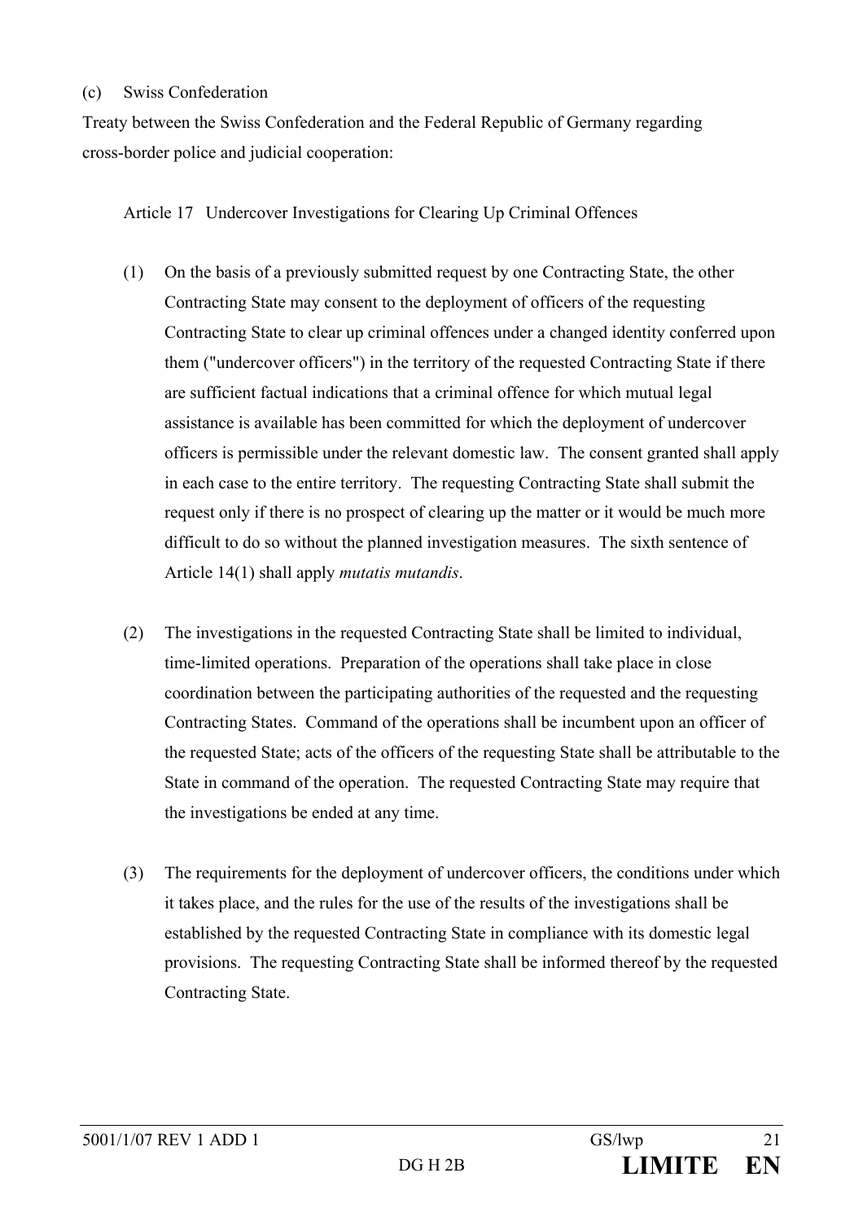(c) Swiss Confederation

Treaty between the Swiss Confederation and the Federal Republic of Germany regarding cross-border police and judicial cooperation:

Article 17 Undercover Investigations for Clearing Up Criminal Offences

(1) On the basis of a previously submitted request by one Contracting State, the other Contracting State may consent to the deployment of officers of the requesting Contracting State to clear up criminal offences under a changed identity conferred upon them ("undercover officers") in the territory of the requested Contracting State if there are sufficient factual indications that a criminal offence for which mutual legal assistance is available has been committed for which the deployment of undercover officers is permissible under the relevant domestic law. The consent granted shall apply in each case to the entire territory. The requesting Contracting State shall submit the request only if there is no prospect of clearing up the matter or it would be much more difficult to do so without the planned investigation measures. The sixth sentence of Article 14(1) shall apply *mutatis mutandis*.

(2) The investigations in the requested Contracting State shall be limited to individual, time-limited operations. Preparation of the operations shall take place in close coordination between the participating authorities of the requested and the requesting Contracting States. Command of the operations shall be incumbent upon an officer of the requested State; acts of the officers of the requesting State shall be attributable to the State in command of the operation. The requested Contracting State may require that the investigations be ended at any time.

(3) The requirements for the deployment of undercover officers, the conditions under which it takes place, and the rules for the use of the results of the investigations shall be established by the requested Contracting State in compliance with its domestic legal provisions. The requesting Contracting State shall be informed thereof by the requested Contracting State.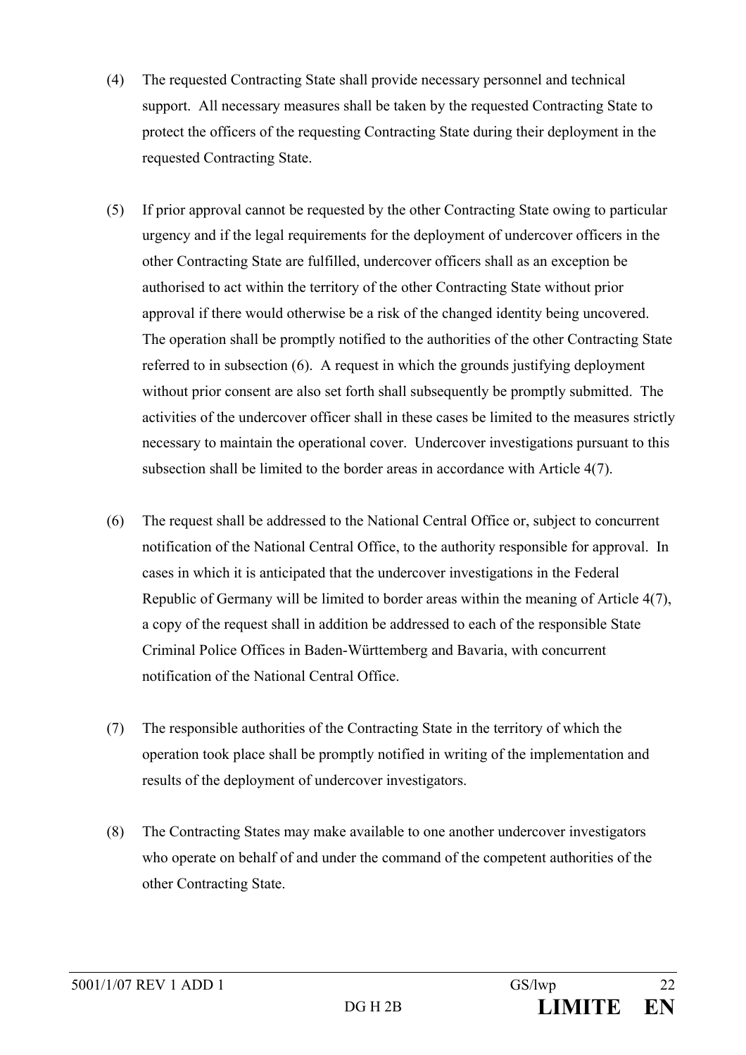(4) The requested Contracting State shall provide necessary personnel and technical support. All necessary measures shall be taken by the requested Contracting State to protect the officers of the requesting Contracting State during their deployment in the requested Contracting State.

(5) If prior approval cannot be requested by the other Contracting State owing to particular urgency and if the legal requirements for the deployment of undercover officers in the other Contracting State are fulfilled, undercover officers shall as an exception be authorised to act within the territory of the other Contracting State without prior approval if there would otherwise be a risk of the changed identity being uncovered. The operation shall be promptly notified to the authorities of the other Contracting State referred to in subsection (6). A request in which the grounds justifying deployment without prior consent are also set forth shall subsequently be promptly submitted. The activities of the undercover officer shall in these cases be limited to the measures strictly necessary to maintain the operational cover. Undercover investigations pursuant to this subsection shall be limited to the border areas in accordance with Article 4(7).

(6) The request shall be addressed to the National Central Office or, subject to concurrent notification of the National Central Office, to the authority responsible for approval. In cases in which it is anticipated that the undercover investigations in the Federal Republic of Germany will be limited to border areas within the meaning of Article 4(7), a copy of the request shall in addition be addressed to each of the responsible State Criminal Police Offices in Baden-Württemberg and Bavaria, with concurrent notification of the National Central Office.

(7) The responsible authorities of the Contracting State in the territory of which the operation took place shall be promptly notified in writing of the implementation and results of the deployment of undercover investigators.

(8) The Contracting States may make available to one another undercover investigators who operate on behalf of and under the command of the competent authorities of the other Contracting State.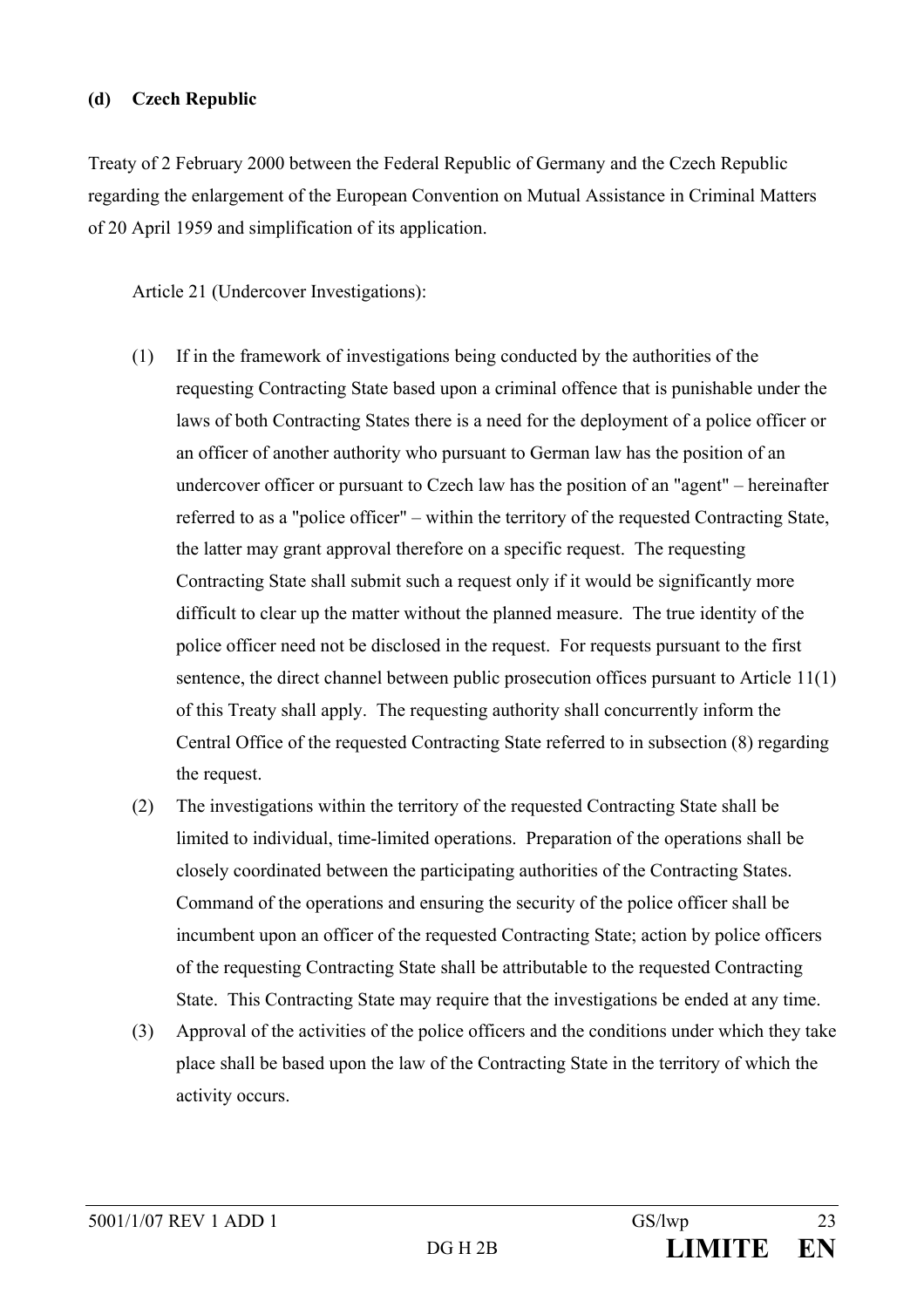**(d) Czech Republic**

Treaty of 2 February 2000 between the Federal Republic of Germany and the Czech Republic regarding the enlargement of the European Convention on Mutual Assistance in Criminal Matters of 20 April 1959 and simplification of its application.

Article 21 (Undercover Investigations):

(1) If in the framework of investigations being conducted by the authorities of the requesting Contracting State based upon a criminal offence that is punishable under the laws of both Contracting States there is a need for the deployment of a police officer or an officer of another authority who pursuant to German law has the position of an undercover officer or pursuant to Czech law has the position of an "agent" – hereinafter referred to as a "police officer" – within the territory of the requested Contracting State, the latter may grant approval therefore on a specific request. The requesting Contracting State shall submit such a request only if it would be significantly more difficult to clear up the matter without the planned measure. The true identity of the police officer need not be disclosed in the request. For requests pursuant to the first sentence, the direct channel between public prosecution offices pursuant to Article 11(1) of this Treaty shall apply. The requesting authority shall concurrently inform the Central Office of the requested Contracting State referred to in subsection (8) regarding the request.

(2) The investigations within the territory of the requested Contracting State shall be limited to individual, time-limited operations. Preparation of the operations shall be closely coordinated between the participating authorities of the Contracting States. Command of the operations and ensuring the security of the police officer shall be incumbent upon an officer of the requested Contracting State; action by police officers of the requesting Contracting State shall be attributable to the requested Contracting State. This Contracting State may require that the investigations be ended at any time.

(3) Approval of the activities of the police officers and the conditions under which they take place shall be based upon the law of the Contracting State in the territory of which the activity occurs.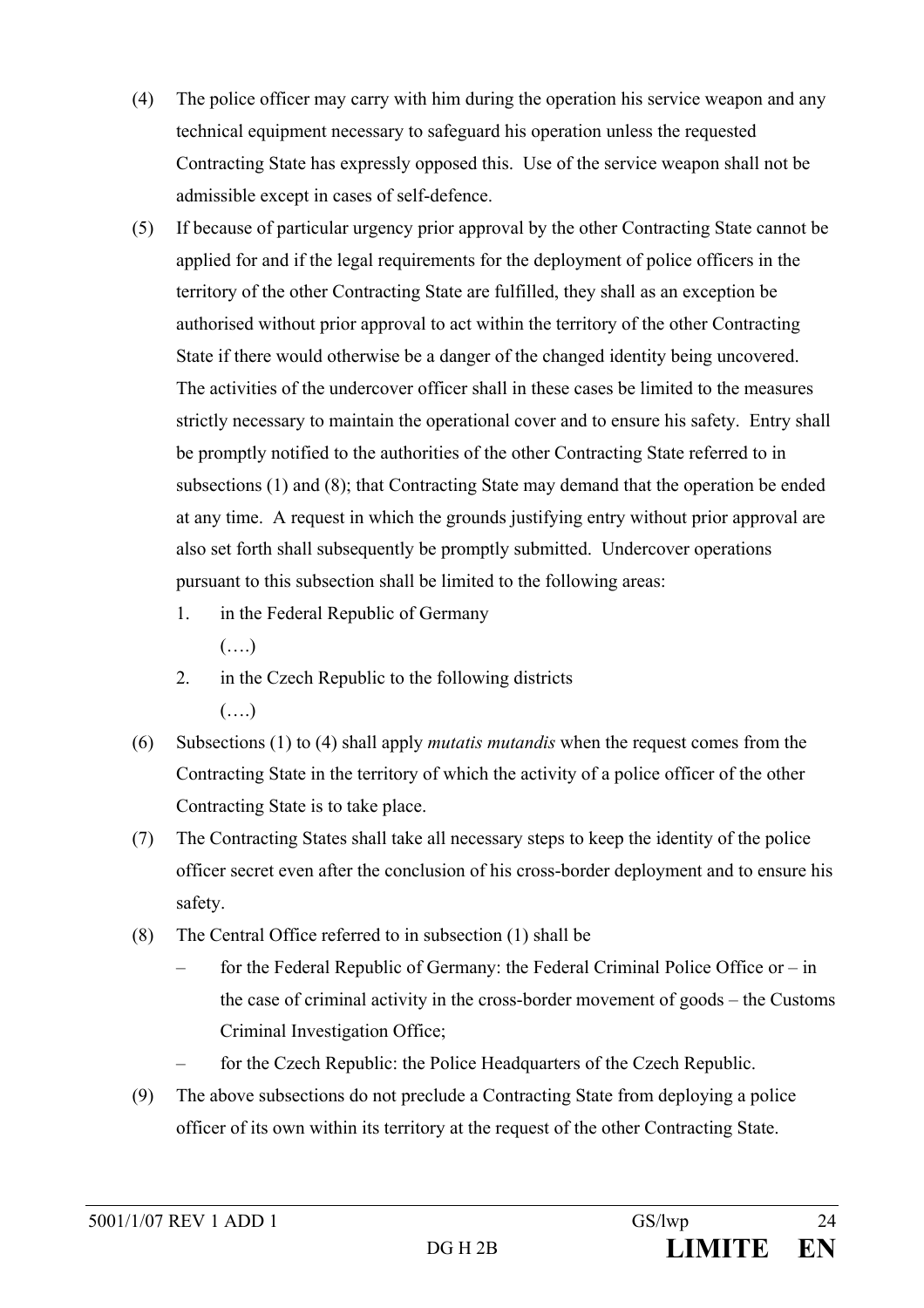(4) The police officer may carry with him during the operation his service weapon and any technical equipment necessary to safeguard his operation unless the requested Contracting State has expressly opposed this. Use of the service weapon shall not be admissible except in cases of self-defence.

(5) If because of particular urgency prior approval by the other Contracting State cannot be applied for and if the legal requirements for the deployment of police officers in the territory of the other Contracting State are fulfilled, they shall as an exception be authorised without prior approval to act within the territory of the other Contracting State if there would otherwise be a danger of the changed identity being uncovered. The activities of the undercover officer shall in these cases be limited to the measures strictly necessary to maintain the operational cover and to ensure his safety. Entry shall be promptly notified to the authorities of the other Contracting State referred to in subsections (1) and (8); that Contracting State may demand that the operation be ended at any time. A request in which the grounds justifying entry without prior approval are also set forth shall subsequently be promptly submitted. Undercover operations pursuant to this subsection shall be limited to the following areas:

   1. in the Federal Republic of Germany

      (….)

   2. in the Czech Republic to the following districts

      (….)

(6) Subsections (1) to (4) shall apply *mutatis mutandis* when the request comes from the Contracting State in the territory of which the activity of a police officer of the other Contracting State is to take place.

(7) The Contracting States shall take all necessary steps to keep the identity of the police officer secret even after the conclusion of his cross-border deployment and to ensure his safety.

(8) The Central Office referred to in subsection (1) shall be

   – for the Federal Republic of Germany: the Federal Criminal Police Office or – in the case of criminal activity in the cross-border movement of goods – the Customs Criminal Investigation Office;

   – for the Czech Republic: the Police Headquarters of the Czech Republic.

(9) The above subsections do not preclude a Contracting State from deploying a police officer of its own within its territory at the request of the other Contracting State.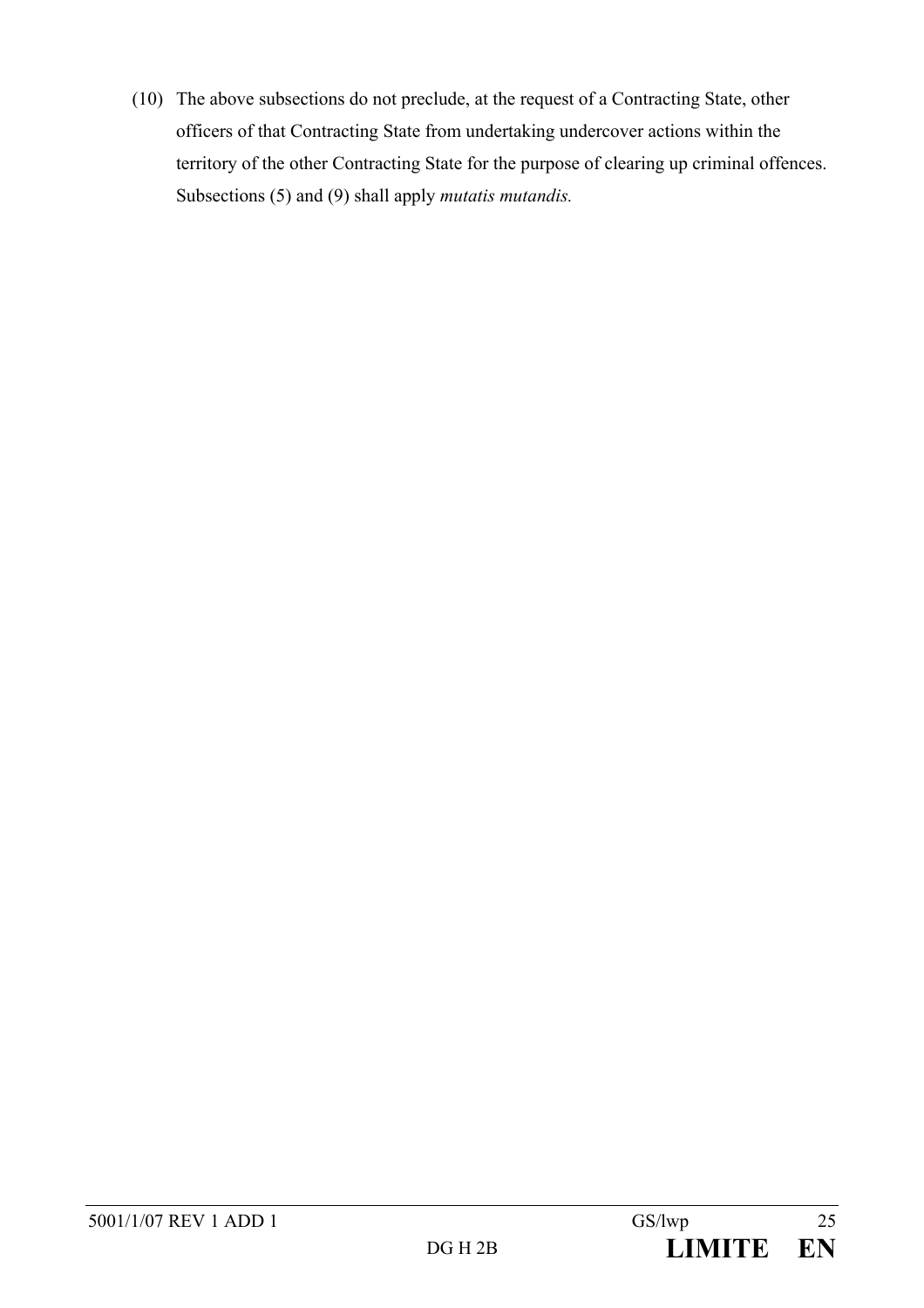(10) The above subsections do not preclude, at the request of a Contracting State, other officers of that Contracting State from undertaking undercover actions within the territory of the other Contracting State for the purpose of clearing up criminal offences. Subsections (5) and (9) shall apply *mutatis mutandis.*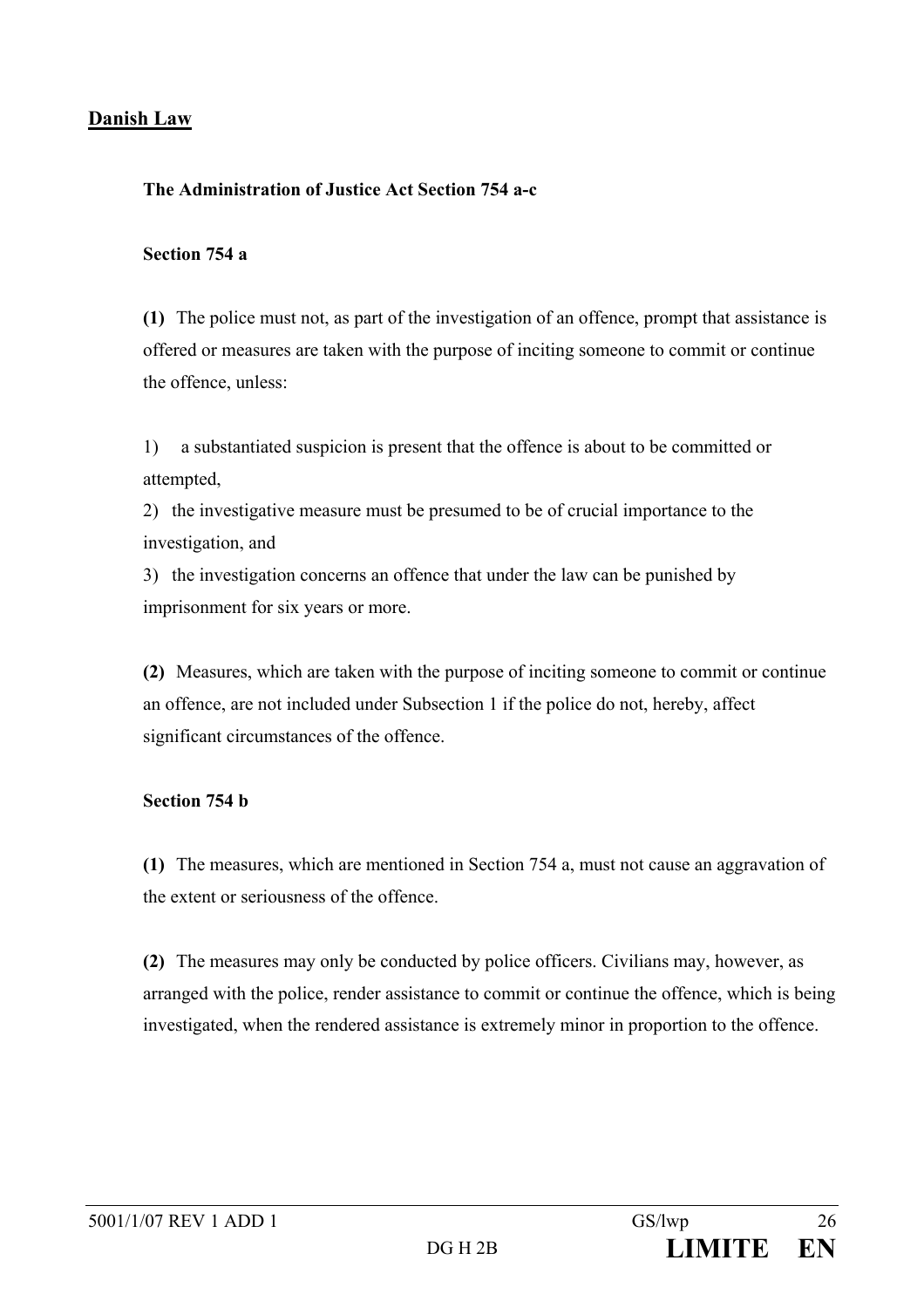## Danish Law

### The Administration of Justice Act Section 754 a-c

#### Section 754 a

**(1)** The police must not, as part of the investigation of an offence, prompt that assistance is offered or measures are taken with the purpose of inciting someone to commit or continue the offence, unless:

1) a substantiated suspicion is present that the offence is about to be committed or attempted,
2) the investigative measure must be presumed to be of crucial importance to the investigation, and
3) the investigation concerns an offence that under the law can be punished by imprisonment for six years or more.

**(2)** Measures, which are taken with the purpose of inciting someone to commit or continue an offence, are not included under Subsection 1 if the police do not, hereby, affect significant circumstances of the offence.

#### Section 754 b

**(1)** The measures, which are mentioned in Section 754 a, must not cause an aggravation of the extent or seriousness of the offence.

**(2)** The measures may only be conducted by police officers. Civilians may, however, as arranged with the police, render assistance to commit or continue the offence, which is being investigated, when the rendered assistance is extremely minor in proportion to the offence.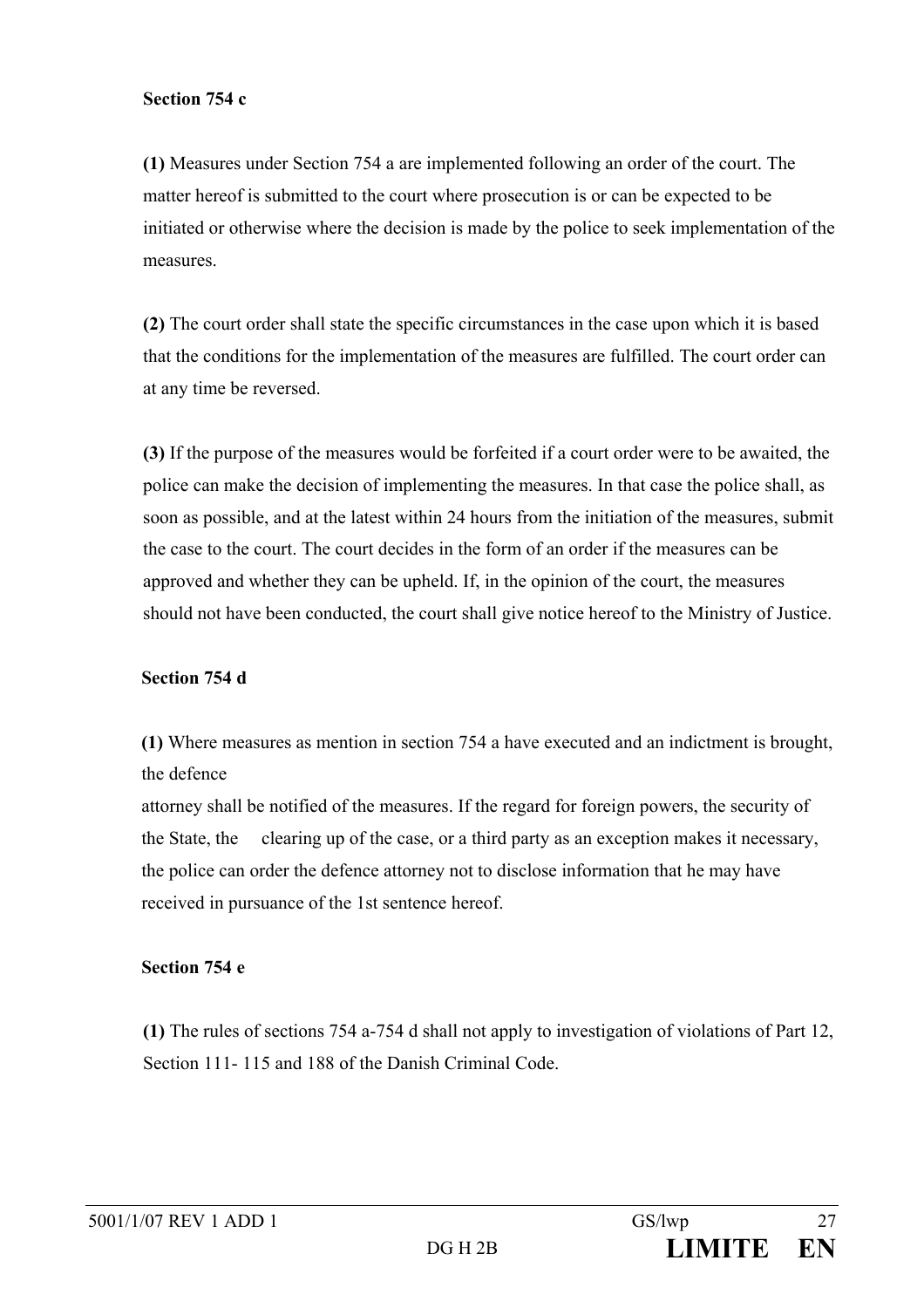**Section 754 c**

**(1)** Measures under Section 754 a are implemented following an order of the court. The matter hereof is submitted to the court where prosecution is or can be expected to be initiated or otherwise where the decision is made by the police to seek implementation of the measures.

**(2)** The court order shall state the specific circumstances in the case upon which it is based that the conditions for the implementation of the measures are fulfilled. The court order can at any time be reversed.

**(3)** If the purpose of the measures would be forfeited if a court order were to be awaited, the police can make the decision of implementing the measures. In that case the police shall, as soon as possible, and at the latest within 24 hours from the initiation of the measures, submit the case to the court. The court decides in the form of an order if the measures can be approved and whether they can be upheld. If, in the opinion of the court, the measures should not have been conducted, the court shall give notice hereof to the Ministry of Justice.

**Section 754 d**

**(1)** Where measures as mention in section 754 a have executed and an indictment is brought, the defence attorney shall be notified of the measures. If the regard for foreign powers, the security of the State, the clearing up of the case, or a third party as an exception makes it necessary, the police can order the defence attorney not to disclose information that he may have received in pursuance of the 1st sentence hereof.

**Section 754 e**

**(1)** The rules of sections 754 a-754 d shall not apply to investigation of violations of Part 12, Section 111- 115 and 188 of the Danish Criminal Code.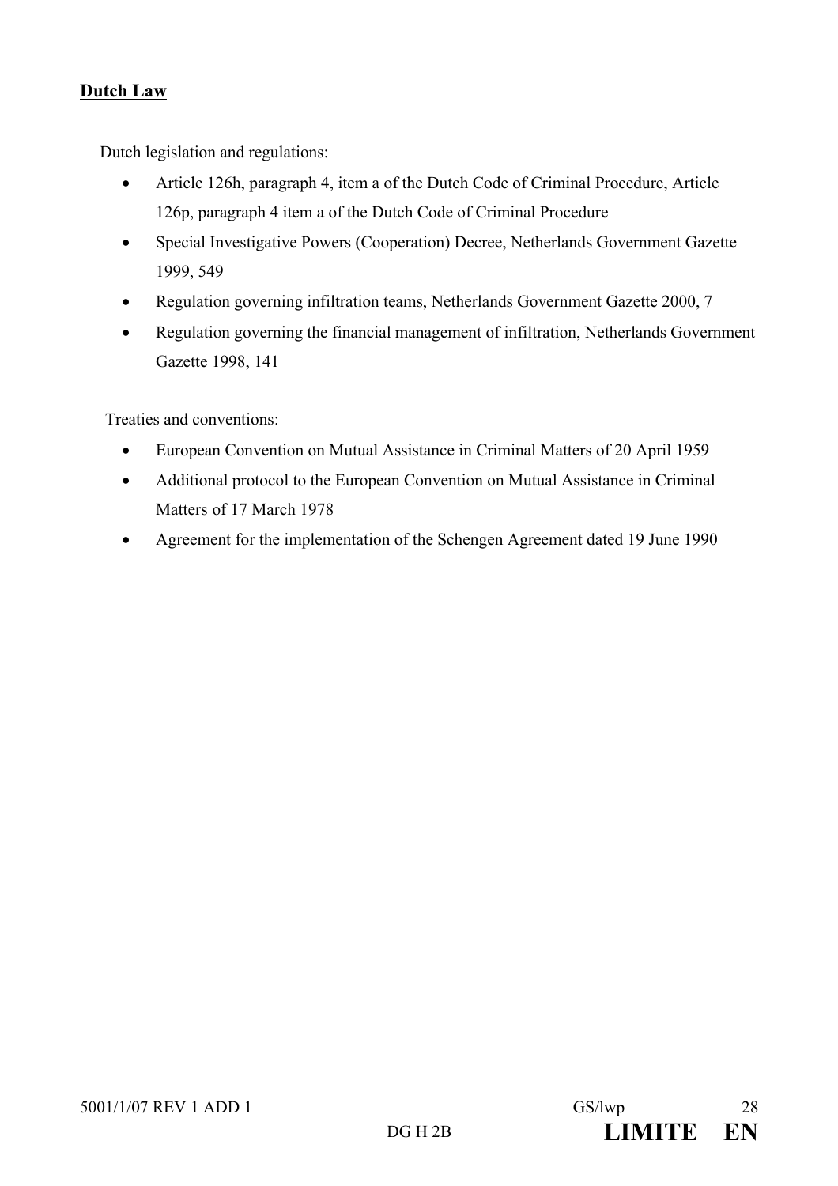**Dutch Law**

Dutch legislation and regulations:

- Article 126h, paragraph 4, item a of the Dutch Code of Criminal Procedure, Article 126p, paragraph 4 item a of the Dutch Code of Criminal Procedure
- Special Investigative Powers (Cooperation) Decree, Netherlands Government Gazette 1999, 549
- Regulation governing infiltration teams, Netherlands Government Gazette 2000, 7
- Regulation governing the financial management of infiltration, Netherlands Government Gazette 1998, 141

Treaties and conventions:

- European Convention on Mutual Assistance in Criminal Matters of 20 April 1959
- Additional protocol to the European Convention on Mutual Assistance in Criminal Matters of 17 March 1978
- Agreement for the implementation of the Schengen Agreement dated 19 June 1990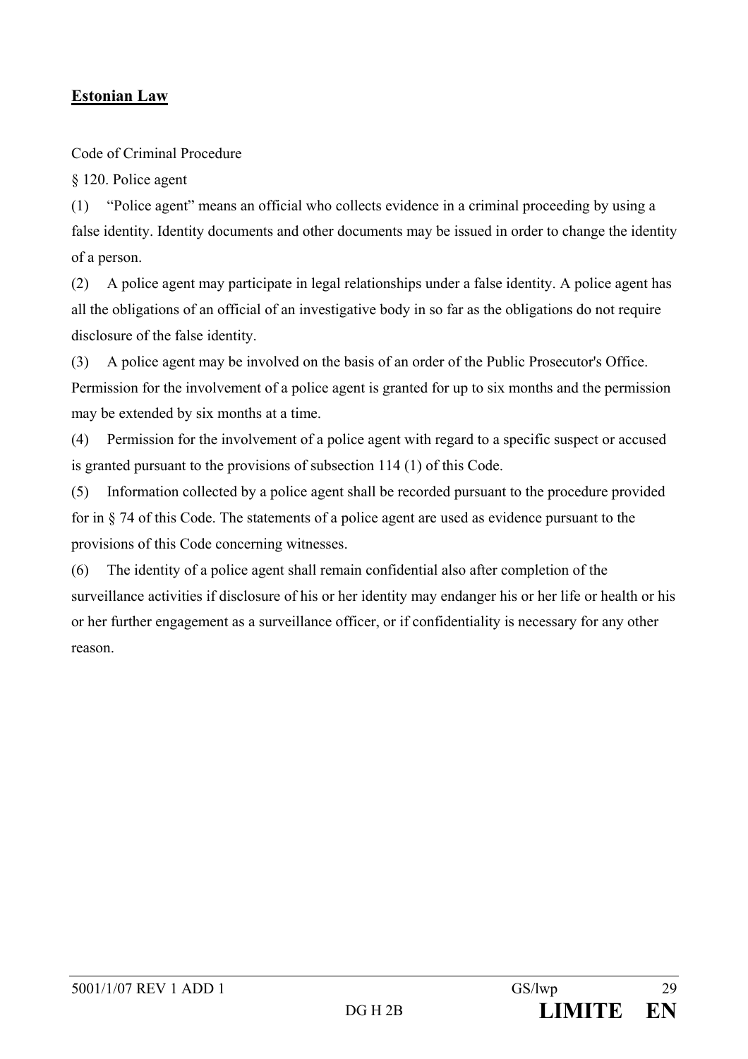## **Estonian Law**

Code of Criminal Procedure

§ 120. Police agent

(1) “Police agent” means an official who collects evidence in a criminal proceeding by using a false identity. Identity documents and other documents may be issued in order to change the identity of a person.

(2) A police agent may participate in legal relationships under a false identity. A police agent has all the obligations of an official of an investigative body in so far as the obligations do not require disclosure of the false identity.

(3) A police agent may be involved on the basis of an order of the Public Prosecutor's Office. Permission for the involvement of a police agent is granted for up to six months and the permission may be extended by six months at a time.

(4) Permission for the involvement of a police agent with regard to a specific suspect or accused is granted pursuant to the provisions of subsection 114 (1) of this Code.

(5) Information collected by a police agent shall be recorded pursuant to the procedure provided for in § 74 of this Code. The statements of a police agent are used as evidence pursuant to the provisions of this Code concerning witnesses.

(6) The identity of a police agent shall remain confidential also after completion of the surveillance activities if disclosure of his or her identity may endanger his or her life or health or his or her further engagement as a surveillance officer, or if confidentiality is necessary for any other reason.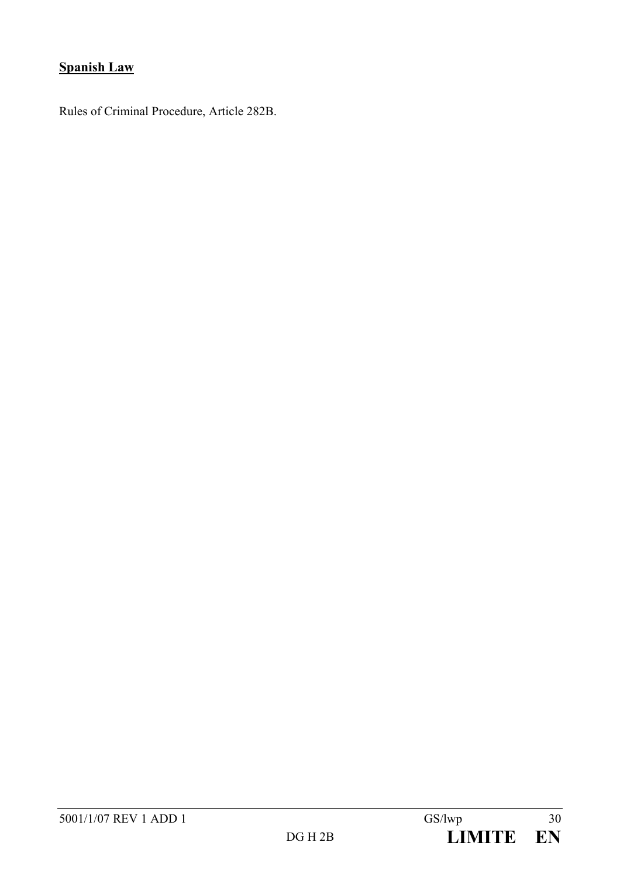**Spanish Law**

Rules of Criminal Procedure, Article 282B.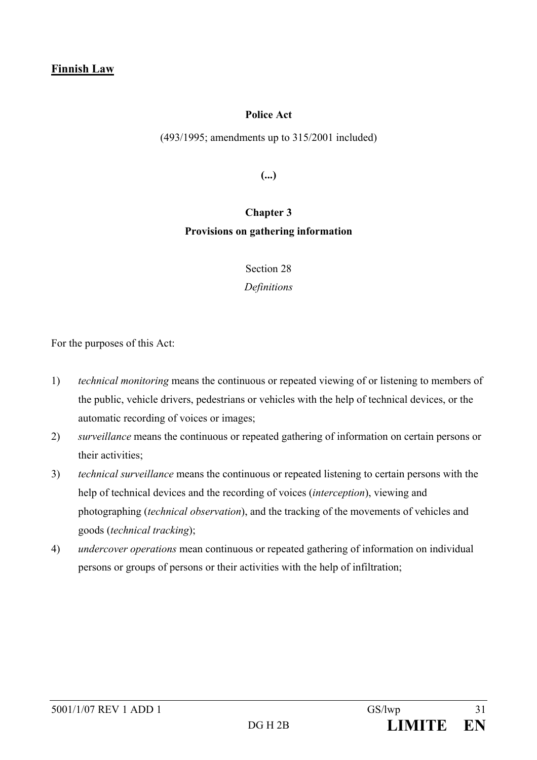**Finnish Law**

**Police Act**

(493/1995; amendments up to 315/2001 included)

**(...)**

**Chapter 3**
**Provisions on gathering information**

Section 28
*Definitions*

For the purposes of this Act:

1) *technical monitoring* means the continuous or repeated viewing of or listening to members of the public, vehicle drivers, pedestrians or vehicles with the help of technical devices, or the automatic recording of voices or images;
2) *surveillance* means the continuous or repeated gathering of information on certain persons or their activities;
3) *technical surveillance* means the continuous or repeated listening to certain persons with the help of technical devices and the recording of voices (*interception*), viewing and photographing (*technical observation*), and the tracking of the movements of vehicles and goods (*technical tracking*);
4) *undercover operations* mean continuous or repeated gathering of information on individual persons or groups of persons or their activities with the help of infiltration;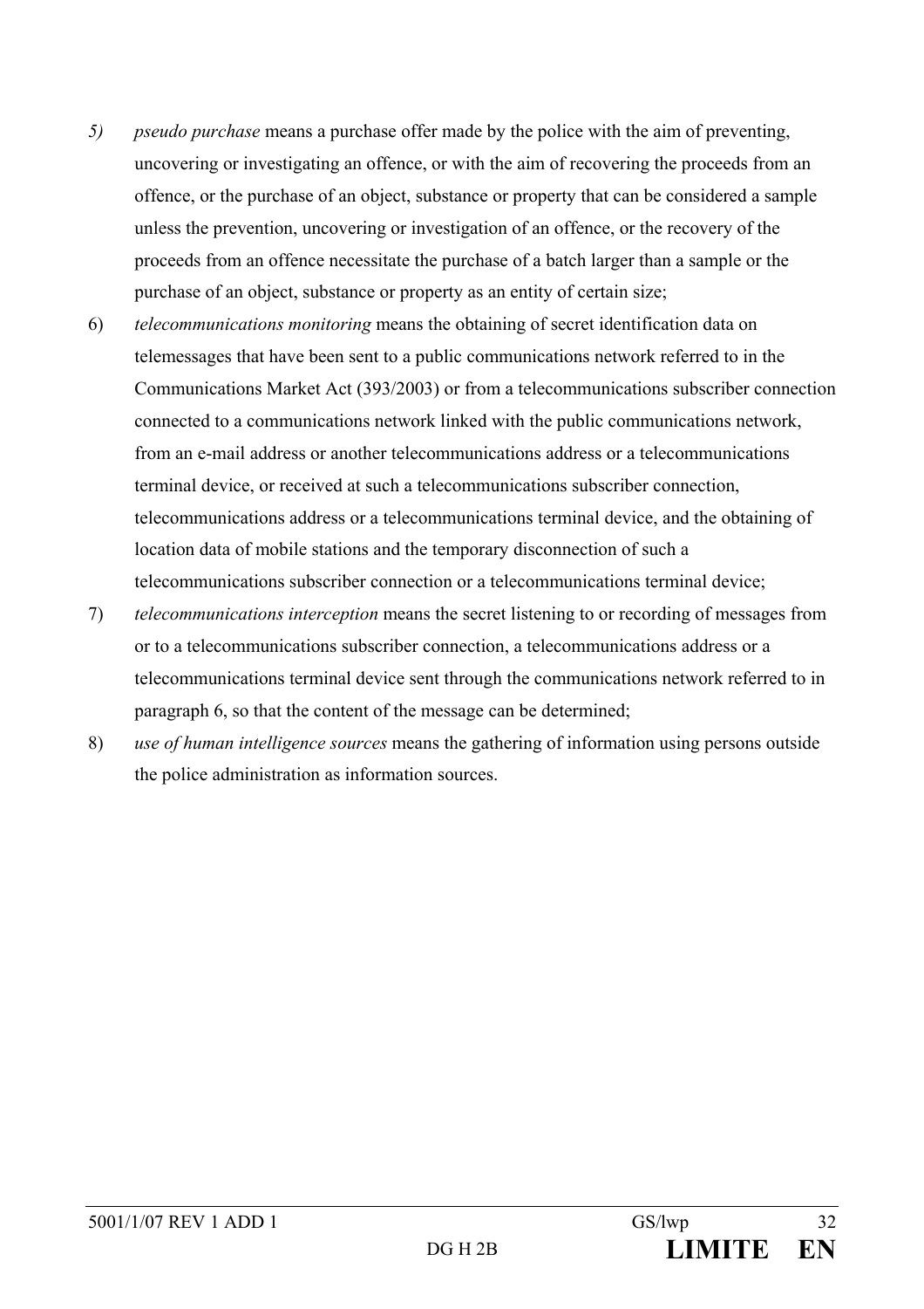*5)* *pseudo purchase* means a purchase offer made by the police with the aim of preventing, uncovering or investigating an offence, or with the aim of recovering the proceeds from an offence, or the purchase of an object, substance or property that can be considered a sample unless the prevention, uncovering or investigation of an offence, or the recovery of the proceeds from an offence necessitate the purchase of a batch larger than a sample or the purchase of an object, substance or property as an entity of certain size;

6) *telecommunications monitoring* means the obtaining of secret identification data on telemessages that have been sent to a public communications network referred to in the Communications Market Act (393/2003) or from a telecommunications subscriber connection connected to a communications network linked with the public communications network, from an e-mail address or another telecommunications address or a telecommunications terminal device, or received at such a telecommunications subscriber connection, telecommunications address or a telecommunications terminal device, and the obtaining of location data of mobile stations and the temporary disconnection of such a telecommunications subscriber connection or a telecommunications terminal device;

7) *telecommunications interception* means the secret listening to or recording of messages from or to a telecommunications subscriber connection, a telecommunications address or a telecommunications terminal device sent through the communications network referred to in paragraph 6, so that the content of the message can be determined;

8) *use of human intelligence sources* means the gathering of information using persons outside the police administration as information sources.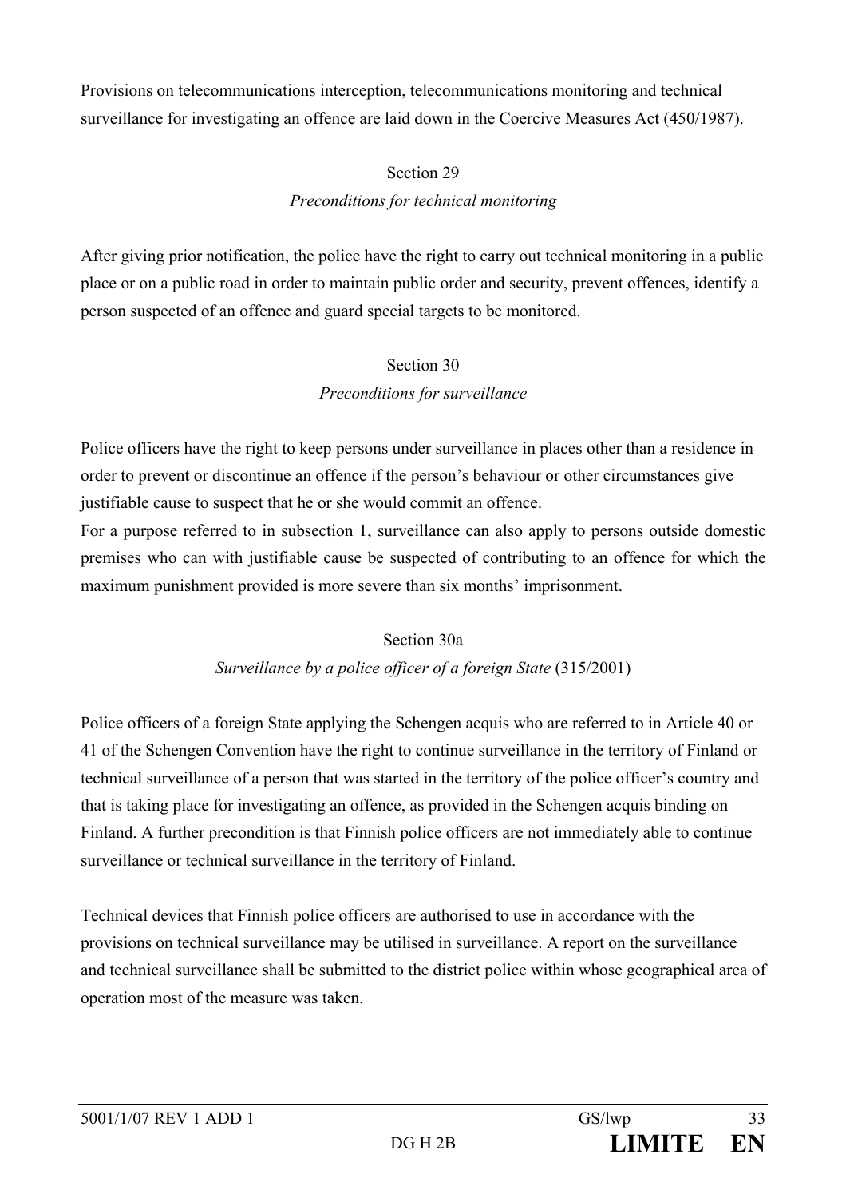Provisions on telecommunications interception, telecommunications monitoring and technical surveillance for investigating an offence are laid down in the Coercive Measures Act (450/1987).

Section 29

*Preconditions for technical monitoring*

After giving prior notification, the police have the right to carry out technical monitoring in a public place or on a public road in order to maintain public order and security, prevent offences, identify a person suspected of an offence and guard special targets to be monitored.

Section 30

*Preconditions for surveillance*

Police officers have the right to keep persons under surveillance in places other than a residence in order to prevent or discontinue an offence if the person's behaviour or other circumstances give justifiable cause to suspect that he or she would commit an offence.
For a purpose referred to in subsection 1, surveillance can also apply to persons outside domestic premises who can with justifiable cause be suspected of contributing to an offence for which the maximum punishment provided is more severe than six months' imprisonment.

Section 30a

*Surveillance by a police officer of a foreign State* (315/2001)

Police officers of a foreign State applying the Schengen acquis who are referred to in Article 40 or 41 of the Schengen Convention have the right to continue surveillance in the territory of Finland or technical surveillance of a person that was started in the territory of the police officer's country and that is taking place for investigating an offence, as provided in the Schengen acquis binding on Finland. A further precondition is that Finnish police officers are not immediately able to continue surveillance or technical surveillance in the territory of Finland.

Technical devices that Finnish police officers are authorised to use in accordance with the provisions on technical surveillance may be utilised in surveillance. A report on the surveillance and technical surveillance shall be submitted to the district police within whose geographical area of operation most of the measure was taken.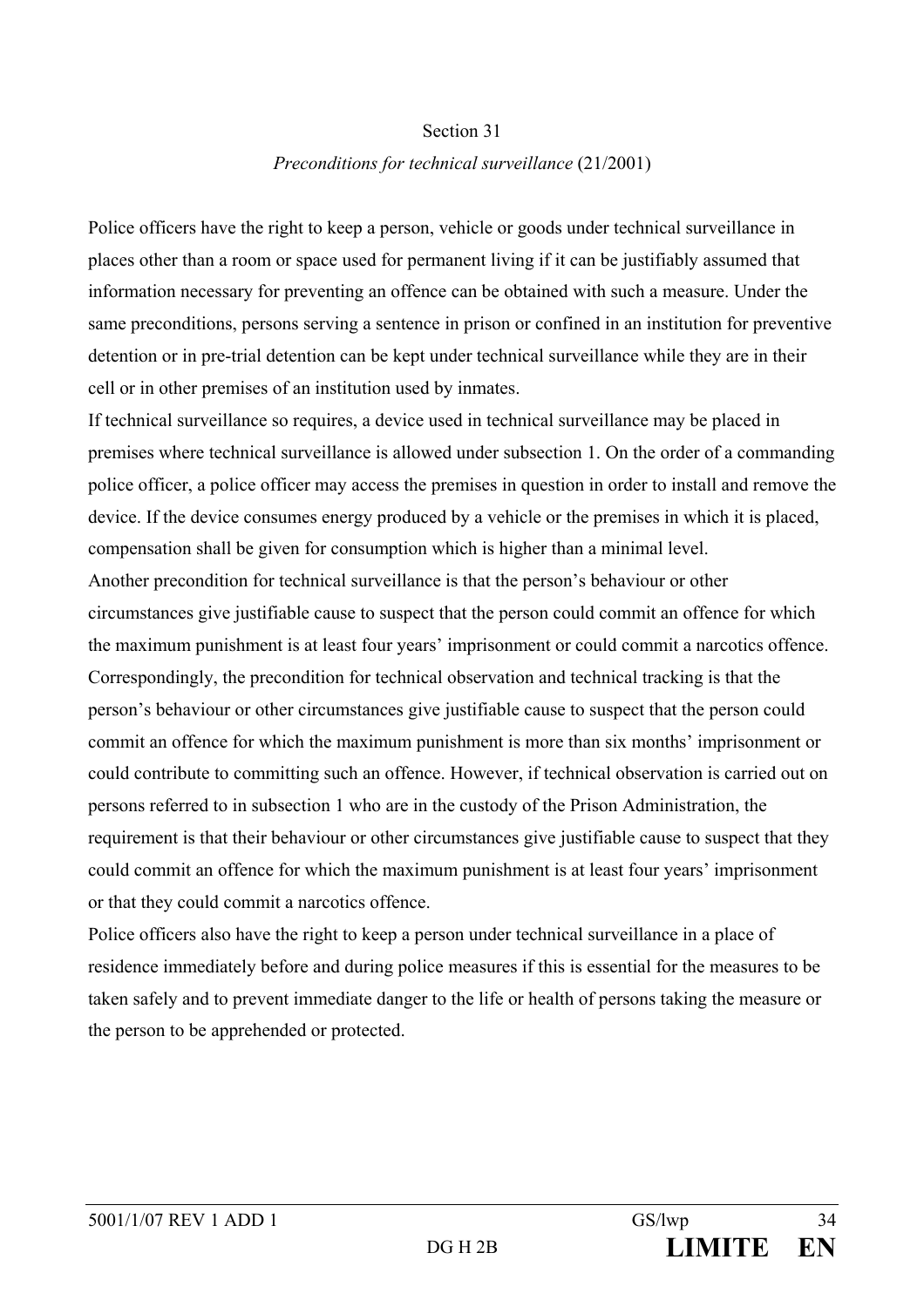Section 31

*Preconditions for technical surveillance* (21/2001)

Police officers have the right to keep a person, vehicle or goods under technical surveillance in places other than a room or space used for permanent living if it can be justifiably assumed that information necessary for preventing an offence can be obtained with such a measure. Under the same preconditions, persons serving a sentence in prison or confined in an institution for preventive detention or in pre-trial detention can be kept under technical surveillance while they are in their cell or in other premises of an institution used by inmates.

If technical surveillance so requires, a device used in technical surveillance may be placed in premises where technical surveillance is allowed under subsection 1. On the order of a commanding police officer, a police officer may access the premises in question in order to install and remove the device. If the device consumes energy produced by a vehicle or the premises in which it is placed, compensation shall be given for consumption which is higher than a minimal level.

Another precondition for technical surveillance is that the person's behaviour or other circumstances give justifiable cause to suspect that the person could commit an offence for which the maximum punishment is at least four years' imprisonment or could commit a narcotics offence. Correspondingly, the precondition for technical observation and technical tracking is that the person's behaviour or other circumstances give justifiable cause to suspect that the person could commit an offence for which the maximum punishment is more than six months' imprisonment or could contribute to committing such an offence. However, if technical observation is carried out on persons referred to in subsection 1 who are in the custody of the Prison Administration, the requirement is that their behaviour or other circumstances give justifiable cause to suspect that they could commit an offence for which the maximum punishment is at least four years' imprisonment or that they could commit a narcotics offence.

Police officers also have the right to keep a person under technical surveillance in a place of residence immediately before and during police measures if this is essential for the measures to be taken safely and to prevent immediate danger to the life or health of persons taking the measure or the person to be apprehended or protected.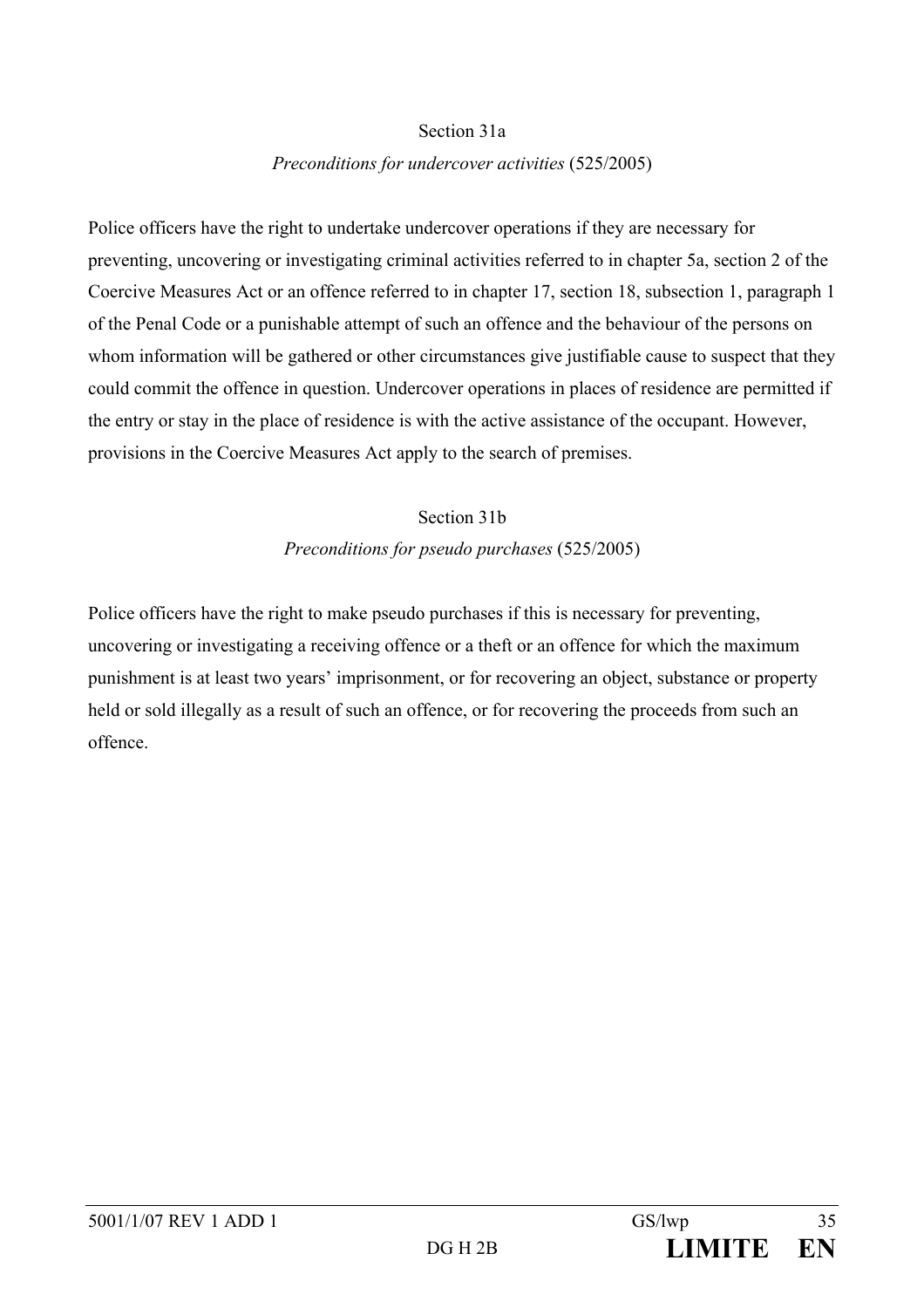### Section 31a

*Preconditions for undercover activities* (525/2005)

Police officers have the right to undertake undercover operations if they are necessary for preventing, uncovering or investigating criminal activities referred to in chapter 5a, section 2 of the Coercive Measures Act or an offence referred to in chapter 17, section 18, subsection 1, paragraph 1 of the Penal Code or a punishable attempt of such an offence and the behaviour of the persons on whom information will be gathered or other circumstances give justifiable cause to suspect that they could commit the offence in question. Undercover operations in places of residence are permitted if the entry or stay in the place of residence is with the active assistance of the occupant. However, provisions in the Coercive Measures Act apply to the search of premises.

### Section 31b

*Preconditions for pseudo purchases* (525/2005)

Police officers have the right to make pseudo purchases if this is necessary for preventing, uncovering or investigating a receiving offence or a theft or an offence for which the maximum punishment is at least two years' imprisonment, or for recovering an object, substance or property held or sold illegally as a result of such an offence, or for recovering the proceeds from such an offence.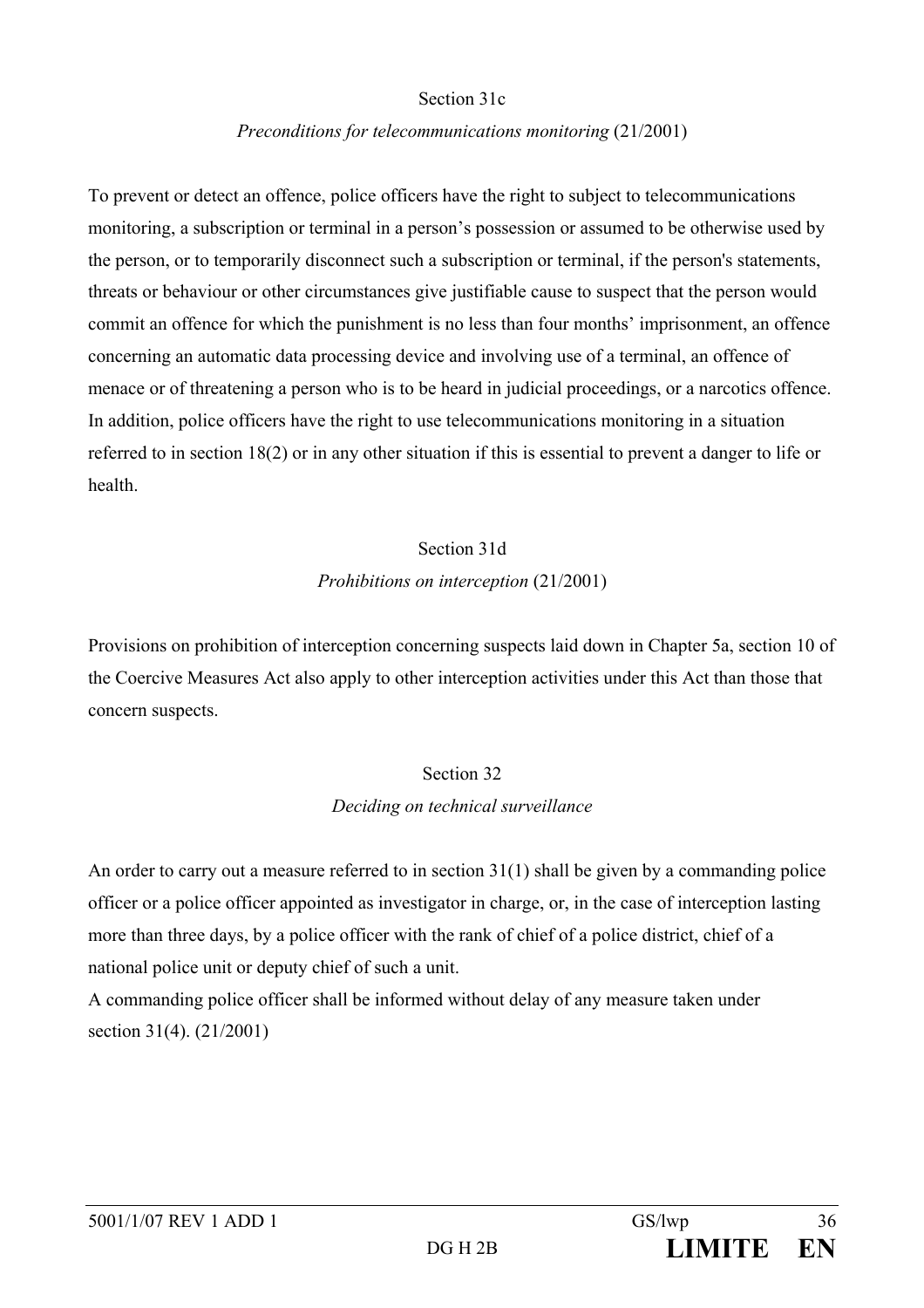### Section 31c

*Preconditions for telecommunications monitoring* (21/2001)

To prevent or detect an offence, police officers have the right to subject to telecommunications monitoring, a subscription or terminal in a person's possession or assumed to be otherwise used by the person, or to temporarily disconnect such a subscription or terminal, if the person's statements, threats or behaviour or other circumstances give justifiable cause to suspect that the person would commit an offence for which the punishment is no less than four months' imprisonment, an offence concerning an automatic data processing device and involving use of a terminal, an offence of menace or of threatening a person who is to be heard in judicial proceedings, or a narcotics offence. In addition, police officers have the right to use telecommunications monitoring in a situation referred to in section 18(2) or in any other situation if this is essential to prevent a danger to life or health.

### Section 31d

*Prohibitions on interception* (21/2001)

Provisions on prohibition of interception concerning suspects laid down in Chapter 5a, section 10 of the Coercive Measures Act also apply to other interception activities under this Act than those that concern suspects.

### Section 32

*Deciding on technical surveillance*

An order to carry out a measure referred to in section 31(1) shall be given by a commanding police officer or a police officer appointed as investigator in charge, or, in the case of interception lasting more than three days, by a police officer with the rank of chief of a police district, chief of a national police unit or deputy chief of such a unit.
A commanding police officer shall be informed without delay of any measure taken under section 31(4). (21/2001)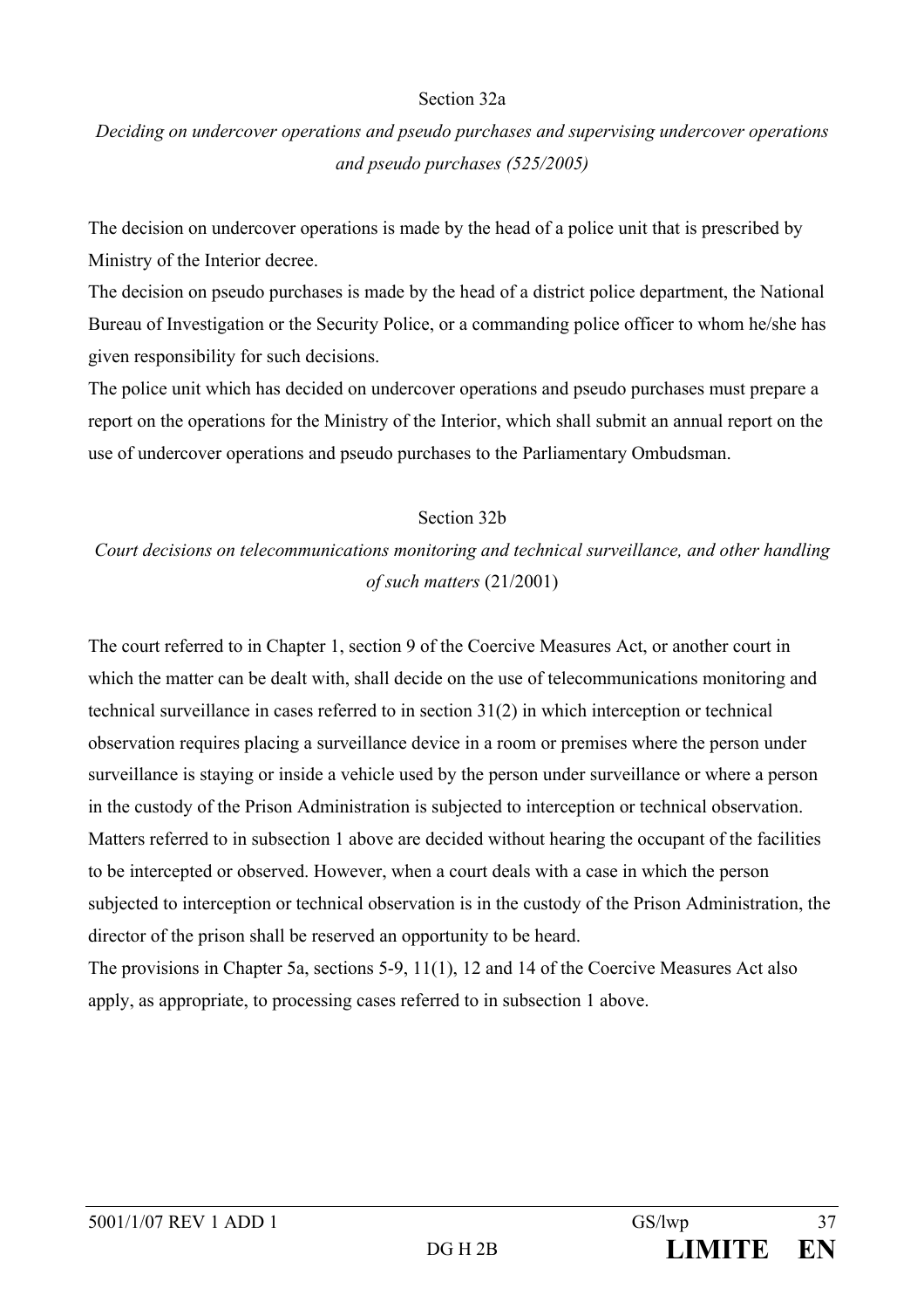Section 32a

*Deciding on undercover operations and pseudo purchases and supervising undercover operations and pseudo purchases (525/2005)*

The decision on undercover operations is made by the head of a police unit that is prescribed by Ministry of the Interior decree.
The decision on pseudo purchases is made by the head of a district police department, the National Bureau of Investigation or the Security Police, or a commanding police officer to whom he/she has given responsibility for such decisions.
The police unit which has decided on undercover operations and pseudo purchases must prepare a report on the operations for the Ministry of the Interior, which shall submit an annual report on the use of undercover operations and pseudo purchases to the Parliamentary Ombudsman.

Section 32b

*Court decisions on telecommunications monitoring and technical surveillance, and other handling of such matters* (21/2001)

The court referred to in Chapter 1, section 9 of the Coercive Measures Act, or another court in which the matter can be dealt with, shall decide on the use of telecommunications monitoring and technical surveillance in cases referred to in section 31(2) in which interception or technical observation requires placing a surveillance device in a room or premises where the person under surveillance is staying or inside a vehicle used by the person under surveillance or where a person in the custody of the Prison Administration is subjected to interception or technical observation.
Matters referred to in subsection 1 above are decided without hearing the occupant of the facilities to be intercepted or observed. However, when a court deals with a case in which the person subjected to interception or technical observation is in the custody of the Prison Administration, the director of the prison shall be reserved an opportunity to be heard.
The provisions in Chapter 5a, sections 5-9, 11(1), 12 and 14 of the Coercive Measures Act also apply, as appropriate, to processing cases referred to in subsection 1 above.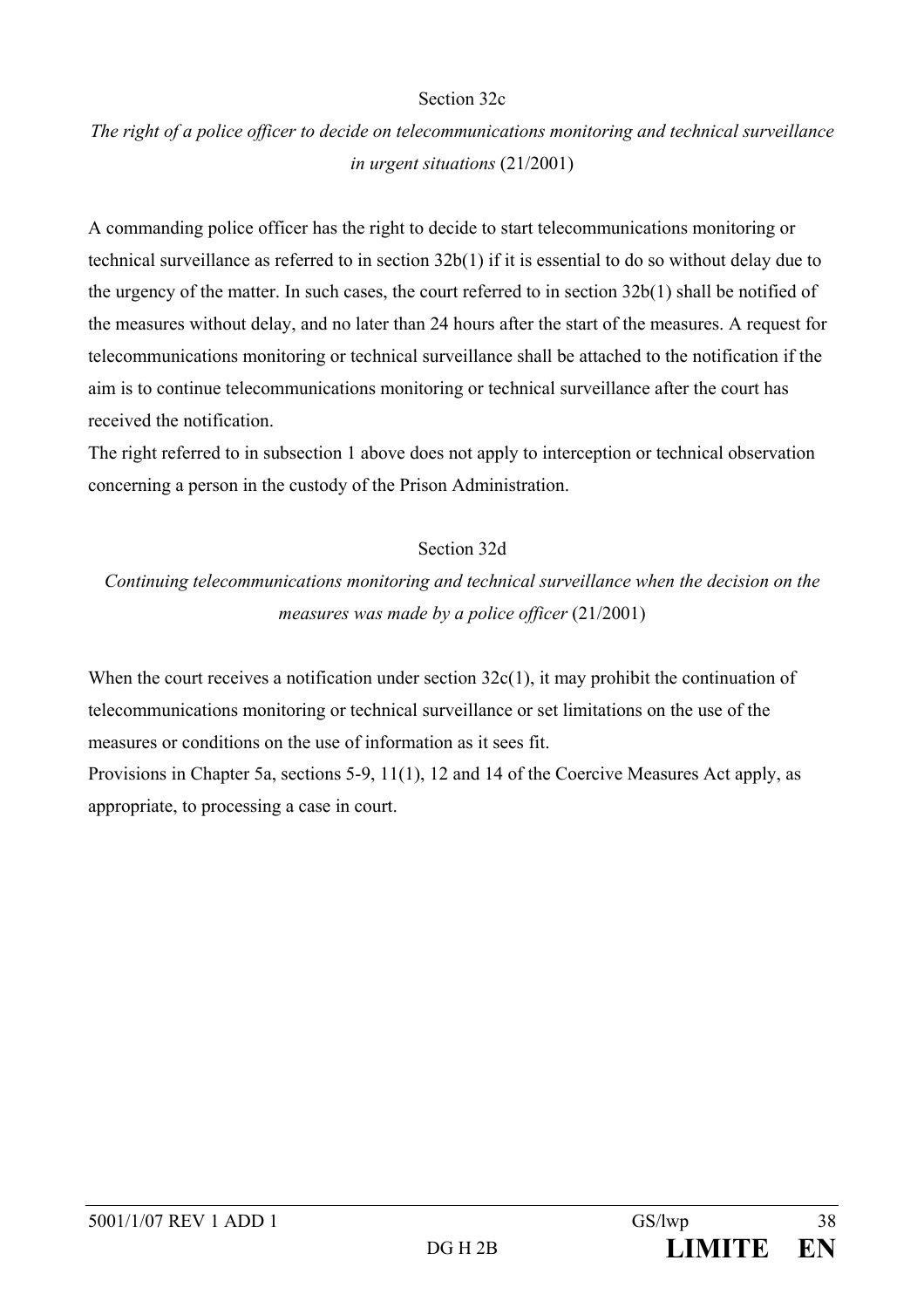### Section 32c

*The right of a police officer to decide on telecommunications monitoring and technical surveillance in urgent situations* (21/2001)

A commanding police officer has the right to decide to start telecommunications monitoring or technical surveillance as referred to in section 32b(1) if it is essential to do so without delay due to the urgency of the matter. In such cases, the court referred to in section 32b(1) shall be notified of the measures without delay, and no later than 24 hours after the start of the measures. A request for telecommunications monitoring or technical surveillance shall be attached to the notification if the aim is to continue telecommunications monitoring or technical surveillance after the court has received the notification.

The right referred to in subsection 1 above does not apply to interception or technical observation concerning a person in the custody of the Prison Administration.

### Section 32d

*Continuing telecommunications monitoring and technical surveillance when the decision on the measures was made by a police officer* (21/2001)

When the court receives a notification under section 32c(1), it may prohibit the continuation of telecommunications monitoring or technical surveillance or set limitations on the use of the measures or conditions on the use of information as it sees fit.

Provisions in Chapter 5a, sections 5-9, 11(1), 12 and 14 of the Coercive Measures Act apply, as appropriate, to processing a case in court.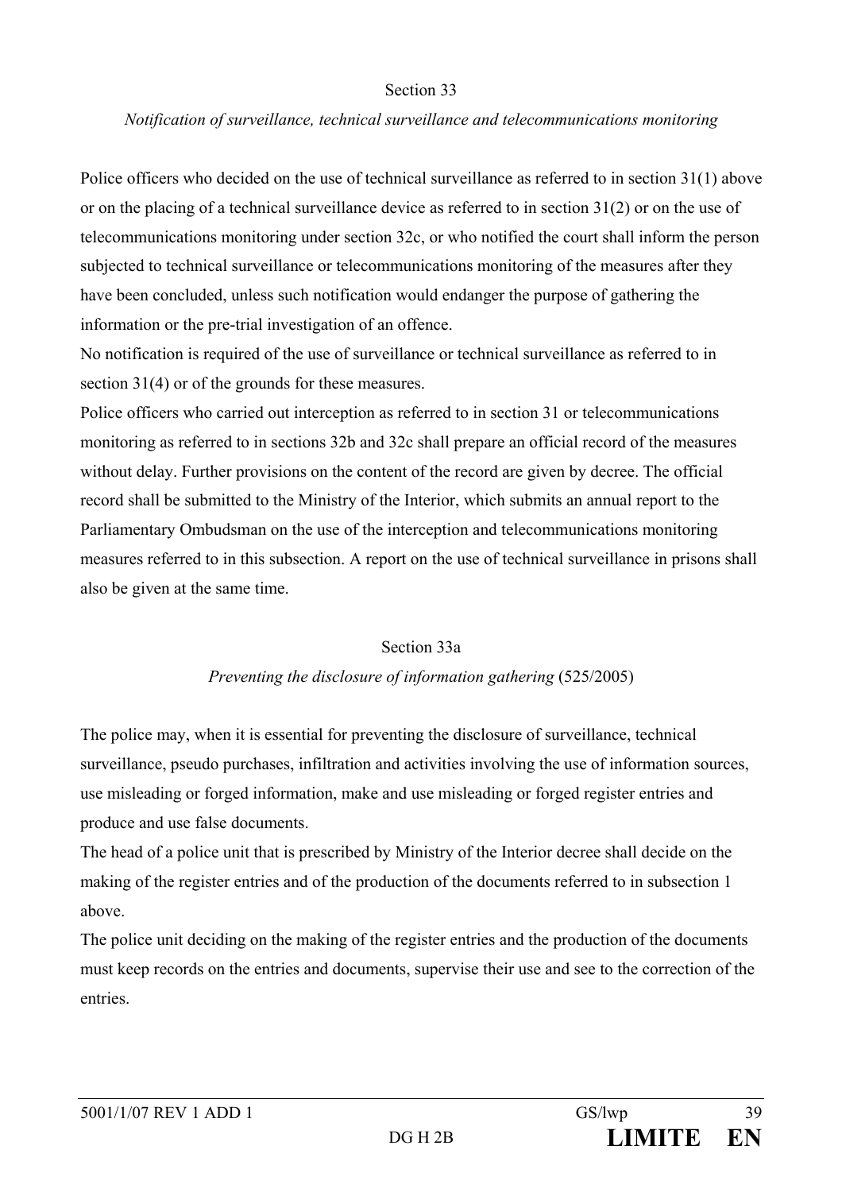### Section 33

*Notification of surveillance, technical surveillance and telecommunications monitoring*

Police officers who decided on the use of technical surveillance as referred to in section 31(1) above or on the placing of a technical surveillance device as referred to in section 31(2) or on the use of telecommunications monitoring under section 32c, or who notified the court shall inform the person subjected to technical surveillance or telecommunications monitoring of the measures after they have been concluded, unless such notification would endanger the purpose of gathering the information or the pre-trial investigation of an offence.

No notification is required of the use of surveillance or technical surveillance as referred to in section 31(4) or of the grounds for these measures.

Police officers who carried out interception as referred to in section 31 or telecommunications monitoring as referred to in sections 32b and 32c shall prepare an official record of the measures without delay. Further provisions on the content of the record are given by decree. The official record shall be submitted to the Ministry of the Interior, which submits an annual report to the Parliamentary Ombudsman on the use of the interception and telecommunications monitoring measures referred to in this subsection. A report on the use of technical surveillance in prisons shall also be given at the same time.

### Section 33a

*Preventing the disclosure of information gathering* (525/2005)

The police may, when it is essential for preventing the disclosure of surveillance, technical surveillance, pseudo purchases, infiltration and activities involving the use of information sources, use misleading or forged information, make and use misleading or forged register entries and produce and use false documents.

The head of a police unit that is prescribed by Ministry of the Interior decree shall decide on the making of the register entries and of the production of the documents referred to in subsection 1 above.

The police unit deciding on the making of the register entries and the production of the documents must keep records on the entries and documents, supervise their use and see to the correction of the entries.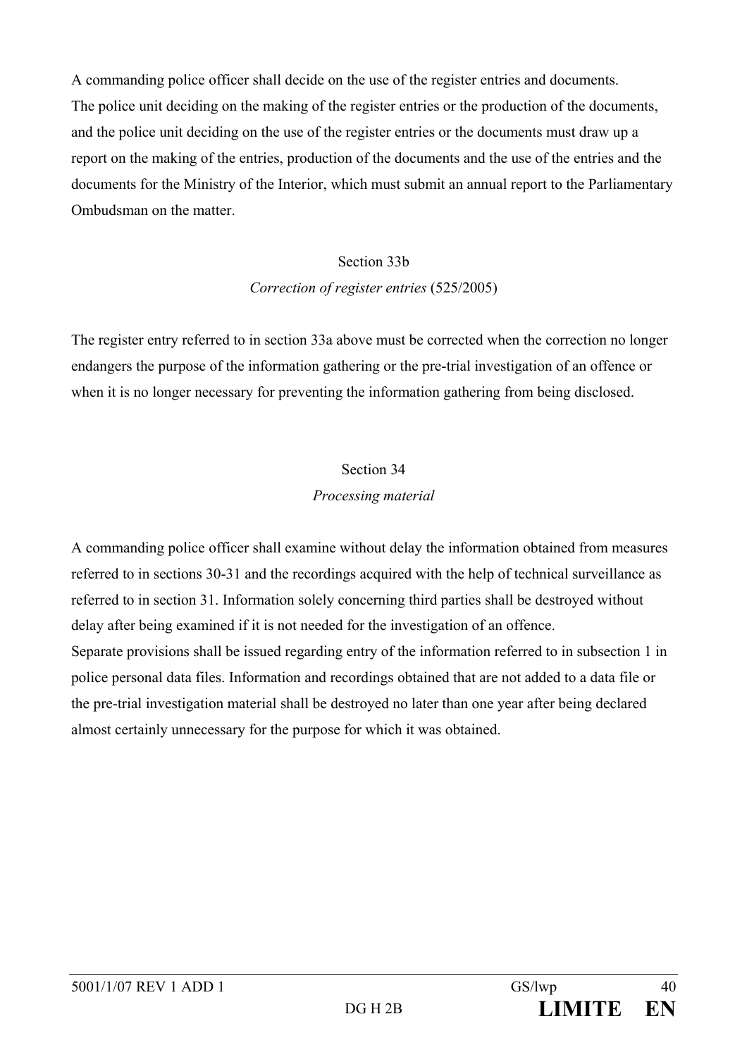A commanding police officer shall decide on the use of the register entries and documents.
The police unit deciding on the making of the register entries or the production of the documents, and the police unit deciding on the use of the register entries or the documents must draw up a report on the making of the entries, production of the documents and the use of the entries and the documents for the Ministry of the Interior, which must submit an annual report to the Parliamentary Ombudsman on the matter.

Section 33b

*Correction of register entries* (525/2005)

The register entry referred to in section 33a above must be corrected when the correction no longer endangers the purpose of the information gathering or the pre-trial investigation of an offence or when it is no longer necessary for preventing the information gathering from being disclosed.

Section 34

*Processing material*

A commanding police officer shall examine without delay the information obtained from measures referred to in sections 30-31 and the recordings acquired with the help of technical surveillance as referred to in section 31. Information solely concerning third parties shall be destroyed without delay after being examined if it is not needed for the investigation of an offence.
Separate provisions shall be issued regarding entry of the information referred to in subsection 1 in police personal data files. Information and recordings obtained that are not added to a data file or the pre-trial investigation material shall be destroyed no later than one year after being declared almost certainly unnecessary for the purpose for which it was obtained.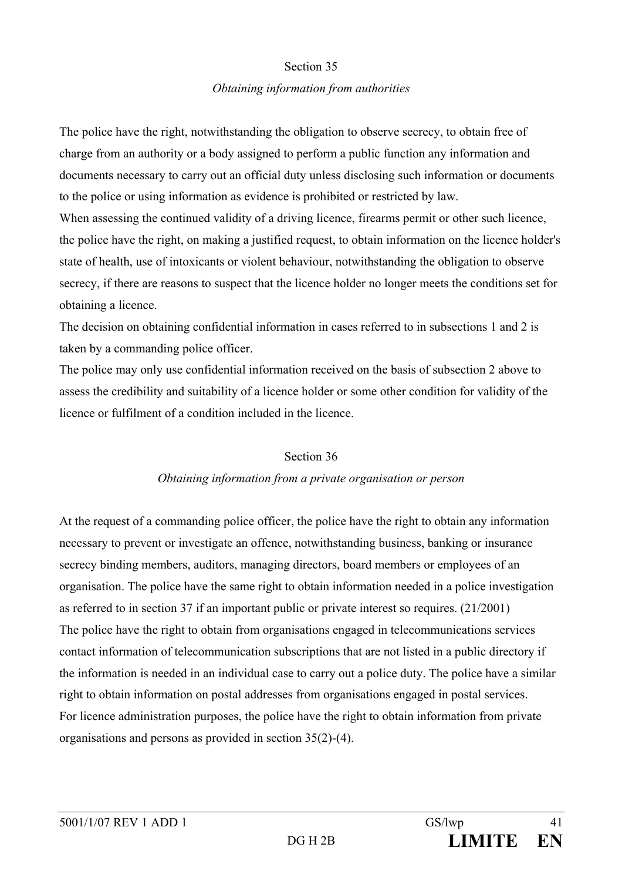Section 35

*Obtaining information from authorities*

The police have the right, notwithstanding the obligation to observe secrecy, to obtain free of charge from an authority or a body assigned to perform a public function any information and documents necessary to carry out an official duty unless disclosing such information or documents to the police or using information as evidence is prohibited or restricted by law.

When assessing the continued validity of a driving licence, firearms permit or other such licence, the police have the right, on making a justified request, to obtain information on the licence holder's state of health, use of intoxicants or violent behaviour, notwithstanding the obligation to observe secrecy, if there are reasons to suspect that the licence holder no longer meets the conditions set for obtaining a licence.

The decision on obtaining confidential information in cases referred to in subsections 1 and 2 is taken by a commanding police officer.

The police may only use confidential information received on the basis of subsection 2 above to assess the credibility and suitability of a licence holder or some other condition for validity of the licence or fulfilment of a condition included in the licence.

Section 36

*Obtaining information from a private organisation or person*

At the request of a commanding police officer, the police have the right to obtain any information necessary to prevent or investigate an offence, notwithstanding business, banking or insurance secrecy binding members, auditors, managing directors, board members or employees of an organisation. The police have the same right to obtain information needed in a police investigation as referred to in section 37 if an important public or private interest so requires. (21/2001)

The police have the right to obtain from organisations engaged in telecommunications services contact information of telecommunication subscriptions that are not listed in a public directory if the information is needed in an individual case to carry out a police duty. The police have a similar right to obtain information on postal addresses from organisations engaged in postal services.

For licence administration purposes, the police have the right to obtain information from private organisations and persons as provided in section 35(2)-(4).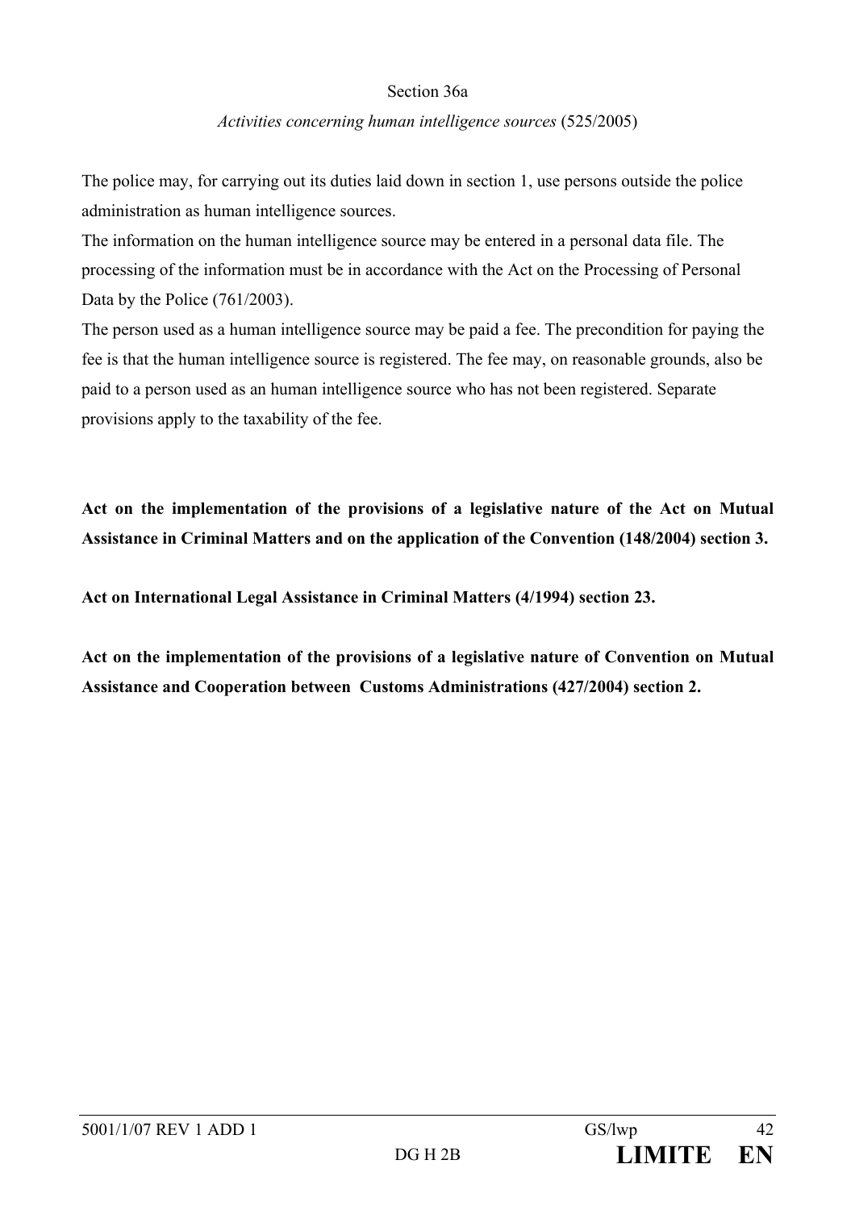Section 36a

*Activities concerning human intelligence sources* (525/2005)

The police may, for carrying out its duties laid down in section 1, use persons outside the police administration as human intelligence sources.

The information on the human intelligence source may be entered in a personal data file. The processing of the information must be in accordance with the Act on the Processing of Personal Data by the Police (761/2003).

The person used as a human intelligence source may be paid a fee. The precondition for paying the fee is that the human intelligence source is registered. The fee may, on reasonable grounds, also be paid to a person used as an human intelligence source who has not been registered. Separate provisions apply to the taxability of the fee.

**Act on the implementation of the provisions of a legislative nature of the Act on Mutual Assistance in Criminal Matters and on the application of the Convention (148/2004) section 3.**

**Act on International Legal Assistance in Criminal Matters (4/1994) section 23.**

**Act on the implementation of the provisions of a legislative nature of Convention on Mutual Assistance and Cooperation between Customs Administrations (427/2004) section 2.**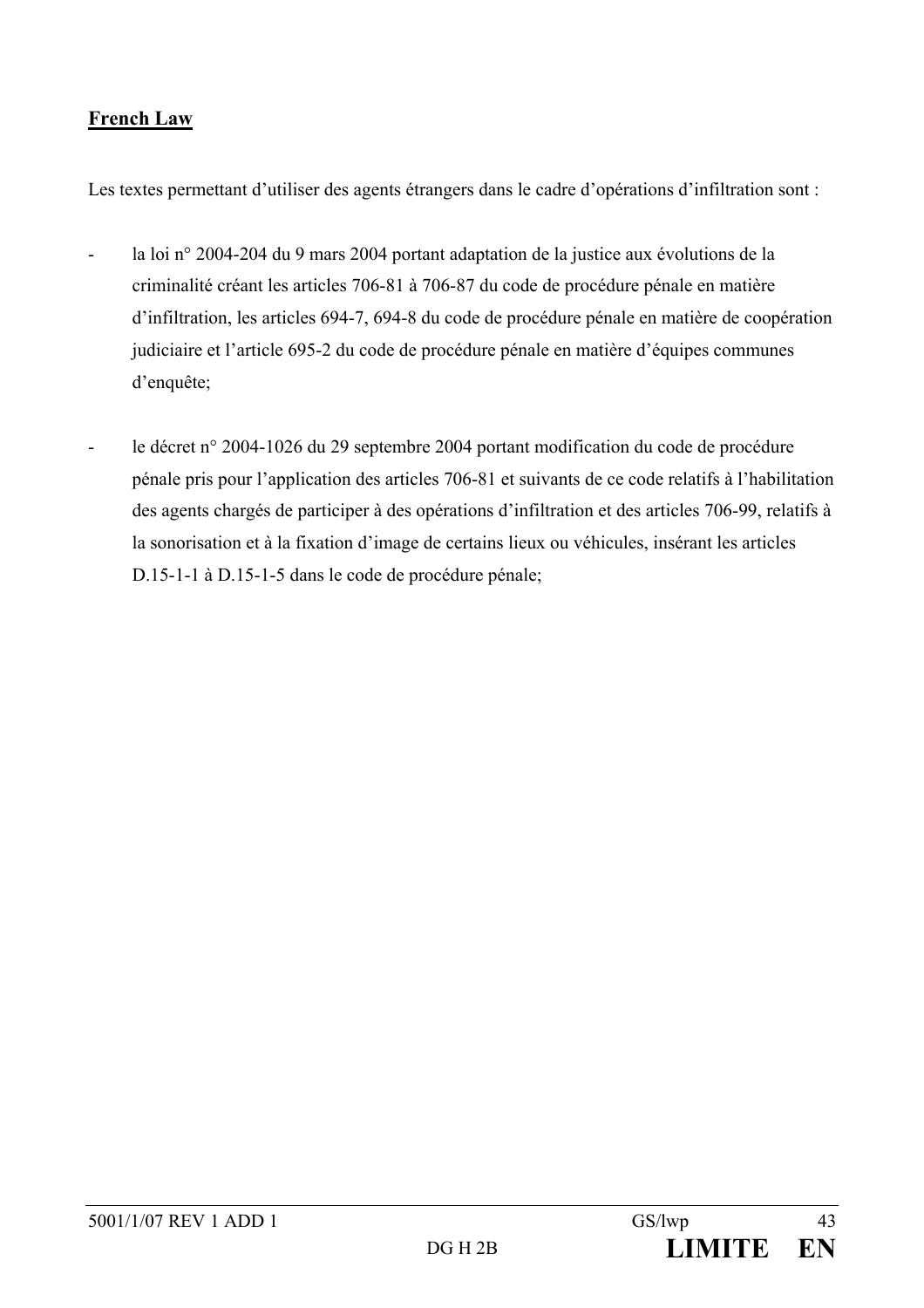**French Law**

Les textes permettant d'utiliser des agents étrangers dans le cadre d'opérations d'infiltration sont :

- la loi n° 2004-204 du 9 mars 2004 portant adaptation de la justice aux évolutions de la criminalité créant les articles 706-81 à 706-87 du code de procédure pénale en matière d'infiltration, les articles 694-7, 694-8 du code de procédure pénale en matière de coopération judiciaire et l'article 695-2 du code de procédure pénale en matière d'équipes communes d'enquête;

- le décret n° 2004-1026 du 29 septembre 2004 portant modification du code de procédure pénale pris pour l'application des articles 706-81 et suivants de ce code relatifs à l'habilitation des agents chargés de participer à des opérations d'infiltration et des articles 706-99, relatifs à la sonorisation et à la fixation d'image de certains lieux ou véhicules, insérant les articles D.15-1-1 à D.15-1-5 dans le code de procédure pénale;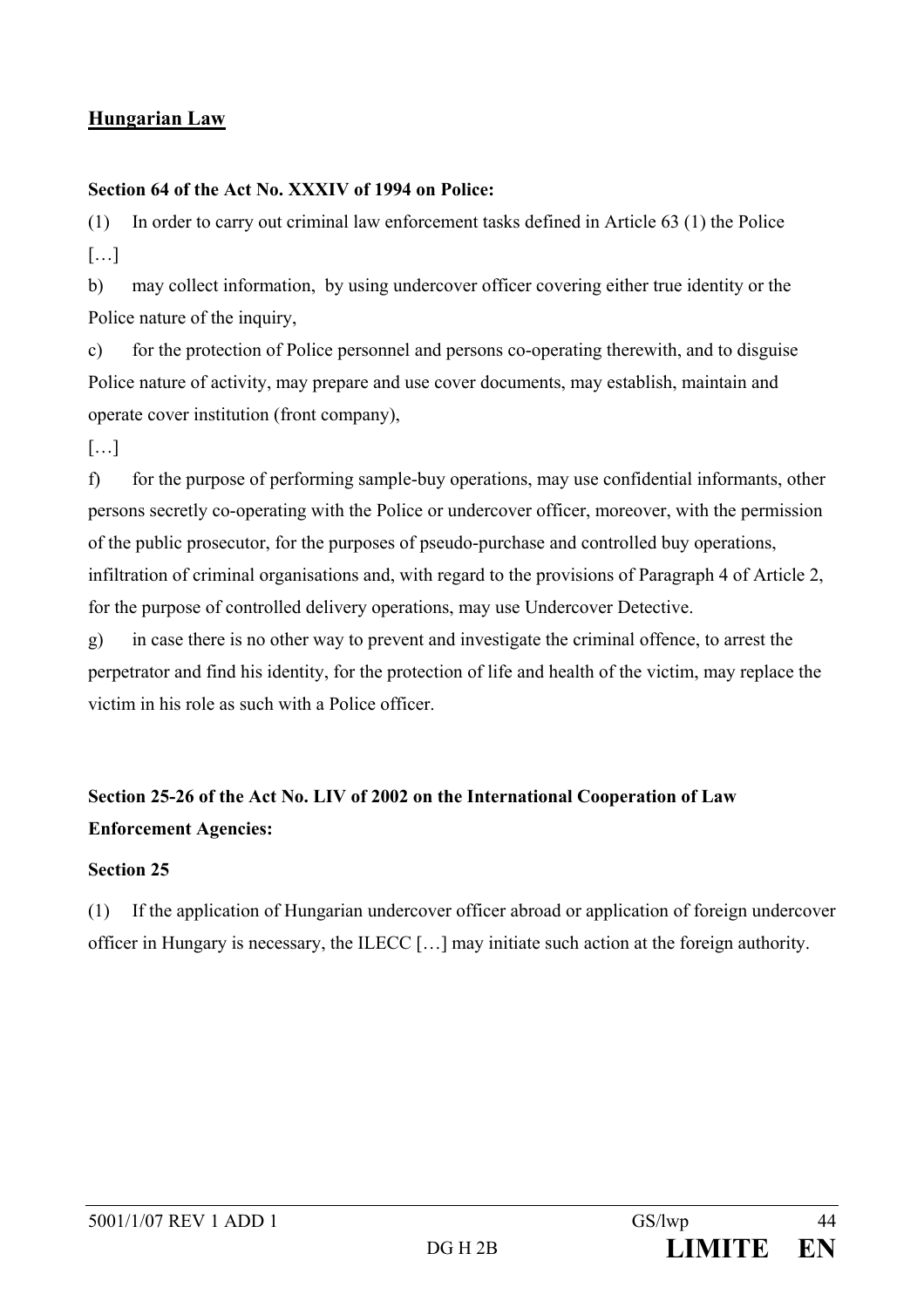## Hungarian Law

**Section 64 of the Act No. XXXIV of 1994 on Police:**

(1) In order to carry out criminal law enforcement tasks defined in Article 63 (1) the Police

[…]

b) may collect information, by using undercover officer covering either true identity or the Police nature of the inquiry,

c) for the protection of Police personnel and persons co-operating therewith, and to disguise Police nature of activity, may prepare and use cover documents, may establish, maintain and operate cover institution (front company),

[…]

f) for the purpose of performing sample-buy operations, may use confidential informants, other persons secretly co-operating with the Police or undercover officer, moreover, with the permission of the public prosecutor, for the purposes of pseudo-purchase and controlled buy operations, infiltration of criminal organisations and, with regard to the provisions of Paragraph 4 of Article 2, for the purpose of controlled delivery operations, may use Undercover Detective.

g) in case there is no other way to prevent and investigate the criminal offence, to arrest the perpetrator and find his identity, for the protection of life and health of the victim, may replace the victim in his role as such with a Police officer.

**Section 25-26 of the Act No. LIV of 2002 on the International Cooperation of Law Enforcement Agencies:**

**Section 25**

(1) If the application of Hungarian undercover officer abroad or application of foreign undercover officer in Hungary is necessary, the ILECC […] may initiate such action at the foreign authority.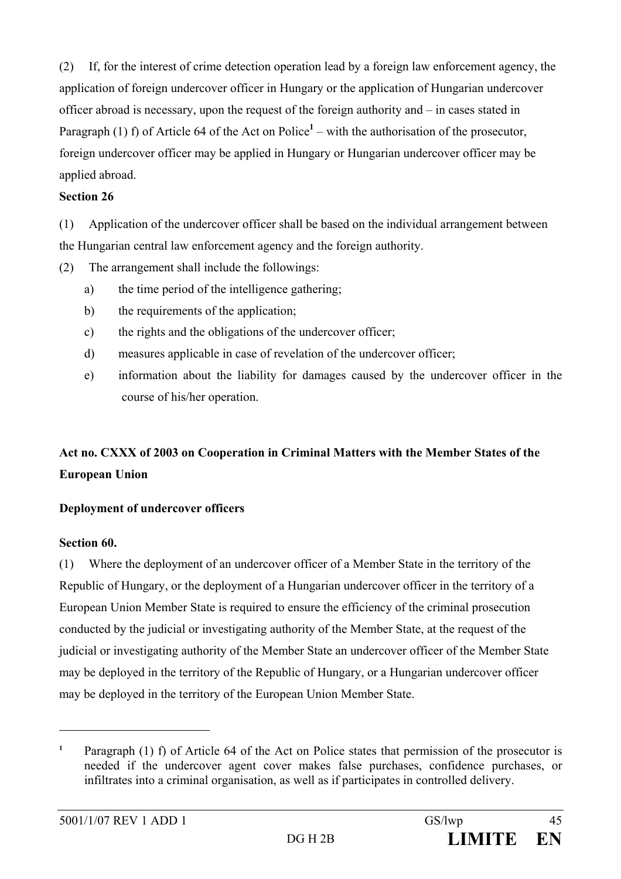(2) If, for the interest of crime detection operation lead by a foreign law enforcement agency, the application of foreign undercover officer in Hungary or the application of Hungarian undercover officer abroad is necessary, upon the request of the foreign authority and – in cases stated in Paragraph (1) f) of Article 64 of the Act on Police[1] – with the authorisation of the prosecutor, foreign undercover officer may be applied in Hungary or Hungarian undercover officer may be applied abroad.

**Section 26**

(1) Application of the undercover officer shall be based on the individual arrangement between the Hungarian central law enforcement agency and the foreign authority.

(2) The arrangement shall include the followings:

a) the time period of the intelligence gathering;

b) the requirements of the application;

c) the rights and the obligations of the undercover officer;

d) measures applicable in case of revelation of the undercover officer;

e) information about the liability for damages caused by the undercover officer in the course of his/her operation.

**Act no. CXXX of 2003 on Cooperation in Criminal Matters with the Member States of the European Union**

**Deployment of undercover officers**

**Section 60.**

(1) Where the deployment of an undercover officer of a Member State in the territory of the Republic of Hungary, or the deployment of a Hungarian undercover officer in the territory of a European Union Member State is required to ensure the efficiency of the criminal prosecution conducted by the judicial or investigating authority of the Member State, at the request of the judicial or investigating authority of the Member State an undercover officer of the Member State may be deployed in the territory of the Republic of Hungary, or a Hungarian undercover officer may be deployed in the territory of the European Union Member State.

---

[1] Paragraph (1) f) of Article 64 of the Act on Police states that permission of the prosecutor is needed if the undercover agent cover makes false purchases, confidence purchases, or infiltrates into a criminal organisation, as well as if participates in controlled delivery.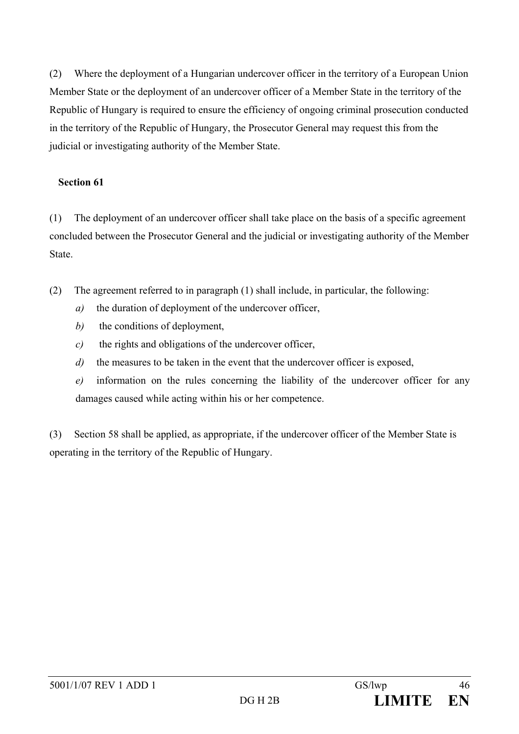(2) Where the deployment of a Hungarian undercover officer in the territory of a European Union Member State or the deployment of an undercover officer of a Member State in the territory of the Republic of Hungary is required to ensure the efficiency of ongoing criminal prosecution conducted in the territory of the Republic of Hungary, the Prosecutor General may request this from the judicial or investigating authority of the Member State.

**Section 61**

(1) The deployment of an undercover officer shall take place on the basis of a specific agreement concluded between the Prosecutor General and the judicial or investigating authority of the Member State.

(2) The agreement referred to in paragraph (1) shall include, in particular, the following:

*a)* the duration of deployment of the undercover officer,

*b)* the conditions of deployment,

*c)* the rights and obligations of the undercover officer,

*d)* the measures to be taken in the event that the undercover officer is exposed,

*e)* information on the rules concerning the liability of the undercover officer for any damages caused while acting within his or her competence.

(3) Section 58 shall be applied, as appropriate, if the undercover officer of the Member State is operating in the territory of the Republic of Hungary.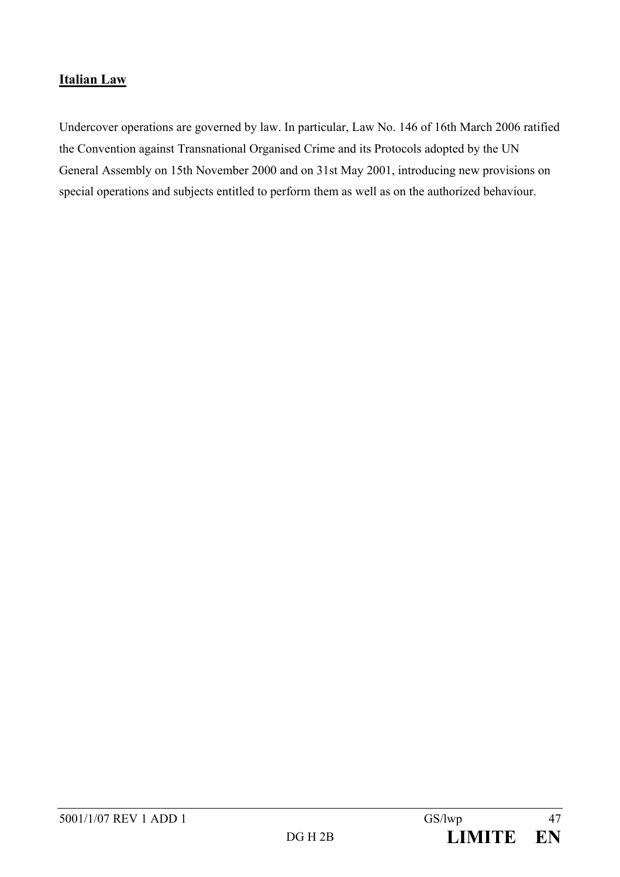**Italian Law**

Undercover operations are governed by law. In particular, Law No. 146 of 16th March 2006 ratified the Convention against Transnational Organised Crime and its Protocols adopted by the UN General Assembly on 15th November 2000 and on 31st May 2001, introducing new provisions on special operations and subjects entitled to perform them as well as on the authorized behaviour.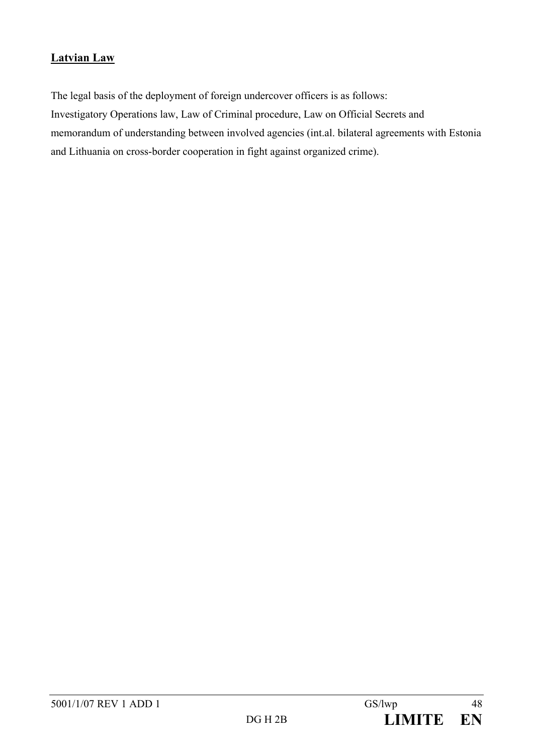**Latvian Law**

The legal basis of the deployment of foreign undercover officers is as follows:
Investigatory Operations law, Law of Criminal procedure, Law on Official Secrets and memorandum of understanding between involved agencies (int.al. bilateral agreements with Estonia and Lithuania on cross-border cooperation in fight against organized crime).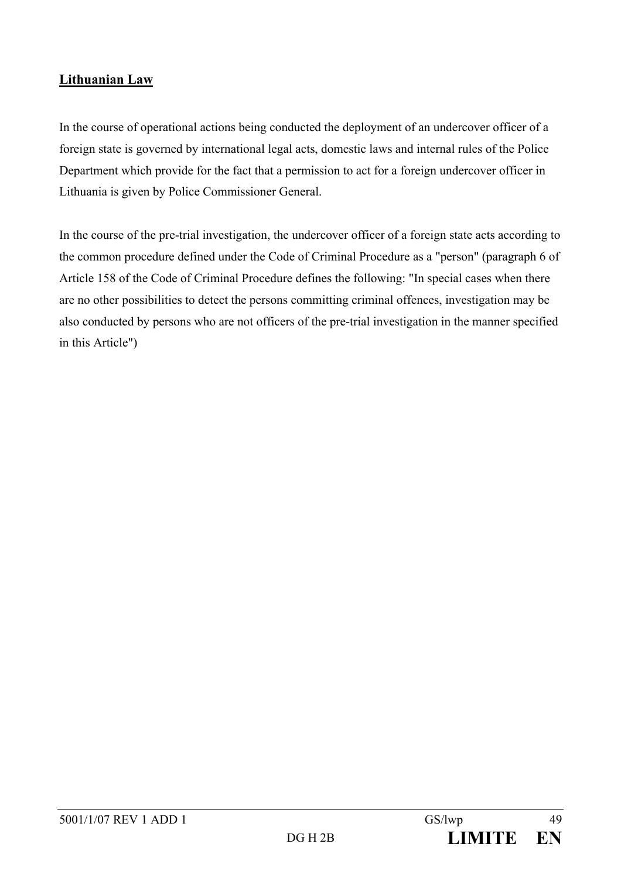**Lithuanian Law**

In the course of operational actions being conducted the deployment of an undercover officer of a foreign state is governed by international legal acts, domestic laws and internal rules of the Police Department which provide for the fact that a permission to act for a foreign undercover officer in Lithuania is given by Police Commissioner General.

In the course of the pre-trial investigation, the undercover officer of a foreign state acts according to the common procedure defined under the Code of Criminal Procedure as a "person" (paragraph 6 of Article 158 of the Code of Criminal Procedure defines the following: "In special cases when there are no other possibilities to detect the persons committing criminal offences, investigation may be also conducted by persons who are not officers of the pre-trial investigation in the manner specified in this Article")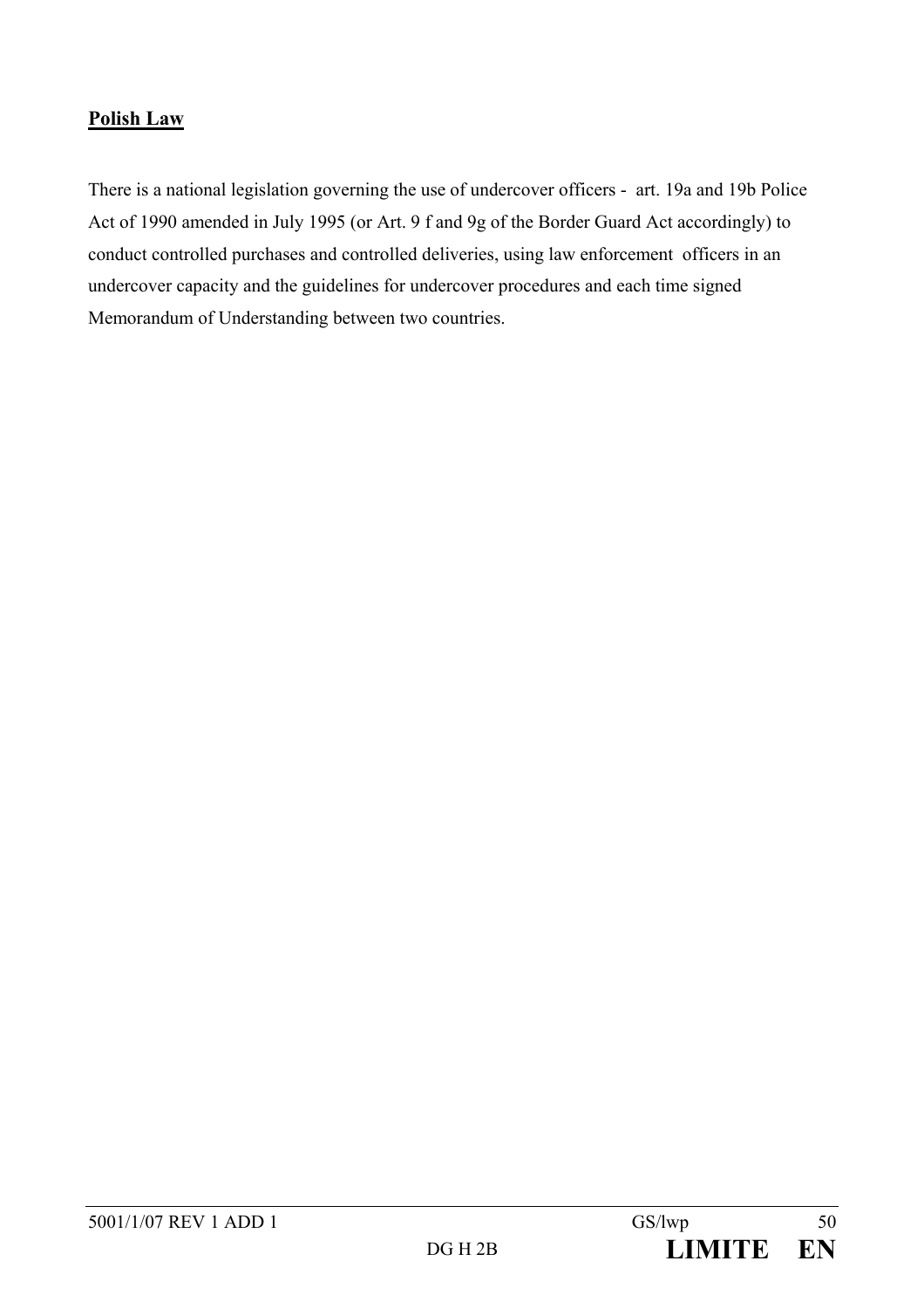**Polish Law**

There is a national legislation governing the use of undercover officers - art. 19a and 19b Police Act of 1990 amended in July 1995 (or Art. 9 f and 9g of the Border Guard Act accordingly) to conduct controlled purchases and controlled deliveries, using law enforcement officers in an undercover capacity and the guidelines for undercover procedures and each time signed Memorandum of Understanding between two countries.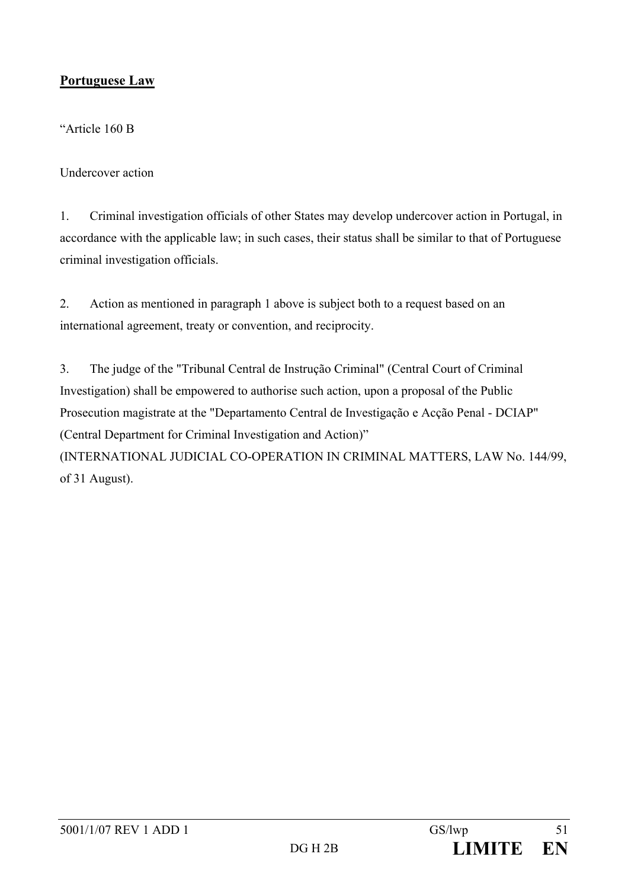**Portuguese Law**

"Article 160 B

Undercover action

1. Criminal investigation officials of other States may develop undercover action in Portugal, in accordance with the applicable law; in such cases, their status shall be similar to that of Portuguese criminal investigation officials.

2. Action as mentioned in paragraph 1 above is subject both to a request based on an international agreement, treaty or convention, and reciprocity.

3. The judge of the "Tribunal Central de Instrução Criminal" (Central Court of Criminal Investigation) shall be empowered to authorise such action, upon a proposal of the Public Prosecution magistrate at the "Departamento Central de Investigação e Acção Penal - DCIAP" (Central Department for Criminal Investigation and Action)"
(INTERNATIONAL JUDICIAL CO-OPERATION IN CRIMINAL MATTERS, LAW No. 144/99, of 31 August).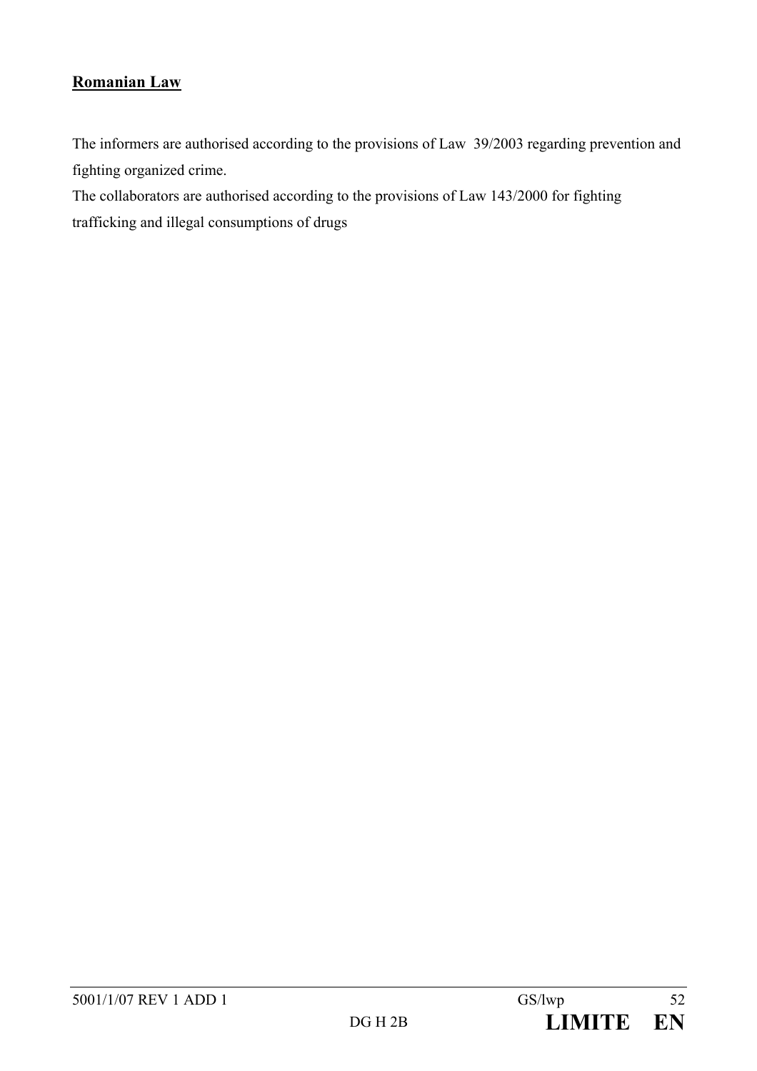**Romanian Law**

The informers are authorised according to the provisions of Law 39/2003 regarding prevention and fighting organized crime.

The collaborators are authorised according to the provisions of Law 143/2000 for fighting trafficking and illegal consumptions of drugs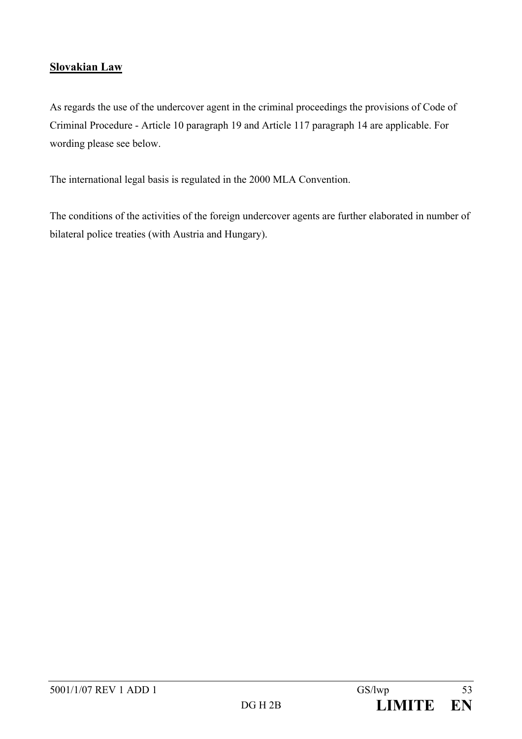**Slovakian Law**

As regards the use of the undercover agent in the criminal proceedings the provisions of Code of Criminal Procedure - Article 10 paragraph 19 and Article 117 paragraph 14 are applicable. For wording please see below.

The international legal basis is regulated in the 2000 MLA Convention.

The conditions of the activities of the foreign undercover agents are further elaborated in number of bilateral police treaties (with Austria and Hungary).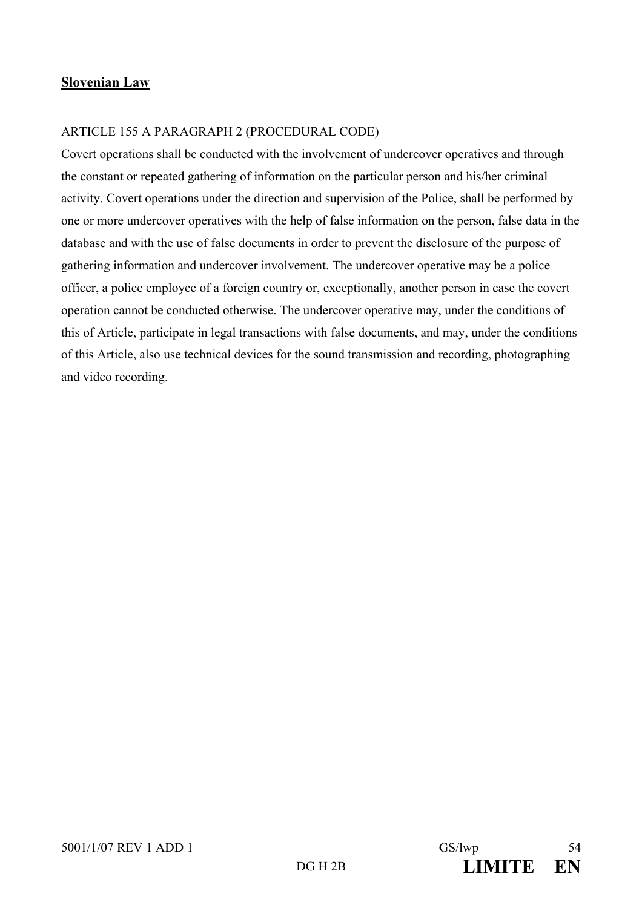**Slovenian Law**

ARTICLE 155 A PARAGRAPH 2 (PROCEDURAL CODE)

Covert operations shall be conducted with the involvement of undercover operatives and through the constant or repeated gathering of information on the particular person and his/her criminal activity. Covert operations under the direction and supervision of the Police, shall be performed by one or more undercover operatives with the help of false information on the person, false data in the database and with the use of false documents in order to prevent the disclosure of the purpose of gathering information and undercover involvement. The undercover operative may be a police officer, a police employee of a foreign country or, exceptionally, another person in case the covert operation cannot be conducted otherwise. The undercover operative may, under the conditions of this of Article, participate in legal transactions with false documents, and may, under the conditions of this Article, also use technical devices for the sound transmission and recording, photographing and video recording.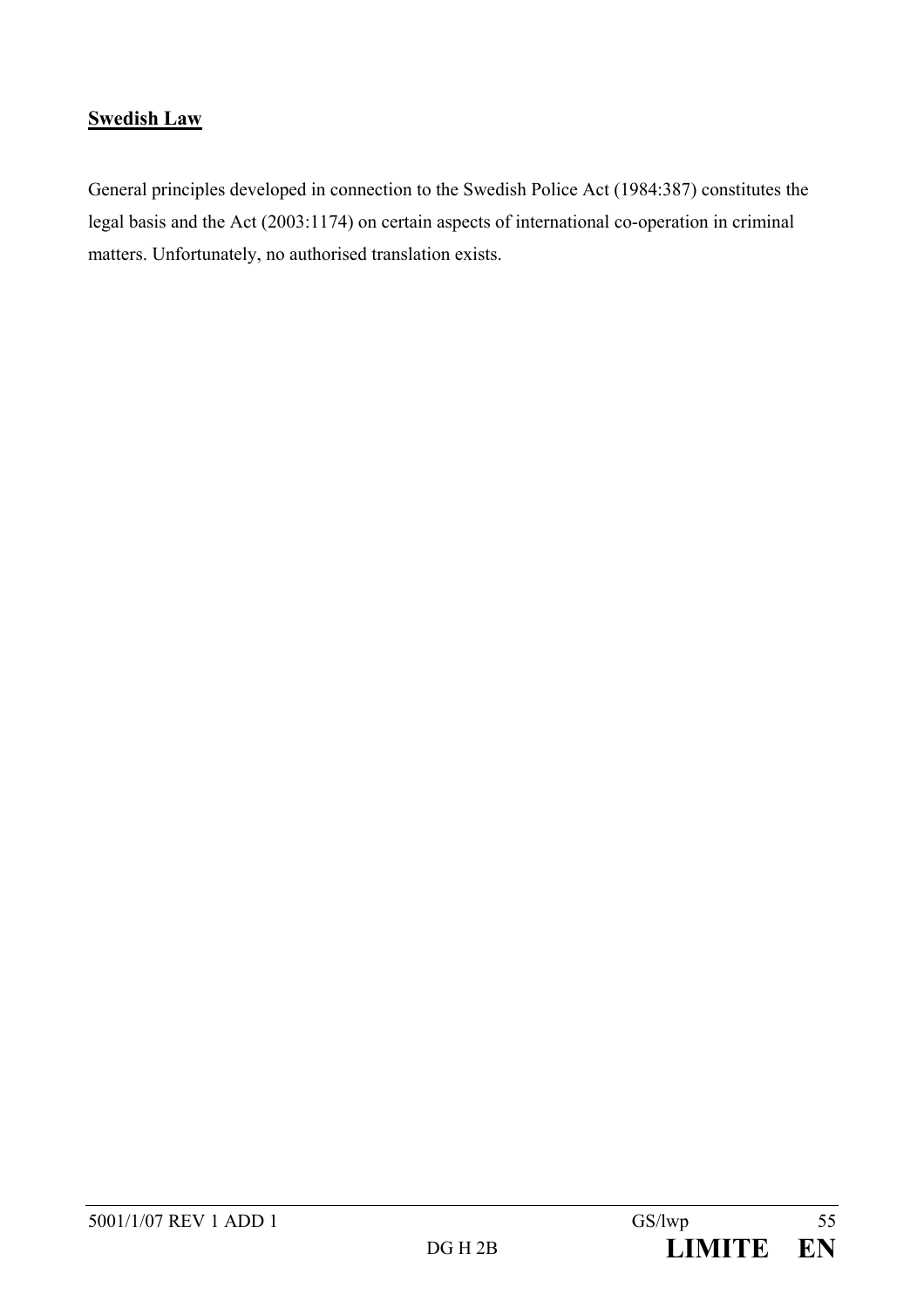**Swedish Law**

General principles developed in connection to the Swedish Police Act (1984:387) constitutes the legal basis and the Act (2003:1174) on certain aspects of international co-operation in criminal matters. Unfortunately, no authorised translation exists.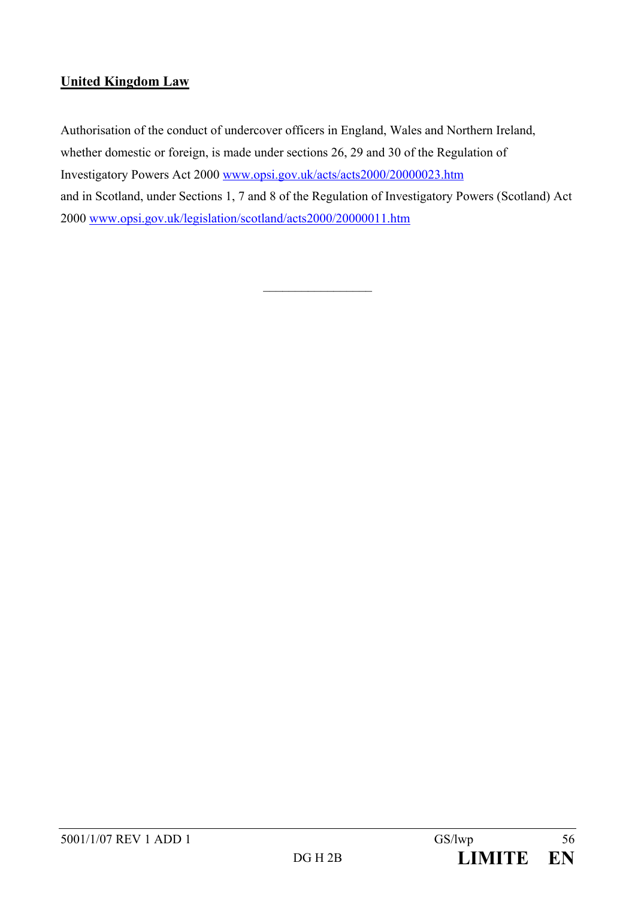**United Kingdom Law**

Authorisation of the conduct of undercover officers in England, Wales and Northern Ireland, whether domestic or foreign, is made under sections 26, 29 and 30 of the Regulation of Investigatory Powers Act 2000 www.opsi.gov.uk/acts/acts2000/20000023.htm and in Scotland, under Sections 1, 7 and 8 of the Regulation of Investigatory Powers (Scotland) Act 2000 www.opsi.gov.uk/legislation/scotland/acts2000/20000011.htm

________________